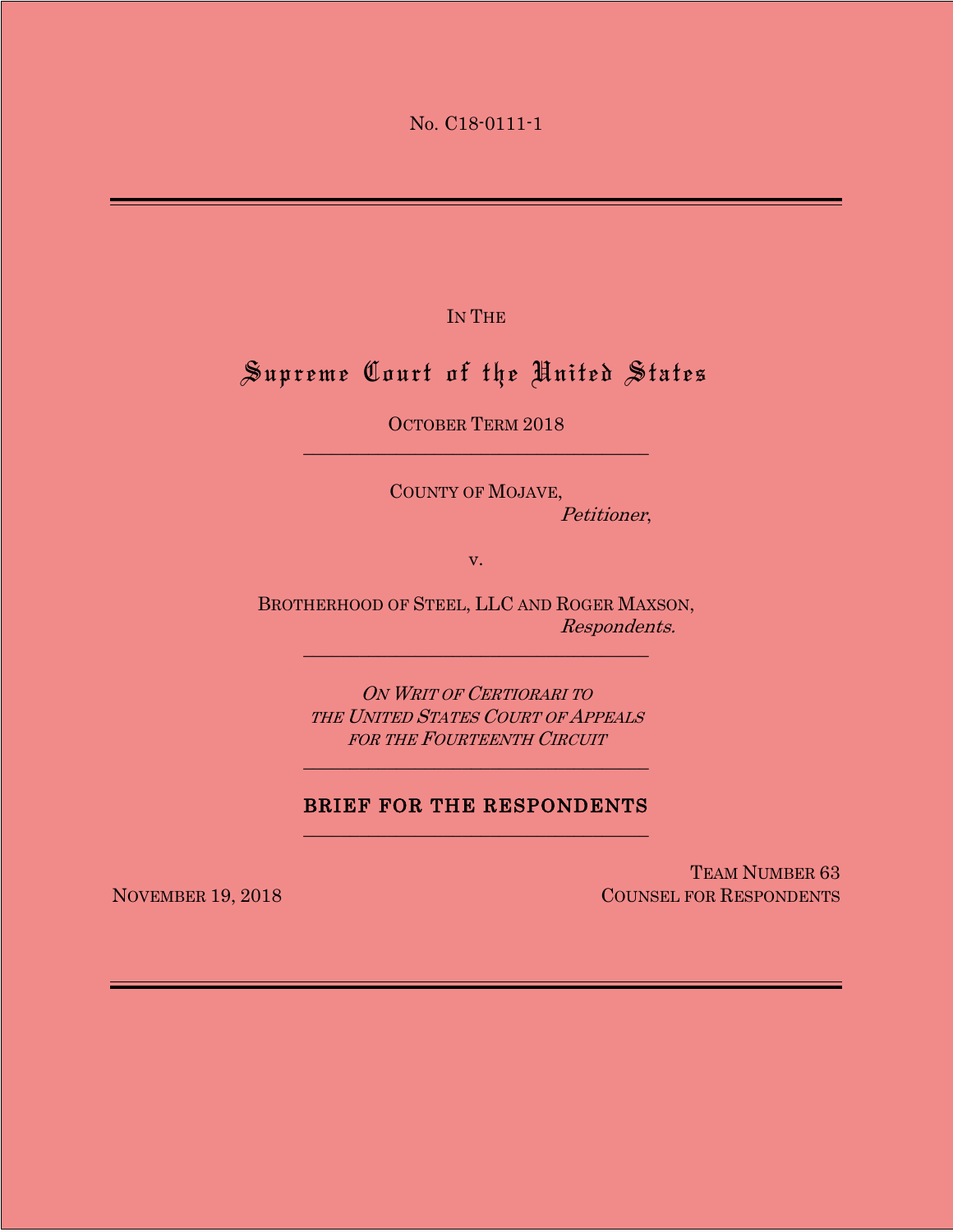No. C18-0111-1

---

IN THE

# Supreme Court of the United States

OCTOBER TERM 2018

---

COUNTY OF MOJAVE,
*Petitioner*,

v.

BROTHERHOOD OF STEEL, LLC AND ROGER MAXSON,
*Respondents.*

---

*ON WRIT OF CERTIORARI TO THE UNITED STATES COURT OF APPEALS FOR THE FOURTEENTH CIRCUIT*

---

**BRIEF FOR THE RESPONDENTS**

---

NOVEMBER 19, 2018

TEAM NUMBER 63
COUNSEL FOR RESPONDENTS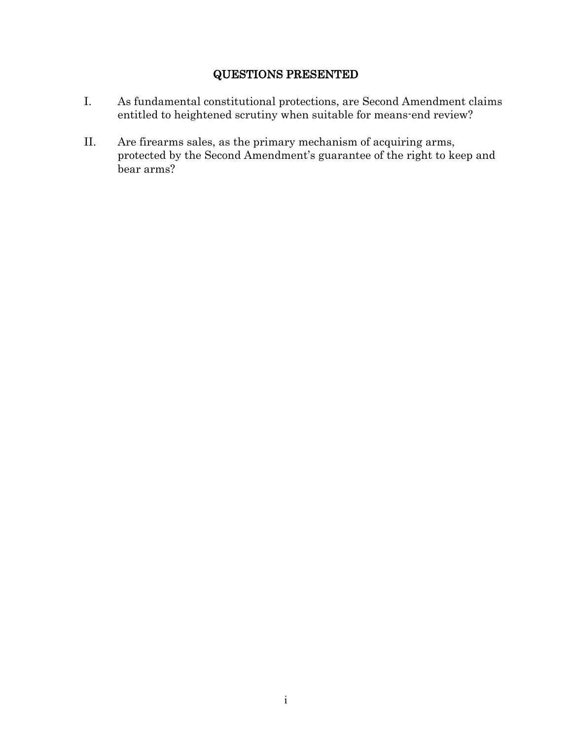# QUESTIONS PRESENTED

I. As fundamental constitutional protections, are Second Amendment claims entitled to heightened scrutiny when suitable for means-end review?

II. Are firearms sales, as the primary mechanism of acquiring arms, protected by the Second Amendment's guarantee of the right to keep and bear arms?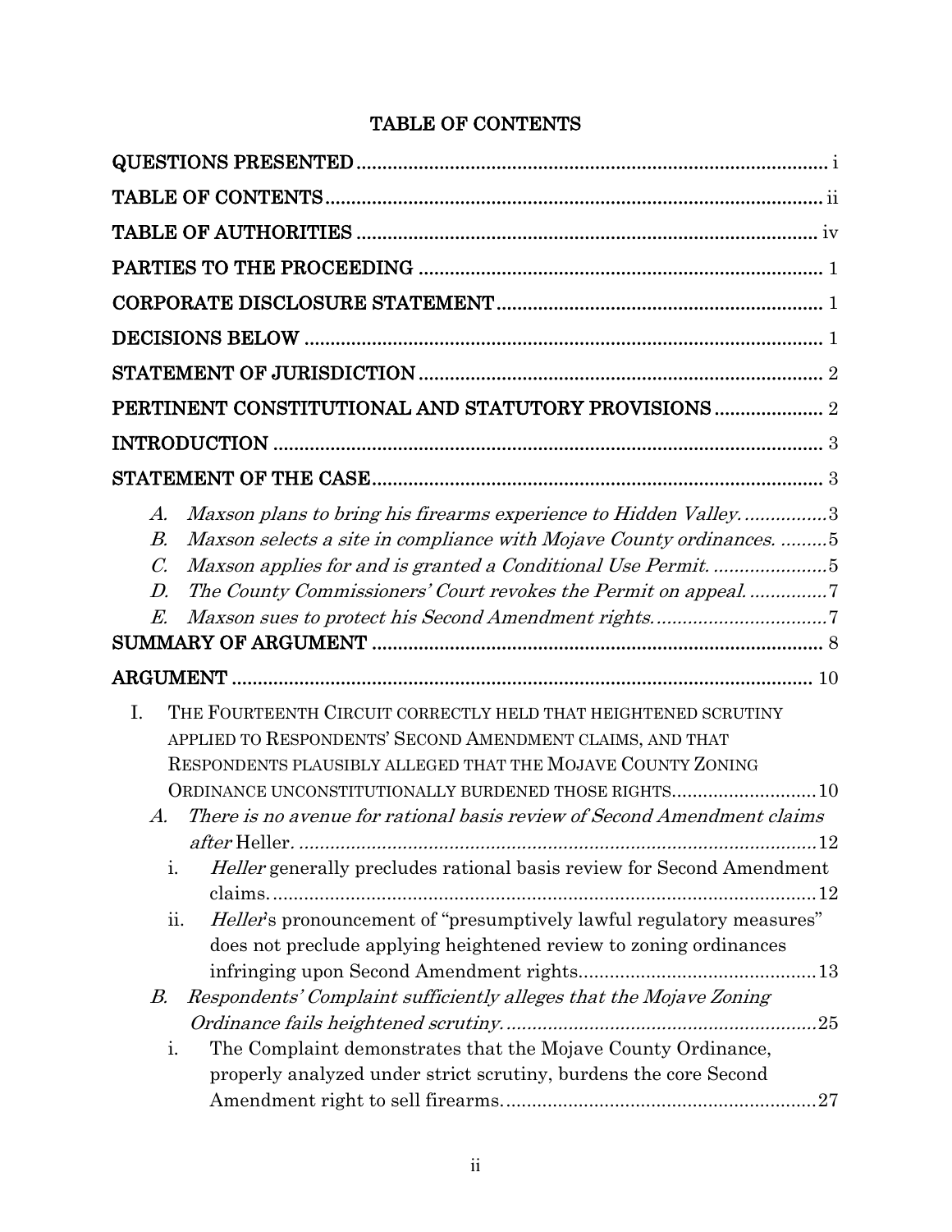# TABLE OF CONTENTS

QUESTIONS PRESENTED .......... i

TABLE OF CONTENTS .......... ii

TABLE OF AUTHORITIES .......... iv

PARTIES TO THE PROCEEDING .......... 1

CORPORATE DISCLOSURE STATEMENT .......... 1

DECISIONS BELOW .......... 1

STATEMENT OF JURISDICTION .......... 2

PERTINENT CONSTITUTIONAL AND STATUTORY PROVISIONS .......... 2

INTRODUCTION .......... 3

STATEMENT OF THE CASE .......... 3

- *A. Maxson plans to bring his firearms experience to Hidden Valley.* .......... 3
- *B. Maxson selects a site in compliance with Mojave County ordinances.* .......... 5
- *C. Maxson applies for and is granted a Conditional Use Permit.* .......... 5
- *D. The County Commissioners' Court revokes the Permit on appeal.* .......... 7
- *E. Maxson sues to protect his Second Amendment rights.* .......... 7

SUMMARY OF ARGUMENT .......... 8

ARGUMENT .......... 10

I. THE FOURTEENTH CIRCUIT CORRECTLY HELD THAT HEIGHTENED SCRUTINY APPLIED TO RESPONDENTS' SECOND AMENDMENT CLAIMS, AND THAT RESPONDENTS PLAUSIBLY ALLEGED THAT THE MOJAVE COUNTY ZONING ORDINANCE UNCONSTITUTIONALLY BURDENED THOSE RIGHTS .......... 10

- *A. There is no avenue for rational basis review of Second Amendment claims after* Heller. .......... 12
  - i. *Heller* generally precludes rational basis review for Second Amendment claims. .......... 12
  - ii. *Heller*'s pronouncement of "presumptively lawful regulatory measures" does not preclude applying heightened review to zoning ordinances infringing upon Second Amendment rights .......... 13
- *B. Respondents' Complaint sufficiently alleges that the Mojave Zoning Ordinance fails heightened scrutiny.* .......... 25
  - i. The Complaint demonstrates that the Mojave County Ordinance, properly analyzed under strict scrutiny, burdens the core Second Amendment right to sell firearms. .......... 27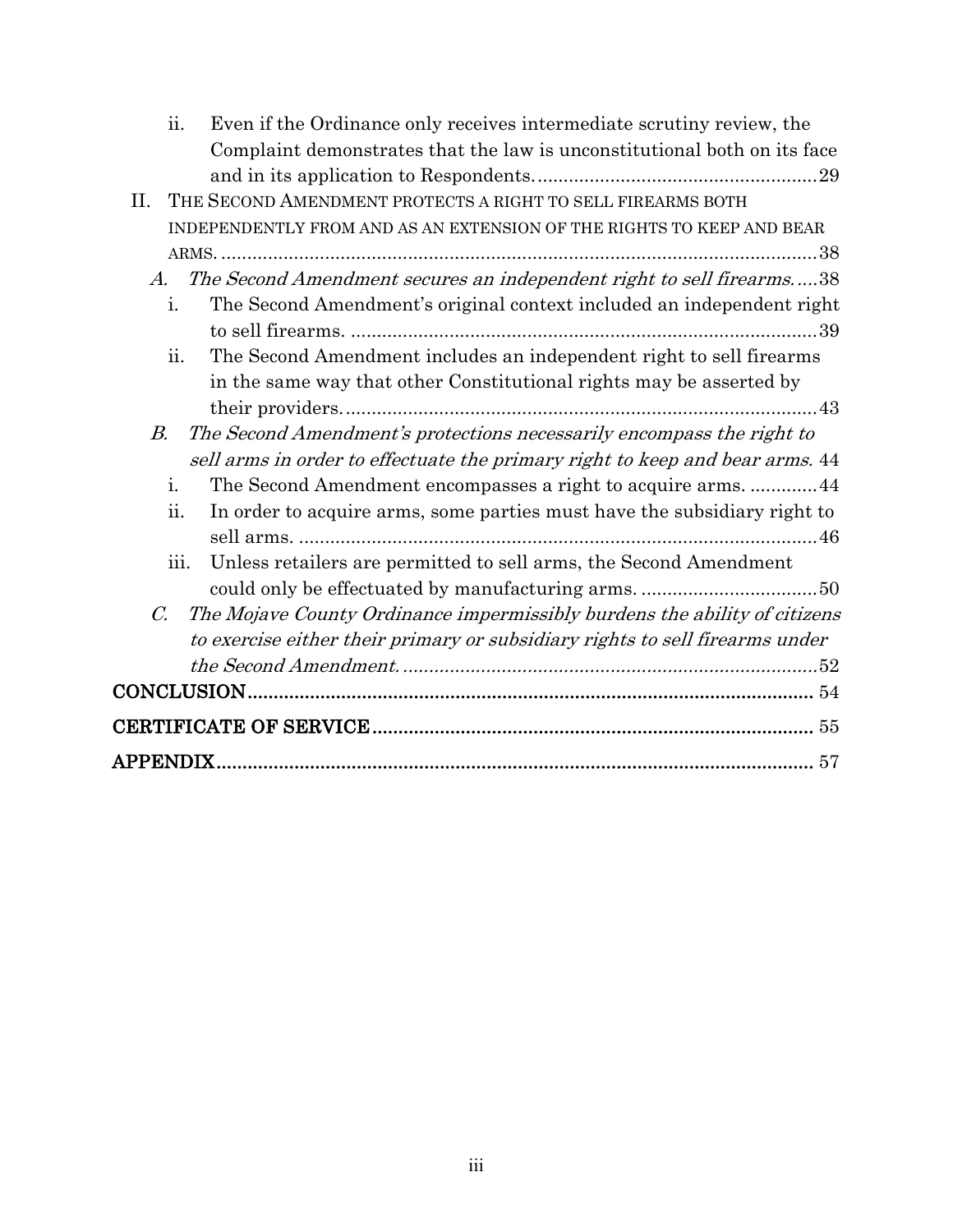ii. Even if the Ordinance only receives intermediate scrutiny review, the Complaint demonstrates that the law is unconstitutional both on its face and in its application to Respondents. ....................................................... 29

II. THE SECOND AMENDMENT PROTECTS A RIGHT TO SELL FIREARMS BOTH INDEPENDENTLY FROM AND AS AN EXTENSION OF THE RIGHTS TO KEEP AND BEAR ARMS. ................................................................................................................ 38

*A. The Second Amendment secures an independent right to sell firearms.* .... 38

i. The Second Amendment's original context included an independent right to sell firearms. ........................................................................................ 39

ii. The Second Amendment includes an independent right to sell firearms in the same way that other Constitutional rights may be asserted by their providers. ........................................................................................ 43

*B. The Second Amendment's protections necessarily encompass the right to sell arms in order to effectuate the primary right to keep and bear arms.* 44

i. The Second Amendment encompasses a right to acquire arms. ............. 44

ii. In order to acquire arms, some parties must have the subsidiary right to sell arms. .................................................................................................. 46

iii. Unless retailers are permitted to sell arms, the Second Amendment could only be effectuated by manufacturing arms. .................................. 50

*C. The Mojave County Ordinance impermissibly burdens the ability of citizens to exercise either their primary or subsidiary rights to sell firearms under the Second Amendment.* ............................................................................... 52

**CONCLUSION** ............................................................................................................ 54

**CERTIFICATE OF SERVICE** .................................................................................... 55

**APPENDIX** ................................................................................................................. 57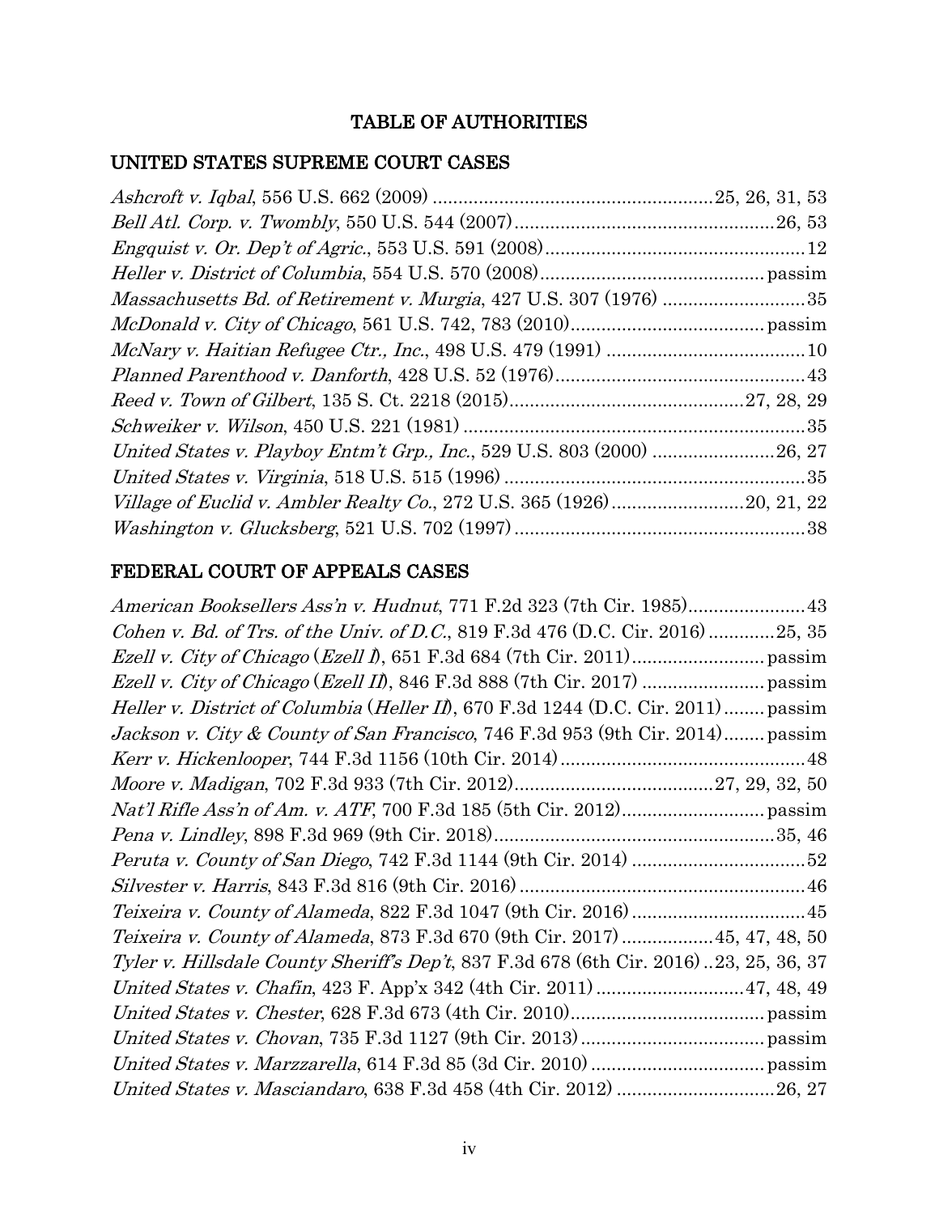# TABLE OF AUTHORITIES

## UNITED STATES SUPREME COURT CASES

*Ashcroft v. Iqbal*, 556 U.S. 662 (2009) ....................................................25, 26, 31, 53
*Bell Atl. Corp. v. Twombly*, 550 U.S. 544 (2007)..................................................26, 53
*Engquist v. Or. Dep't of Agric.*, 553 U.S. 591 (2008)..................................................12
*Heller v. District of Columbia*, 554 U.S. 570 (2008)........................................... passim
*Massachusetts Bd. of Retirement v. Murgia*, 427 U.S. 307 (1976) ...........................35
*McDonald v. City of Chicago*, 561 U.S. 742, 783 (2010)..................................... passim
*McNary v. Haitian Refugee Ctr., Inc.*, 498 U.S. 479 (1991) .......................................10
*Planned Parenthood v. Danforth*, 428 U.S. 52 (1976)................................................43
*Reed v. Town of Gilbert*, 135 S. Ct. 2218 (2015).............................................27, 28, 29
*Schweiker v. Wilson*, 450 U.S. 221 (1981) ...................................................................35
*United States v. Playboy Entm't Grp., Inc.*, 529 U.S. 803 (2000) ........................26, 27
*United States v. Virginia*, 518 U.S. 515 (1996) ...........................................................35
*Village of Euclid v. Ambler Realty Co.*, 272 U.S. 365 (1926).........................20, 21, 22
*Washington v. Glucksberg*, 521 U.S. 702 (1997).........................................................38

## FEDERAL COURT OF APPEALS CASES

*American Booksellers Ass'n v. Hudnut*, 771 F.2d 323 (7th Cir. 1985).......................43
*Cohen v. Bd. of Trs. of the Univ. of D.C.*, 819 F.3d 476 (D.C. Cir. 2016) .............25, 35
*Ezell v. City of Chicago* (*Ezell I*), 651 F.3d 684 (7th Cir. 2011).......................... passim
*Ezell v. City of Chicago* (*Ezell II*), 846 F.3d 888 (7th Cir. 2017) ........................ passim
*Heller v. District of Columbia* (*Heller II*), 670 F.3d 1244 (D.C. Cir. 2011)........ passim
*Jackson v. City & County of San Francisco*, 746 F.3d 953 (9th Cir. 2014)........ passim
*Kerr v. Hickenlooper*, 744 F.3d 1156 (10th Cir. 2014)................................................48
*Moore v. Madigan*, 702 F.3d 933 (7th Cir. 2012).......................................27, 29, 32, 50
*Nat'l Rifle Ass'n of Am. v. ATF*, 700 F.3d 185 (5th Cir. 2012)........................... passim
*Pena v. Lindley*, 898 F.3d 969 (9th Cir. 2018).......................................................35, 46
*Peruta v. County of San Diego*, 742 F.3d 1144 (9th Cir. 2014) ..................................52
*Silvester v. Harris*, 843 F.3d 816 (9th Cir. 2016)........................................................46
*Teixeira v. County of Alameda*, 822 F.3d 1047 (9th Cir. 2016) .................................45
*Teixeira v. County of Alameda*, 873 F.3d 670 (9th Cir. 2017) .................45, 47, 48, 50
*Tyler v. Hillsdale County Sheriff's Dep't*, 837 F.3d 678 (6th Cir. 2016)..23, 25, 36, 37
*United States v. Chafin*, 423 F. App'x 342 (4th Cir. 2011) ............................47, 48, 49
*United States v. Chester*, 628 F.3d 673 (4th Cir. 2010)..................................... passim
*United States v. Chovan*, 735 F.3d 1127 (9th Cir. 2013)................................... passim
*United States v. Marzzarella*, 614 F.3d 85 (3d Cir. 2010) ................................. passim
*United States v. Masciandaro*, 638 F.3d 458 (4th Cir. 2012) ...............................26, 27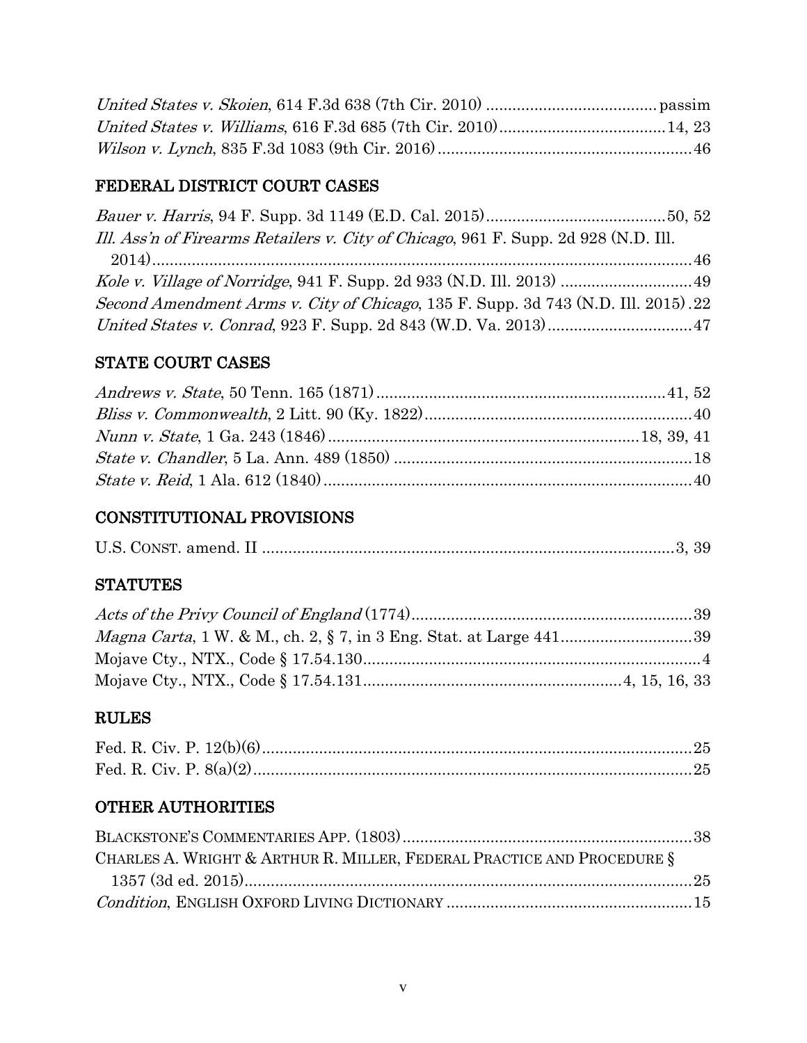*United States v. Skoien*, 614 F.3d 638 (7th Cir. 2010) ....................................... passim
*United States v. Williams*, 616 F.3d 685 (7th Cir. 2010)......................................14, 23
*Wilson v. Lynch*, 835 F.3d 1083 (9th Cir. 2016)..........................................................46

## FEDERAL DISTRICT COURT CASES

*Bauer v. Harris*, 94 F. Supp. 3d 1149 (E.D. Cal. 2015).........................................50, 52
*Ill. Ass'n of Firearms Retailers v. City of Chicago*, 961 F. Supp. 2d 928 (N.D. Ill. 2014).............................................................................................................46
*Kole v. Village of Norridge*, 941 F. Supp. 2d 933 (N.D. Ill. 2013) .............................49
*Second Amendment Arms v. City of Chicago*, 135 F. Supp. 3d 743 (N.D. Ill. 2015) .22
*United States v. Conrad*, 923 F. Supp. 2d 843 (W.D. Va. 2013).................................47

## STATE COURT CASES

*Andrews v. State*, 50 Tenn. 165 (1871)..................................................................41, 52
*Bliss v. Commonwealth*, 2 Litt. 90 (Ky. 1822).............................................................40
*Nunn v. State*, 1 Ga. 243 (1846).......................................................................18, 39, 41
*State v. Chandler*, 5 La. Ann. 489 (1850) ....................................................................18
*State v. Reid*, 1 Ala. 612 (1840)....................................................................................40

## CONSTITUTIONAL PROVISIONS

U.S. CONST. amend. II ...............................................................................................3, 39

## STATUTES

*Acts of the Privy Council of England* (1774)...............................................................39
*Magna Carta*, 1 W. & M., ch. 2, § 7, in 3 Eng. Stat. at Large 441..............................39
Mojave Cty., NTX., Code § 17.54.130.............................................................................4
Mojave Cty., NTX., Code § 17.54.131..........................................................4, 15, 16, 33

## RULES

Fed. R. Civ. P. 12(b)(6)...................................................................................................25
Fed. R. Civ. P. 8(a)(2).....................................................................................................25

## OTHER AUTHORITIES

BLACKSTONE'S COMMENTARIES APP. (1803).................................................................38
CHARLES A. WRIGHT & ARTHUR R. MILLER, FEDERAL PRACTICE AND PROCEDURE § 1357 (3d ed. 2015).......................................................................................................25
*Condition*, ENGLISH OXFORD LIVING DICTIONARY .......................................................15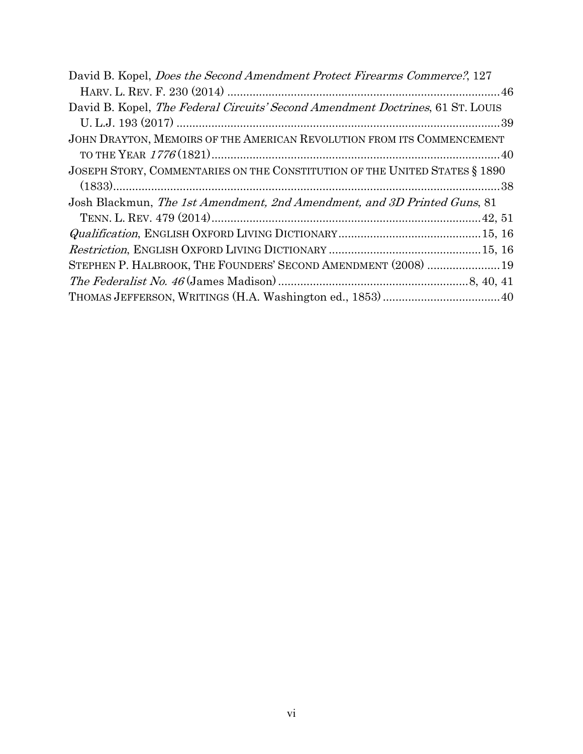David B. Kopel, *Does the Second Amendment Protect Firearms Commerce?*, 127 HARV. L. REV. F. 230 (2014) ........................................................................................ 46

David B. Kopel, *The Federal Circuits' Second Amendment Doctrines*, 61 ST. LOUIS U. L.J. 193 (2017) ........................................................................................ 39

JOHN DRAYTON, MEMOIRS OF THE AMERICAN REVOLUTION FROM ITS COMMENCEMENT TO THE YEAR *1776* (1821) ........................................................................................ 40

JOSEPH STORY, COMMENTARIES ON THE CONSTITUTION OF THE UNITED STATES § 1890 (1833) ........................................................................................ 38

Josh Blackmun, *The 1st Amendment, 2nd Amendment, and 3D Printed Guns*, 81 TENN. L. REV. 479 (2014) ........................................................................................ 42, 51

*Qualification*, ENGLISH OXFORD LIVING DICTIONARY ........................................ 15, 16

*Restriction*, ENGLISH OXFORD LIVING DICTIONARY ........................................ 15, 16

STEPHEN P. HALBROOK, THE FOUNDERS' SECOND AMENDMENT (2008) ........................ 19

*The Federalist No. 46* (James Madison) ........................................................ 8, 40, 41

THOMAS JEFFERSON, WRITINGS (H.A. Washington ed., 1853) ........................................ 40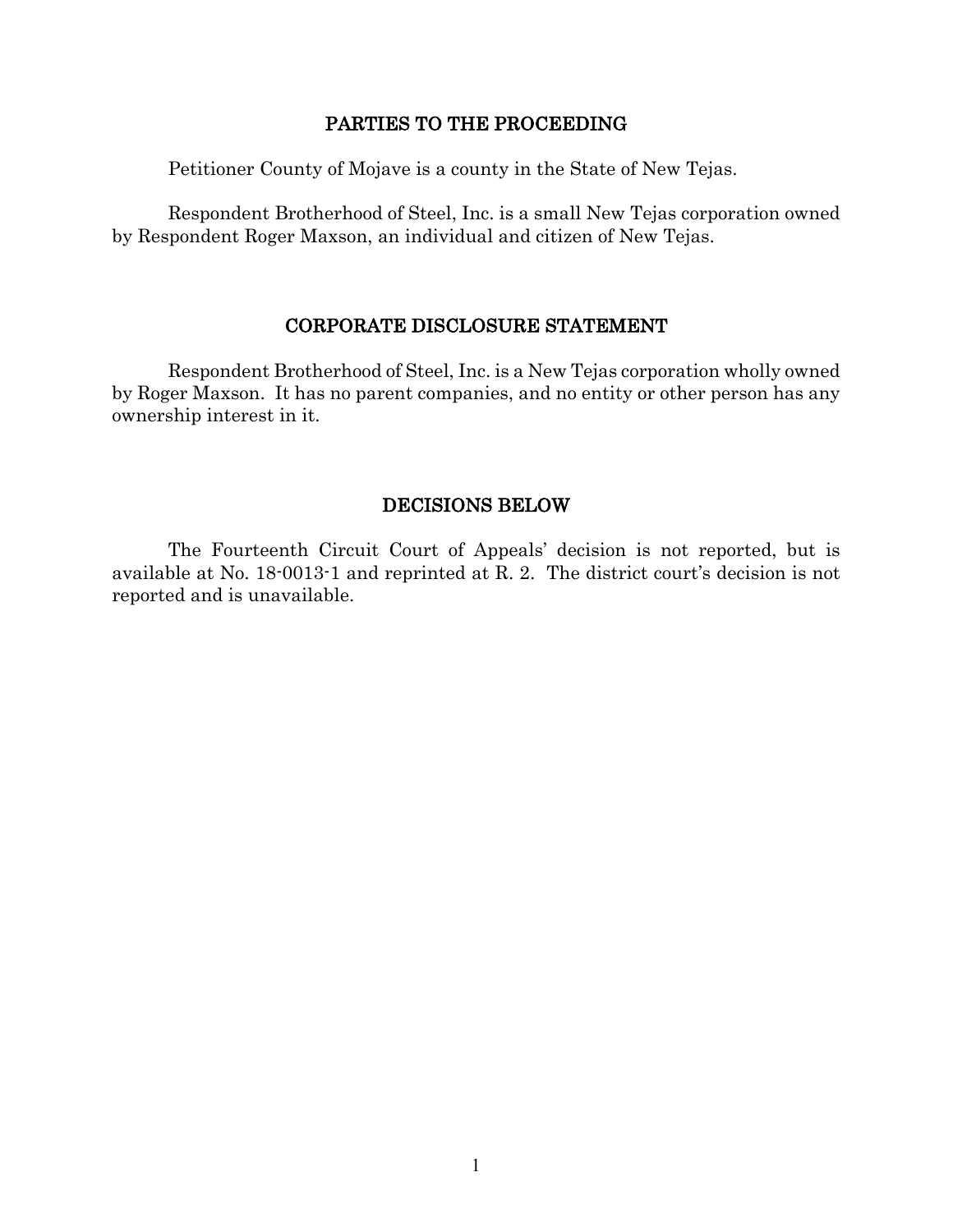## PARTIES TO THE PROCEEDING

Petitioner County of Mojave is a county in the State of New Tejas.

Respondent Brotherhood of Steel, Inc. is a small New Tejas corporation owned by Respondent Roger Maxson, an individual and citizen of New Tejas.

## CORPORATE DISCLOSURE STATEMENT

Respondent Brotherhood of Steel, Inc. is a New Tejas corporation wholly owned by Roger Maxson. It has no parent companies, and no entity or other person has any ownership interest in it.

## DECISIONS BELOW

The Fourteenth Circuit Court of Appeals' decision is not reported, but is available at No. 18-0013-1 and reprinted at R. 2. The district court's decision is not reported and is unavailable.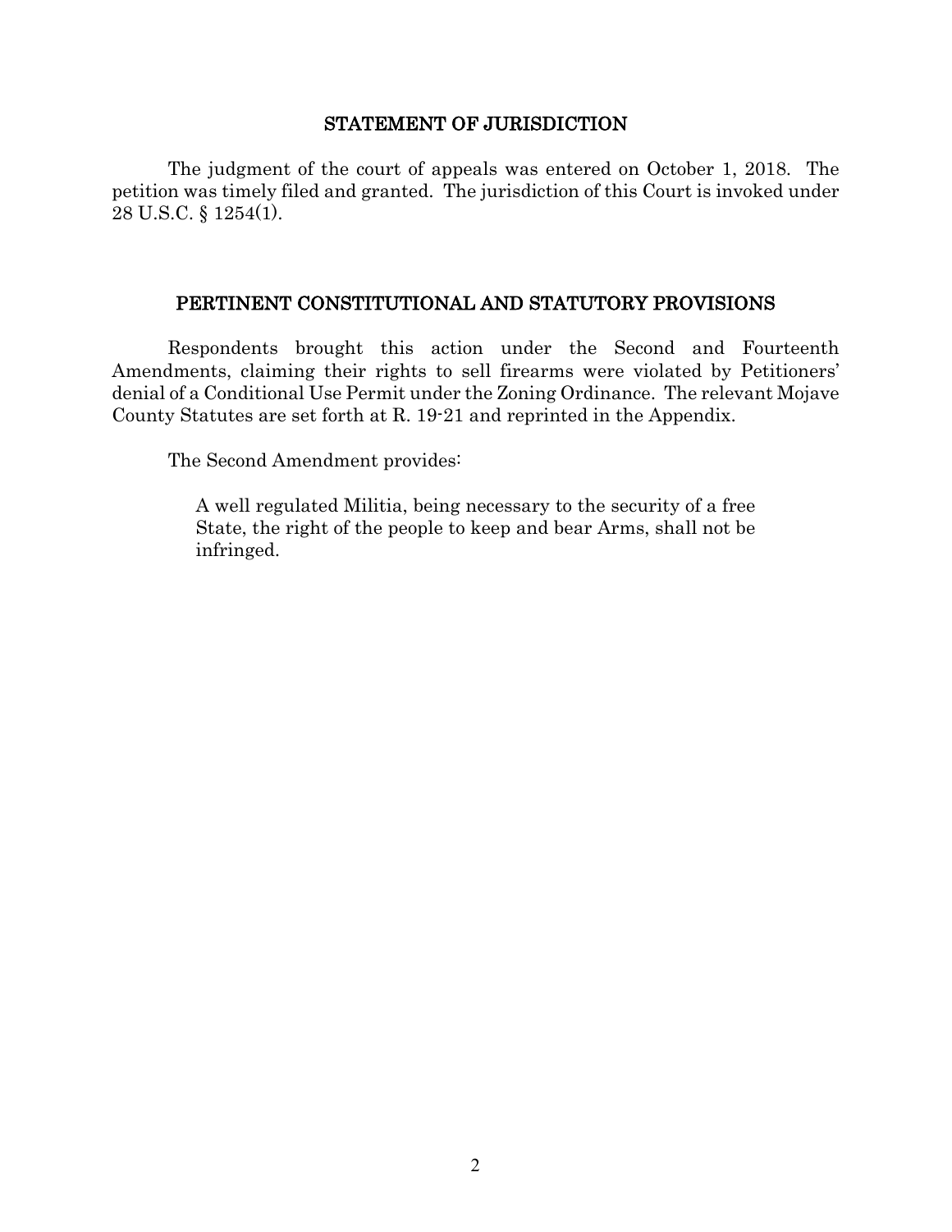## STATEMENT OF JURISDICTION

The judgment of the court of appeals was entered on October 1, 2018. The petition was timely filed and granted. The jurisdiction of this Court is invoked under 28 U.S.C. § 1254(1).

## PERTINENT CONSTITUTIONAL AND STATUTORY PROVISIONS

Respondents brought this action under the Second and Fourteenth Amendments, claiming their rights to sell firearms were violated by Petitioners' denial of a Conditional Use Permit under the Zoning Ordinance. The relevant Mojave County Statutes are set forth at R. 19-21 and reprinted in the Appendix.

The Second Amendment provides:

> A well regulated Militia, being necessary to the security of a free State, the right of the people to keep and bear Arms, shall not be infringed.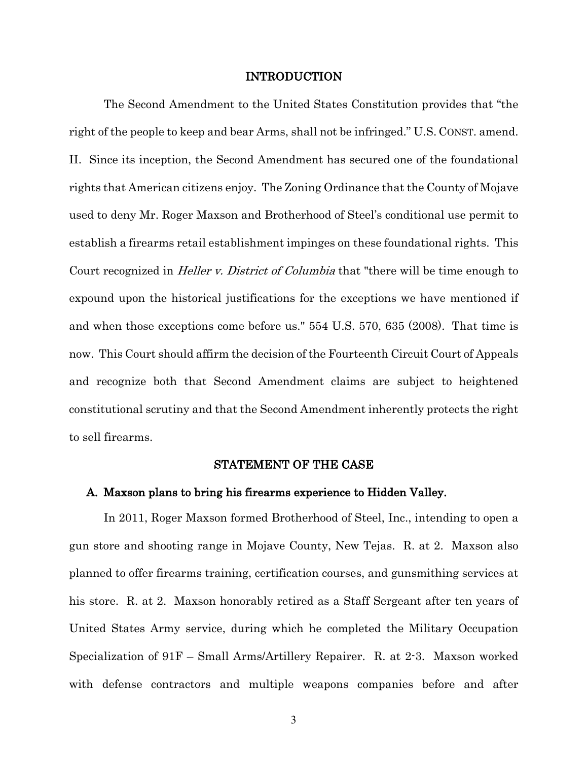## INTRODUCTION

The Second Amendment to the United States Constitution provides that "the right of the people to keep and bear Arms, shall not be infringed." U.S. CONST. amend. II. Since its inception, the Second Amendment has secured one of the foundational rights that American citizens enjoy. The Zoning Ordinance that the County of Mojave used to deny Mr. Roger Maxson and Brotherhood of Steel's conditional use permit to establish a firearms retail establishment impinges on these foundational rights. This Court recognized in *Heller v. District of Columbia* that "there will be time enough to expound upon the historical justifications for the exceptions we have mentioned if and when those exceptions come before us." 554 U.S. 570, 635 (2008). That time is now. This Court should affirm the decision of the Fourteenth Circuit Court of Appeals and recognize both that Second Amendment claims are subject to heightened constitutional scrutiny and that the Second Amendment inherently protects the right to sell firearms.

## STATEMENT OF THE CASE

### A. Maxson plans to bring his firearms experience to Hidden Valley.

In 2011, Roger Maxson formed Brotherhood of Steel, Inc., intending to open a gun store and shooting range in Mojave County, New Tejas. R. at 2. Maxson also planned to offer firearms training, certification courses, and gunsmithing services at his store. R. at 2. Maxson honorably retired as a Staff Sergeant after ten years of United States Army service, during which he completed the Military Occupation Specialization of 91F – Small Arms/Artillery Repairer. R. at 2-3. Maxson worked with defense contractors and multiple weapons companies before and after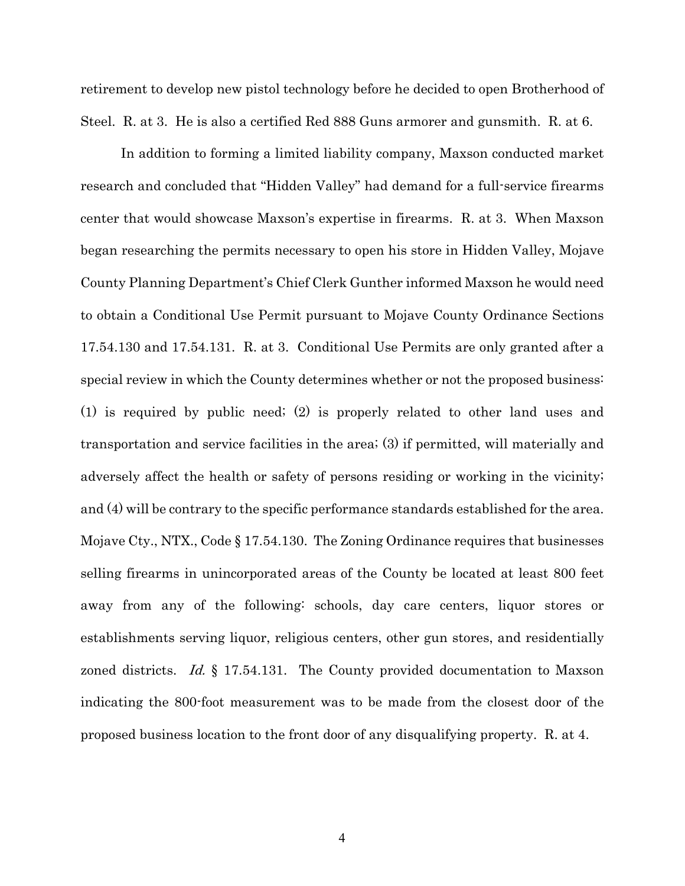retirement to develop new pistol technology before he decided to open Brotherhood of Steel. R. at 3. He is also a certified Red 888 Guns armorer and gunsmith. R. at 6.

In addition to forming a limited liability company, Maxson conducted market research and concluded that "Hidden Valley" had demand for a full-service firearms center that would showcase Maxson's expertise in firearms. R. at 3. When Maxson began researching the permits necessary to open his store in Hidden Valley, Mojave County Planning Department's Chief Clerk Gunther informed Maxson he would need to obtain a Conditional Use Permit pursuant to Mojave County Ordinance Sections 17.54.130 and 17.54.131. R. at 3. Conditional Use Permits are only granted after a special review in which the County determines whether or not the proposed business: (1) is required by public need; (2) is properly related to other land uses and transportation and service facilities in the area; (3) if permitted, will materially and adversely affect the health or safety of persons residing or working in the vicinity; and (4) will be contrary to the specific performance standards established for the area. Mojave Cty., NTX., Code § 17.54.130. The Zoning Ordinance requires that businesses selling firearms in unincorporated areas of the County be located at least 800 feet away from any of the following: schools, day care centers, liquor stores or establishments serving liquor, religious centers, other gun stores, and residentially zoned districts. *Id.* § 17.54.131. The County provided documentation to Maxson indicating the 800-foot measurement was to be made from the closest door of the proposed business location to the front door of any disqualifying property. R. at 4.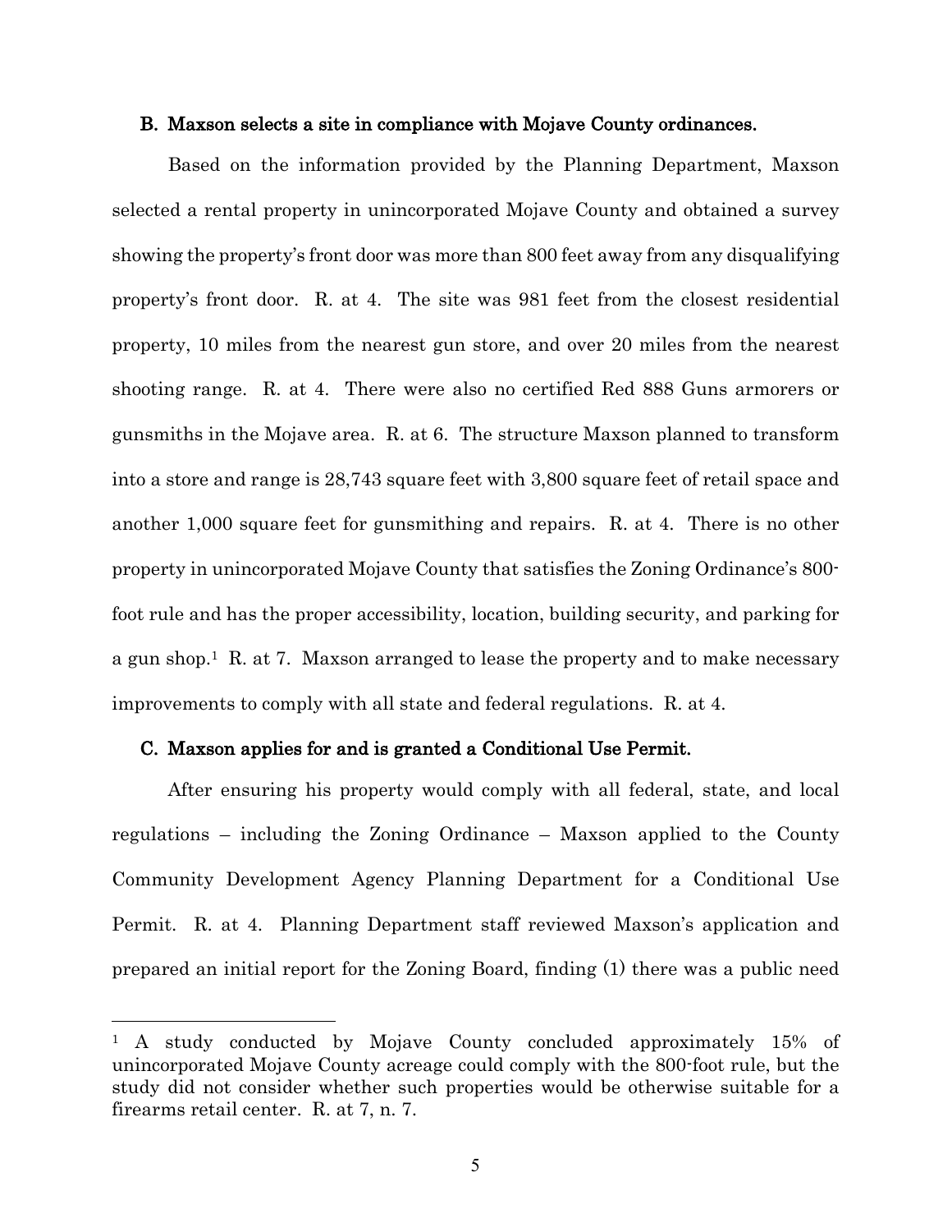### B. Maxson selects a site in compliance with Mojave County ordinances.

Based on the information provided by the Planning Department, Maxson selected a rental property in unincorporated Mojave County and obtained a survey showing the property's front door was more than 800 feet away from any disqualifying property's front door. R. at 4. The site was 981 feet from the closest residential property, 10 miles from the nearest gun store, and over 20 miles from the nearest shooting range. R. at 4. There were also no certified Red 888 Guns armorers or gunsmiths in the Mojave area. R. at 6. The structure Maxson planned to transform into a store and range is 28,743 square feet with 3,800 square feet of retail space and another 1,000 square feet for gunsmithing and repairs. R. at 4. There is no other property in unincorporated Mojave County that satisfies the Zoning Ordinance's 800-foot rule and has the proper accessibility, location, building security, and parking for a gun shop.[1] R. at 7. Maxson arranged to lease the property and to make necessary improvements to comply with all state and federal regulations. R. at 4.

### C. Maxson applies for and is granted a Conditional Use Permit.

After ensuring his property would comply with all federal, state, and local regulations – including the Zoning Ordinance – Maxson applied to the County Community Development Agency Planning Department for a Conditional Use Permit. R. at 4. Planning Department staff reviewed Maxson's application and prepared an initial report for the Zoning Board, finding (1) there was a public need

---

[1] A study conducted by Mojave County concluded approximately 15% of unincorporated Mojave County acreage could comply with the 800-foot rule, but the study did not consider whether such properties would be otherwise suitable for a firearms retail center. R. at 7, n. 7.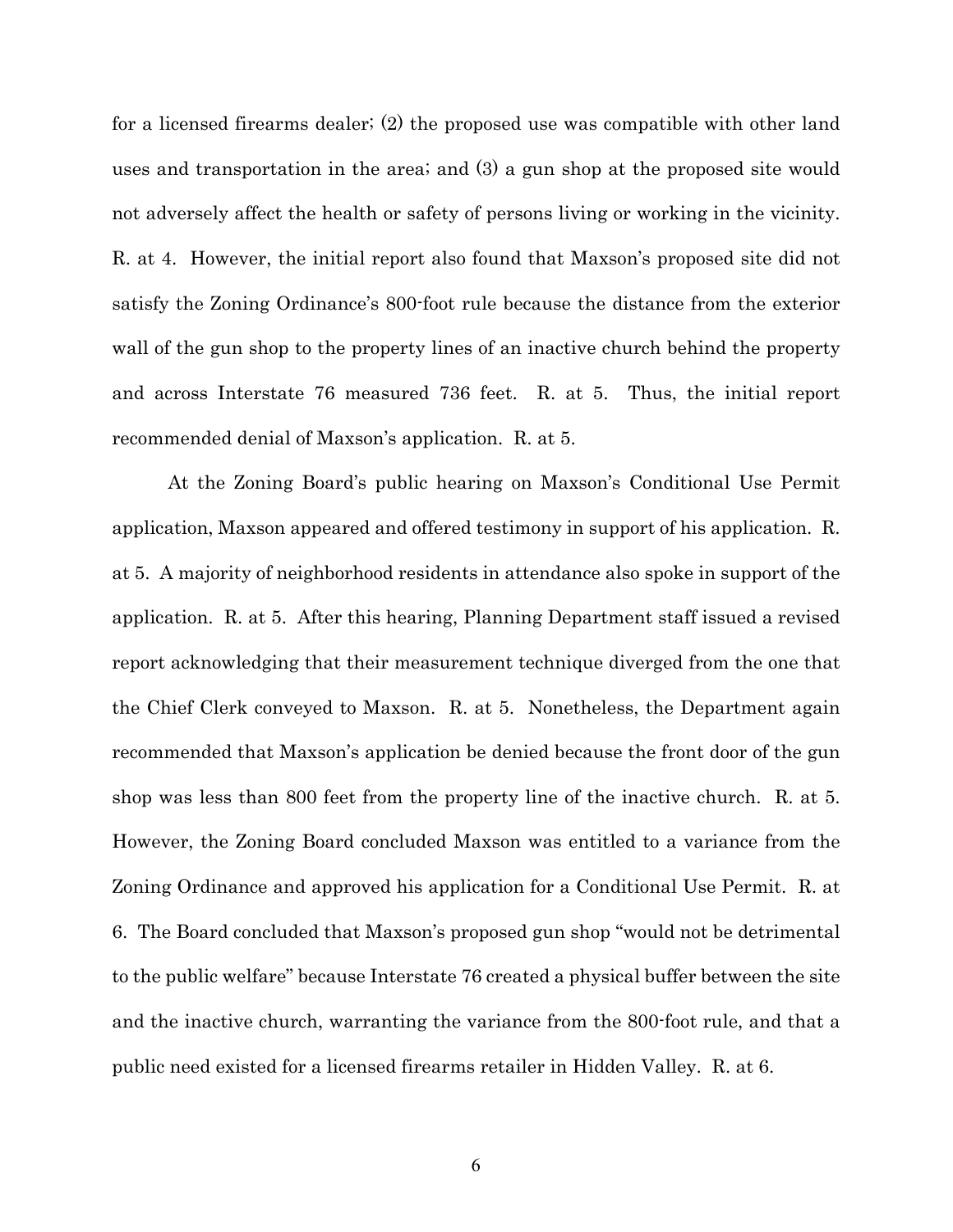for a licensed firearms dealer; (2) the proposed use was compatible with other land uses and transportation in the area; and (3) a gun shop at the proposed site would not adversely affect the health or safety of persons living or working in the vicinity. R. at 4. However, the initial report also found that Maxson's proposed site did not satisfy the Zoning Ordinance's 800-foot rule because the distance from the exterior wall of the gun shop to the property lines of an inactive church behind the property and across Interstate 76 measured 736 feet. R. at 5. Thus, the initial report recommended denial of Maxson's application. R. at 5.

At the Zoning Board's public hearing on Maxson's Conditional Use Permit application, Maxson appeared and offered testimony in support of his application. R. at 5. A majority of neighborhood residents in attendance also spoke in support of the application. R. at 5. After this hearing, Planning Department staff issued a revised report acknowledging that their measurement technique diverged from the one that the Chief Clerk conveyed to Maxson. R. at 5. Nonetheless, the Department again recommended that Maxson's application be denied because the front door of the gun shop was less than 800 feet from the property line of the inactive church. R. at 5. However, the Zoning Board concluded Maxson was entitled to a variance from the Zoning Ordinance and approved his application for a Conditional Use Permit. R. at 6. The Board concluded that Maxson's proposed gun shop "would not be detrimental to the public welfare" because Interstate 76 created a physical buffer between the site and the inactive church, warranting the variance from the 800-foot rule, and that a public need existed for a licensed firearms retailer in Hidden Valley. R. at 6.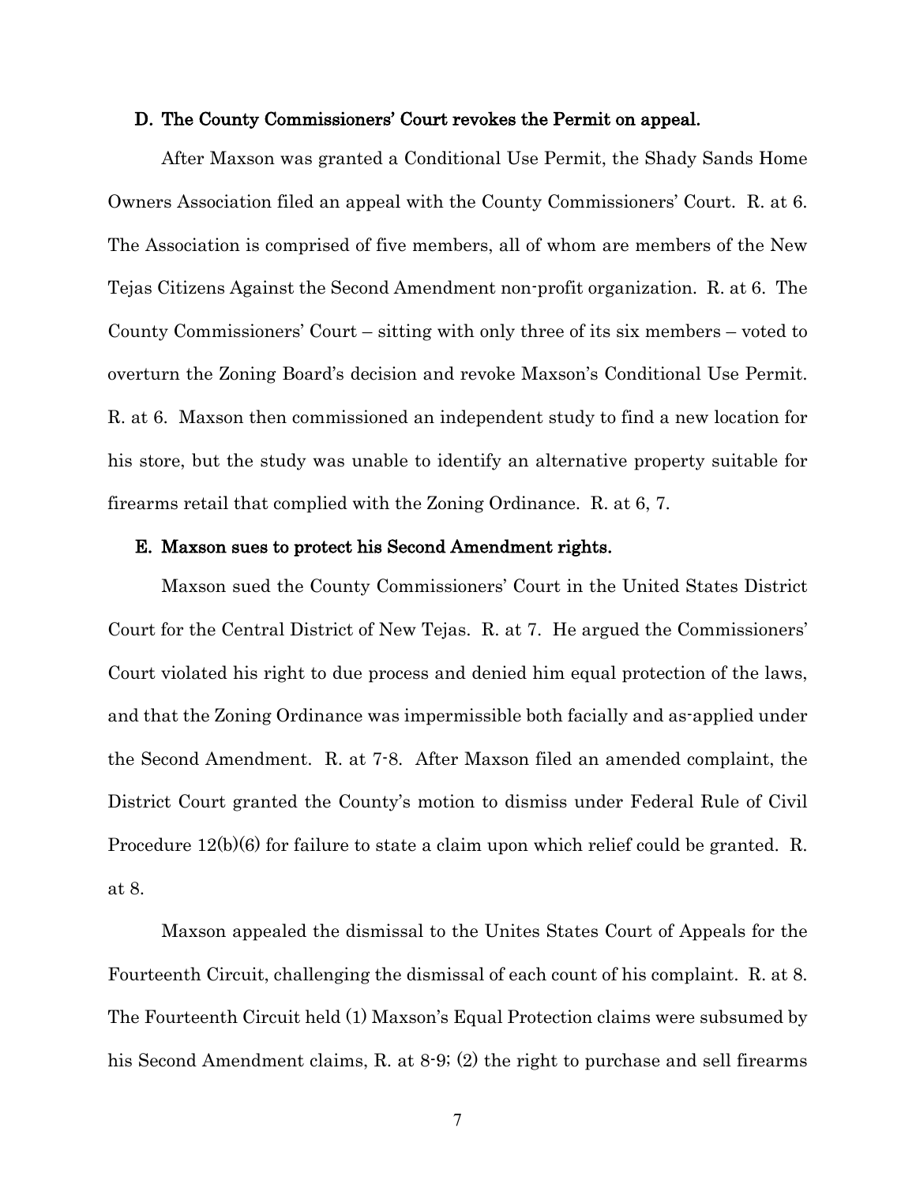### D. The County Commissioners' Court revokes the Permit on appeal.

After Maxson was granted a Conditional Use Permit, the Shady Sands Home Owners Association filed an appeal with the County Commissioners' Court. R. at 6. The Association is comprised of five members, all of whom are members of the New Tejas Citizens Against the Second Amendment non-profit organization. R. at 6. The County Commissioners' Court – sitting with only three of its six members – voted to overturn the Zoning Board's decision and revoke Maxson's Conditional Use Permit. R. at 6. Maxson then commissioned an independent study to find a new location for his store, but the study was unable to identify an alternative property suitable for firearms retail that complied with the Zoning Ordinance. R. at 6, 7.

### E. Maxson sues to protect his Second Amendment rights.

Maxson sued the County Commissioners' Court in the United States District Court for the Central District of New Tejas. R. at 7. He argued the Commissioners' Court violated his right to due process and denied him equal protection of the laws, and that the Zoning Ordinance was impermissible both facially and as-applied under the Second Amendment. R. at 7-8. After Maxson filed an amended complaint, the District Court granted the County's motion to dismiss under Federal Rule of Civil Procedure 12(b)(6) for failure to state a claim upon which relief could be granted. R. at 8.

Maxson appealed the dismissal to the Unites States Court of Appeals for the Fourteenth Circuit, challenging the dismissal of each count of his complaint. R. at 8. The Fourteenth Circuit held (1) Maxson's Equal Protection claims were subsumed by his Second Amendment claims, R. at 8-9; (2) the right to purchase and sell firearms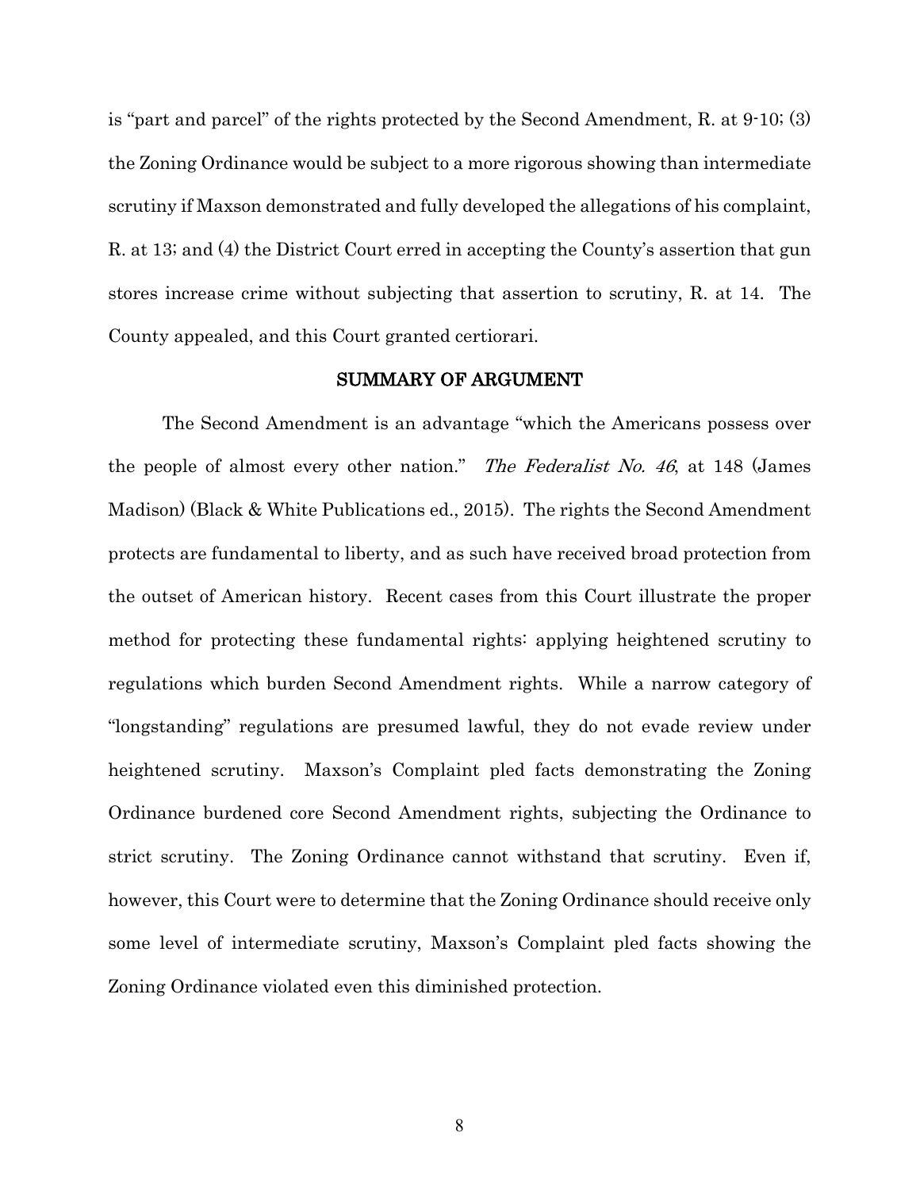is "part and parcel" of the rights protected by the Second Amendment, R. at 9-10; (3) the Zoning Ordinance would be subject to a more rigorous showing than intermediate scrutiny if Maxson demonstrated and fully developed the allegations of his complaint, R. at 13; and (4) the District Court erred in accepting the County's assertion that gun stores increase crime without subjecting that assertion to scrutiny, R. at 14. The County appealed, and this Court granted certiorari.

## SUMMARY OF ARGUMENT

The Second Amendment is an advantage "which the Americans possess over the people of almost every other nation." *The Federalist No. 46*, at 148 (James Madison) (Black & White Publications ed., 2015). The rights the Second Amendment protects are fundamental to liberty, and as such have received broad protection from the outset of American history. Recent cases from this Court illustrate the proper method for protecting these fundamental rights: applying heightened scrutiny to regulations which burden Second Amendment rights. While a narrow category of "longstanding" regulations are presumed lawful, they do not evade review under heightened scrutiny. Maxson's Complaint pled facts demonstrating the Zoning Ordinance burdened core Second Amendment rights, subjecting the Ordinance to strict scrutiny. The Zoning Ordinance cannot withstand that scrutiny. Even if, however, this Court were to determine that the Zoning Ordinance should receive only some level of intermediate scrutiny, Maxson's Complaint pled facts showing the Zoning Ordinance violated even this diminished protection.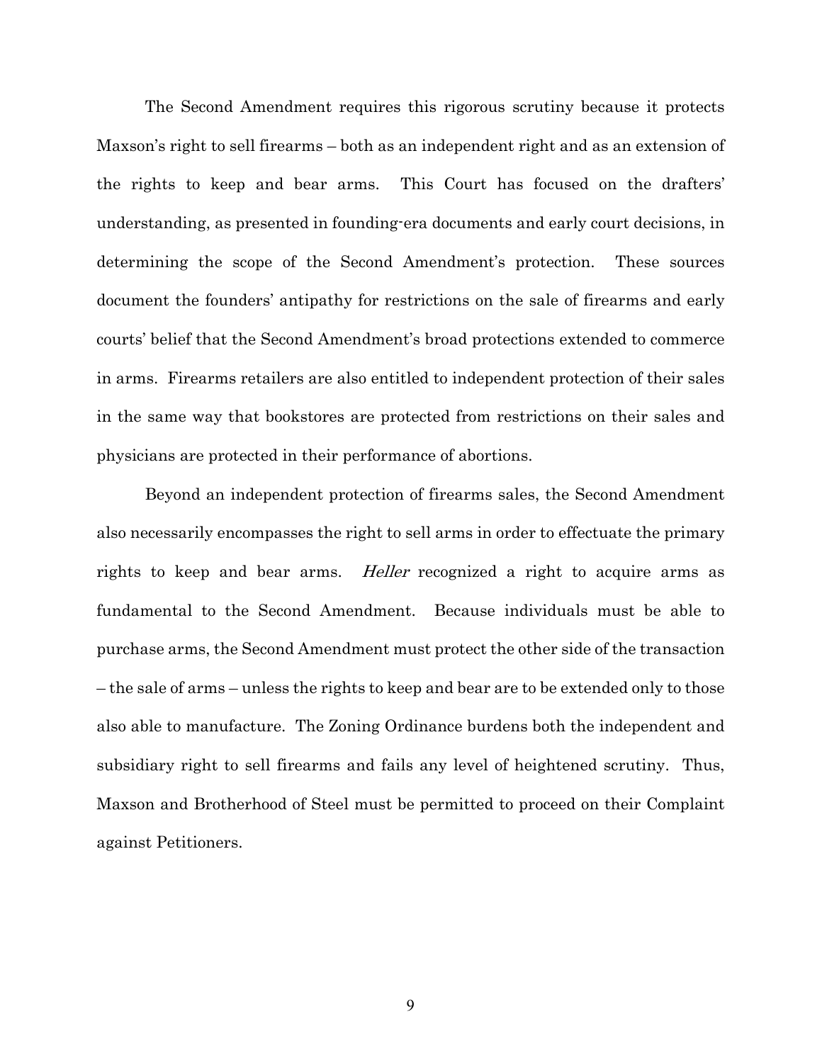The Second Amendment requires this rigorous scrutiny because it protects Maxson's right to sell firearms – both as an independent right and as an extension of the rights to keep and bear arms. This Court has focused on the drafters' understanding, as presented in founding-era documents and early court decisions, in determining the scope of the Second Amendment's protection. These sources document the founders' antipathy for restrictions on the sale of firearms and early courts' belief that the Second Amendment's broad protections extended to commerce in arms. Firearms retailers are also entitled to independent protection of their sales in the same way that bookstores are protected from restrictions on their sales and physicians are protected in their performance of abortions.

Beyond an independent protection of firearms sales, the Second Amendment also necessarily encompasses the right to sell arms in order to effectuate the primary rights to keep and bear arms. *Heller* recognized a right to acquire arms as fundamental to the Second Amendment. Because individuals must be able to purchase arms, the Second Amendment must protect the other side of the transaction – the sale of arms – unless the rights to keep and bear are to be extended only to those also able to manufacture. The Zoning Ordinance burdens both the independent and subsidiary right to sell firearms and fails any level of heightened scrutiny. Thus, Maxson and Brotherhood of Steel must be permitted to proceed on their Complaint against Petitioners.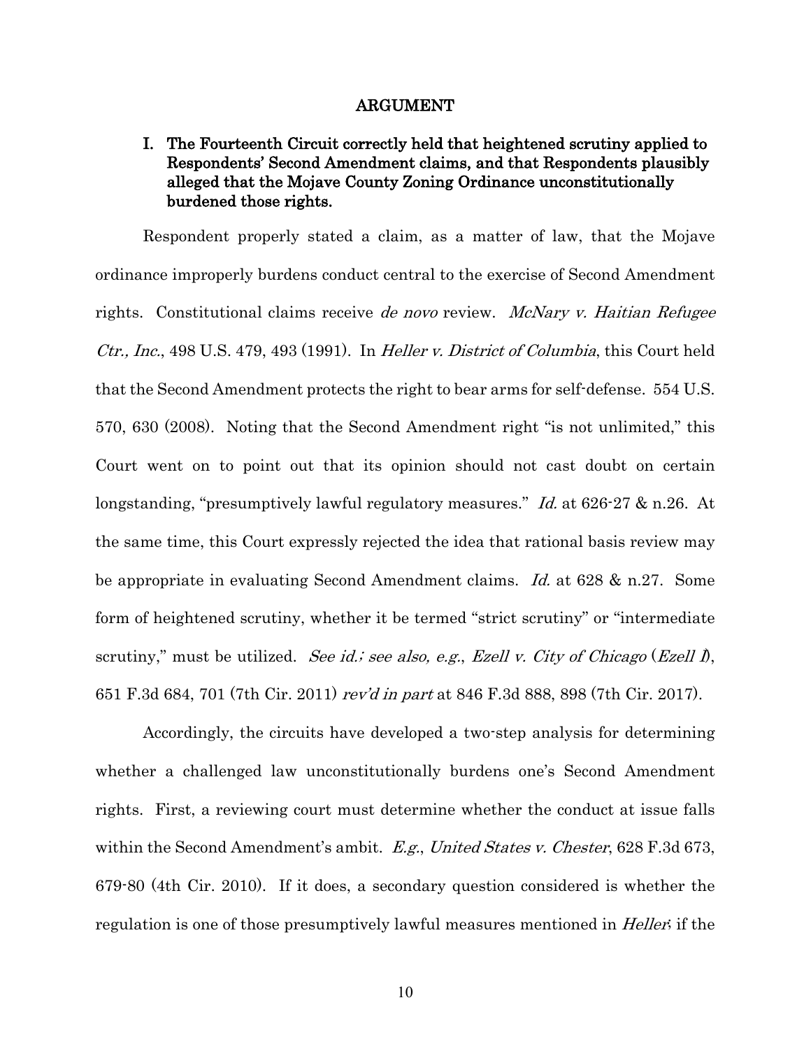# ARGUMENT

## I. The Fourteenth Circuit correctly held that heightened scrutiny applied to Respondents' Second Amendment claims, and that Respondents plausibly alleged that the Mojave County Zoning Ordinance unconstitutionally burdened those rights.

Respondent properly stated a claim, as a matter of law, that the Mojave ordinance improperly burdens conduct central to the exercise of Second Amendment rights. Constitutional claims receive *de novo* review. *McNary v. Haitian Refugee Ctr., Inc.*, 498 U.S. 479, 493 (1991). In *Heller v. District of Columbia*, this Court held that the Second Amendment protects the right to bear arms for self-defense. 554 U.S. 570, 630 (2008). Noting that the Second Amendment right "is not unlimited," this Court went on to point out that its opinion should not cast doubt on certain longstanding, "presumptively lawful regulatory measures." *Id.* at 626-27 & n.26. At the same time, this Court expressly rejected the idea that rational basis review may be appropriate in evaluating Second Amendment claims. *Id.* at 628 & n.27. Some form of heightened scrutiny, whether it be termed "strict scrutiny" or "intermediate scrutiny," must be utilized. *See id.; see also, e.g.*, *Ezell v. City of Chicago* (*Ezell I*), 651 F.3d 684, 701 (7th Cir. 2011) *rev'd in part* at 846 F.3d 888, 898 (7th Cir. 2017).

Accordingly, the circuits have developed a two-step analysis for determining whether a challenged law unconstitutionally burdens one's Second Amendment rights. First, a reviewing court must determine whether the conduct at issue falls within the Second Amendment's ambit. *E.g.*, *United States v. Chester*, 628 F.3d 673, 679-80 (4th Cir. 2010). If it does, a secondary question considered is whether the regulation is one of those presumptively lawful measures mentioned in *Heller*; if the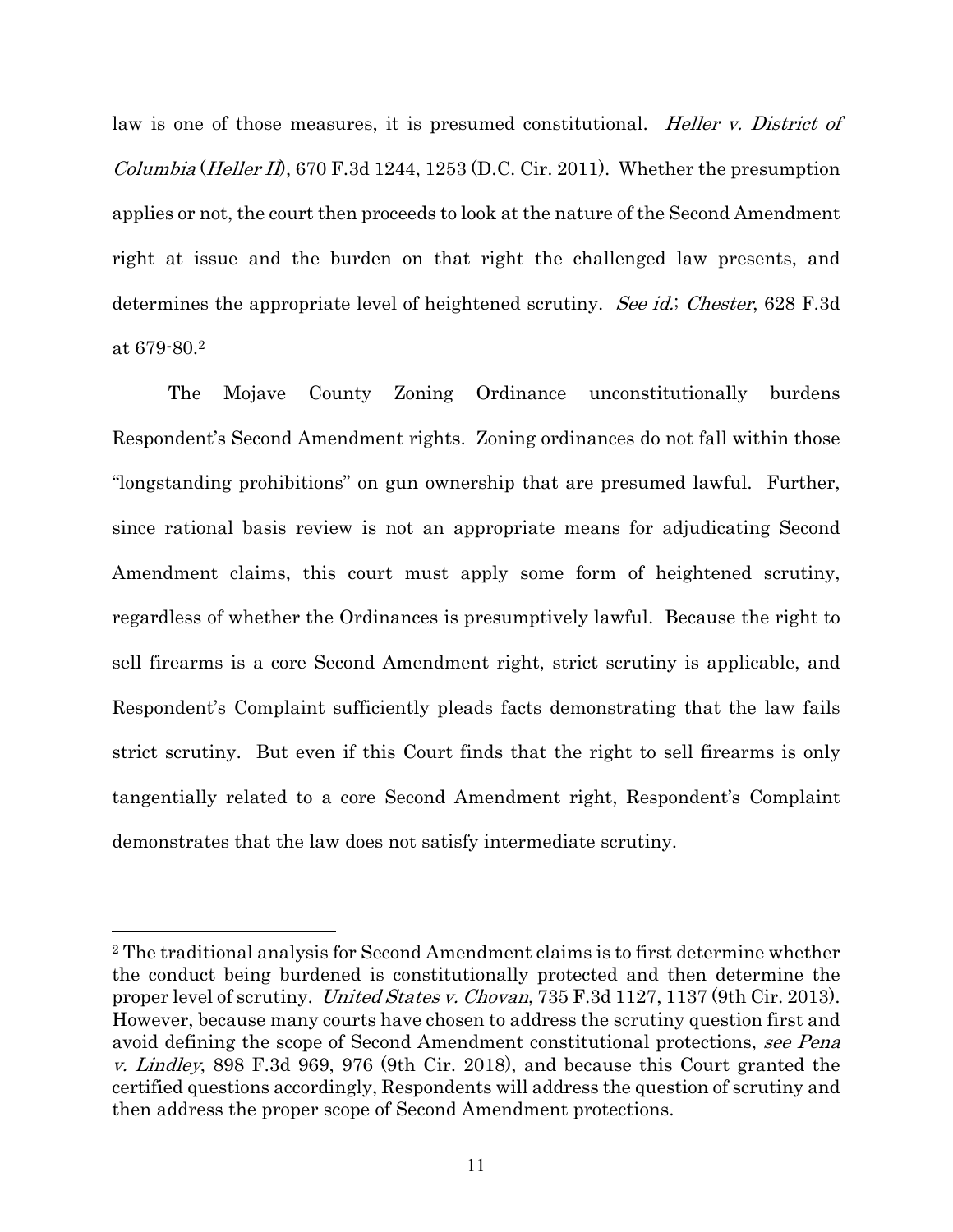law is one of those measures, it is presumed constitutional. *Heller v. District of Columbia* (*Heller II*), 670 F.3d 1244, 1253 (D.C. Cir. 2011). Whether the presumption applies or not, the court then proceeds to look at the nature of the Second Amendment right at issue and the burden on that right the challenged law presents, and determines the appropriate level of heightened scrutiny. *See id.*; *Chester*, 628 F.3d at 679-80.[2]

The Mojave County Zoning Ordinance unconstitutionally burdens Respondent's Second Amendment rights. Zoning ordinances do not fall within those "longstanding prohibitions" on gun ownership that are presumed lawful. Further, since rational basis review is not an appropriate means for adjudicating Second Amendment claims, this court must apply some form of heightened scrutiny, regardless of whether the Ordinances is presumptively lawful. Because the right to sell firearms is a core Second Amendment right, strict scrutiny is applicable, and Respondent's Complaint sufficiently pleads facts demonstrating that the law fails strict scrutiny. But even if this Court finds that the right to sell firearms is only tangentially related to a core Second Amendment right, Respondent's Complaint demonstrates that the law does not satisfy intermediate scrutiny.

---

[2] The traditional analysis for Second Amendment claims is to first determine whether the conduct being burdened is constitutionally protected and then determine the proper level of scrutiny. *United States v. Chovan*, 735 F.3d 1127, 1137 (9th Cir. 2013). However, because many courts have chosen to address the scrutiny question first and avoid defining the scope of Second Amendment constitutional protections, *see Pena v. Lindley*, 898 F.3d 969, 976 (9th Cir. 2018), and because this Court granted the certified questions accordingly, Respondents will address the question of scrutiny and then address the proper scope of Second Amendment protections.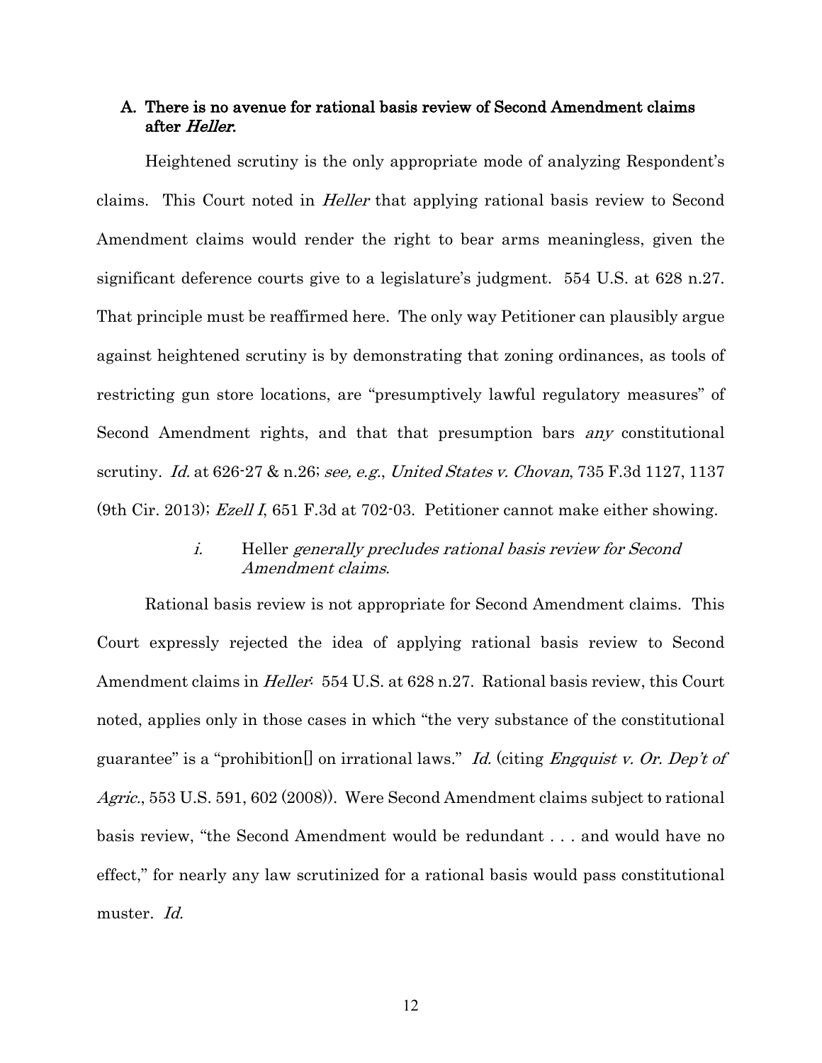### A. There is no avenue for rational basis review of Second Amendment claims after *Heller*.

Heightened scrutiny is the only appropriate mode of analyzing Respondent's claims. This Court noted in *Heller* that applying rational basis review to Second Amendment claims would render the right to bear arms meaningless, given the significant deference courts give to a legislature's judgment. 554 U.S. at 628 n.27. That principle must be reaffirmed here. The only way Petitioner can plausibly argue against heightened scrutiny is by demonstrating that zoning ordinances, as tools of restricting gun store locations, are "presumptively lawful regulatory measures" of Second Amendment rights, and that that presumption bars *any* constitutional scrutiny. *Id.* at 626-27 & n.26; *see, e.g.*, *United States v. Chovan*, 735 F.3d 1127, 1137 (9th Cir. 2013); *Ezell I*, 651 F.3d at 702-03. Petitioner cannot make either showing.

#### *i.* Heller *generally precludes rational basis review for Second Amendment claims*.

Rational basis review is not appropriate for Second Amendment claims. This Court expressly rejected the idea of applying rational basis review to Second Amendment claims in *Heller*: 554 U.S. at 628 n.27. Rational basis review, this Court noted, applies only in those cases in which "the very substance of the constitutional guarantee" is a "prohibition[] on irrational laws." *Id.* (citing *Engquist v. Or. Dep't of Agric.*, 553 U.S. 591, 602 (2008)). Were Second Amendment claims subject to rational basis review, "the Second Amendment would be redundant . . . and would have no effect," for nearly any law scrutinized for a rational basis would pass constitutional muster. *Id.*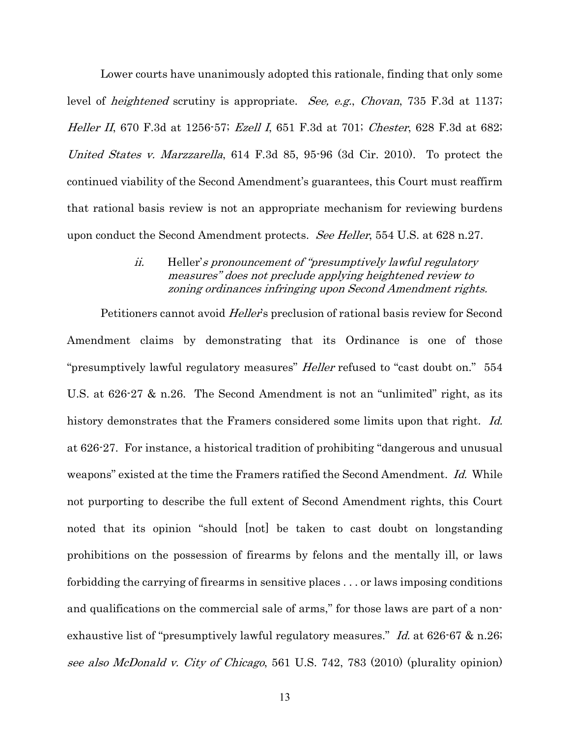Lower courts have unanimously adopted this rationale, finding that only some level of *heightened* scrutiny is appropriate. *See, e.g.*, *Chovan*, 735 F.3d at 1137; *Heller II*, 670 F.3d at 1256-57; *Ezell I*, 651 F.3d at 701; *Chester*, 628 F.3d at 682; *United States v. Marzzarella*, 614 F.3d 85, 95-96 (3d Cir. 2010). To protect the continued viability of the Second Amendment's guarantees, this Court must reaffirm that rational basis review is not an appropriate mechanism for reviewing burdens upon conduct the Second Amendment protects. *See Heller*, 554 U.S. at 628 n.27.

#### *ii.* Heller*'s pronouncement of "presumptively lawful regulatory measures" does not preclude applying heightened review to zoning ordinances infringing upon Second Amendment rights.*

Petitioners cannot avoid *Heller*'s preclusion of rational basis review for Second Amendment claims by demonstrating that its Ordinance is one of those "presumptively lawful regulatory measures" *Heller* refused to "cast doubt on." 554 U.S. at 626-27 & n.26. The Second Amendment is not an "unlimited" right, as its history demonstrates that the Framers considered some limits upon that right. *Id.* at 626-27. For instance, a historical tradition of prohibiting "dangerous and unusual weapons" existed at the time the Framers ratified the Second Amendment. *Id.* While not purporting to describe the full extent of Second Amendment rights, this Court noted that its opinion "should [not] be taken to cast doubt on longstanding prohibitions on the possession of firearms by felons and the mentally ill, or laws forbidding the carrying of firearms in sensitive places . . . or laws imposing conditions and qualifications on the commercial sale of arms," for those laws are part of a non-exhaustive list of "presumptively lawful regulatory measures." *Id.* at 626-67 & n.26; *see also McDonald v. City of Chicago*, 561 U.S. 742, 783 (2010) (plurality opinion)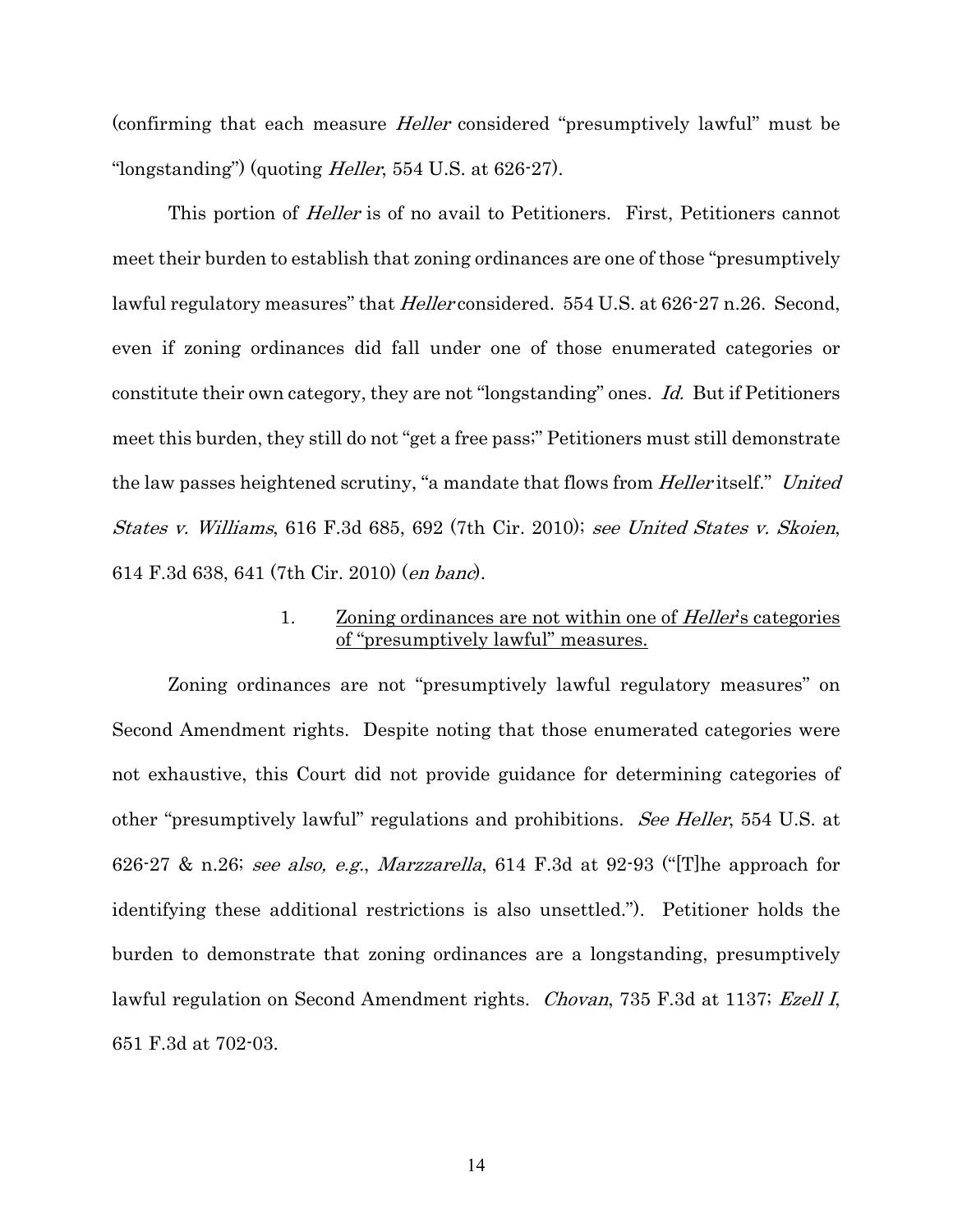(confirming that each measure *Heller* considered "presumptively lawful" must be "longstanding") (quoting *Heller*, 554 U.S. at 626-27).

This portion of *Heller* is of no avail to Petitioners. First, Petitioners cannot meet their burden to establish that zoning ordinances are one of those "presumptively lawful regulatory measures" that *Heller* considered. 554 U.S. at 626-27 n.26. Second, even if zoning ordinances did fall under one of those enumerated categories or constitute their own category, they are not "longstanding" ones. *Id.* But if Petitioners meet this burden, they still do not "get a free pass;" Petitioners must still demonstrate the law passes heightened scrutiny, "a mandate that flows from *Heller* itself." *United States v. Williams*, 616 F.3d 685, 692 (7th Cir. 2010); *see United States v. Skoien*, 614 F.3d 638, 641 (7th Cir. 2010) (*en banc*).

1. <u>Zoning ordinances are not within one of *Heller*'s categories of "presumptively lawful" measures.</u>

Zoning ordinances are not "presumptively lawful regulatory measures" on Second Amendment rights. Despite noting that those enumerated categories were not exhaustive, this Court did not provide guidance for determining categories of other "presumptively lawful" regulations and prohibitions. *See Heller*, 554 U.S. at 626-27 & n.26; *see also, e.g.*, *Marzzarella*, 614 F.3d at 92-93 ("[T]he approach for identifying these additional restrictions is also unsettled."). Petitioner holds the burden to demonstrate that zoning ordinances are a longstanding, presumptively lawful regulation on Second Amendment rights. *Chovan*, 735 F.3d at 1137; *Ezell I*, 651 F.3d at 702-03.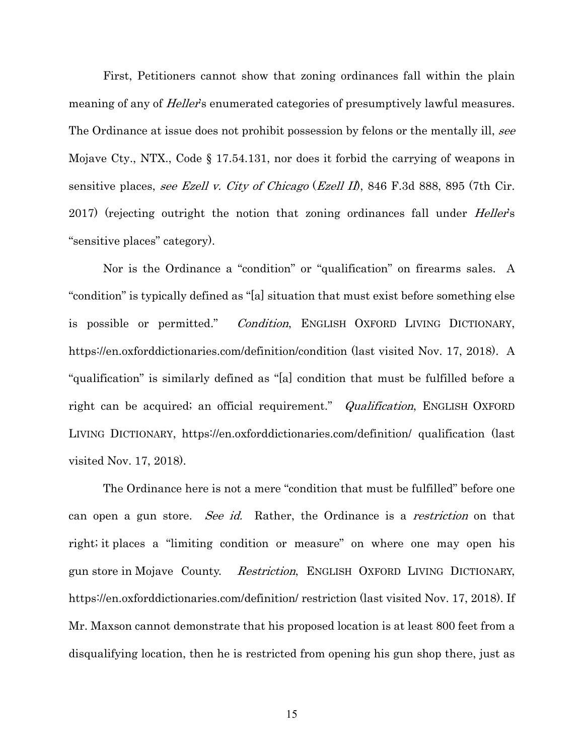First, Petitioners cannot show that zoning ordinances fall within the plain meaning of any of *Heller*'s enumerated categories of presumptively lawful measures. The Ordinance at issue does not prohibit possession by felons or the mentally ill, *see* Mojave Cty., NTX., Code § 17.54.131, nor does it forbid the carrying of weapons in sensitive places, *see Ezell v. City of Chicago* (*Ezell II*), 846 F.3d 888, 895 (7th Cir. 2017) (rejecting outright the notion that zoning ordinances fall under *Heller*'s "sensitive places" category).

Nor is the Ordinance a "condition" or "qualification" on firearms sales. A "condition" is typically defined as "[a] situation that must exist before something else is possible or permitted." *Condition*, ENGLISH OXFORD LIVING DICTIONARY, https://en.oxforddictionaries.com/definition/condition (last visited Nov. 17, 2018). A "qualification" is similarly defined as "[a] condition that must be fulfilled before a right can be acquired; an official requirement." *Qualification*, ENGLISH OXFORD LIVING DICTIONARY, https://en.oxforddictionaries.com/definition/ qualification (last visited Nov. 17, 2018).

The Ordinance here is not a mere "condition that must be fulfilled" before one can open a gun store. *See id.* Rather, the Ordinance is a *restriction* on that right; it places a "limiting condition or measure" on where one may open his gun store in Mojave County. *Restriction*, ENGLISH OXFORD LIVING DICTIONARY, https://en.oxforddictionaries.com/definition/ restriction (last visited Nov. 17, 2018). If Mr. Maxson cannot demonstrate that his proposed location is at least 800 feet from a disqualifying location, then he is restricted from opening his gun shop there, just as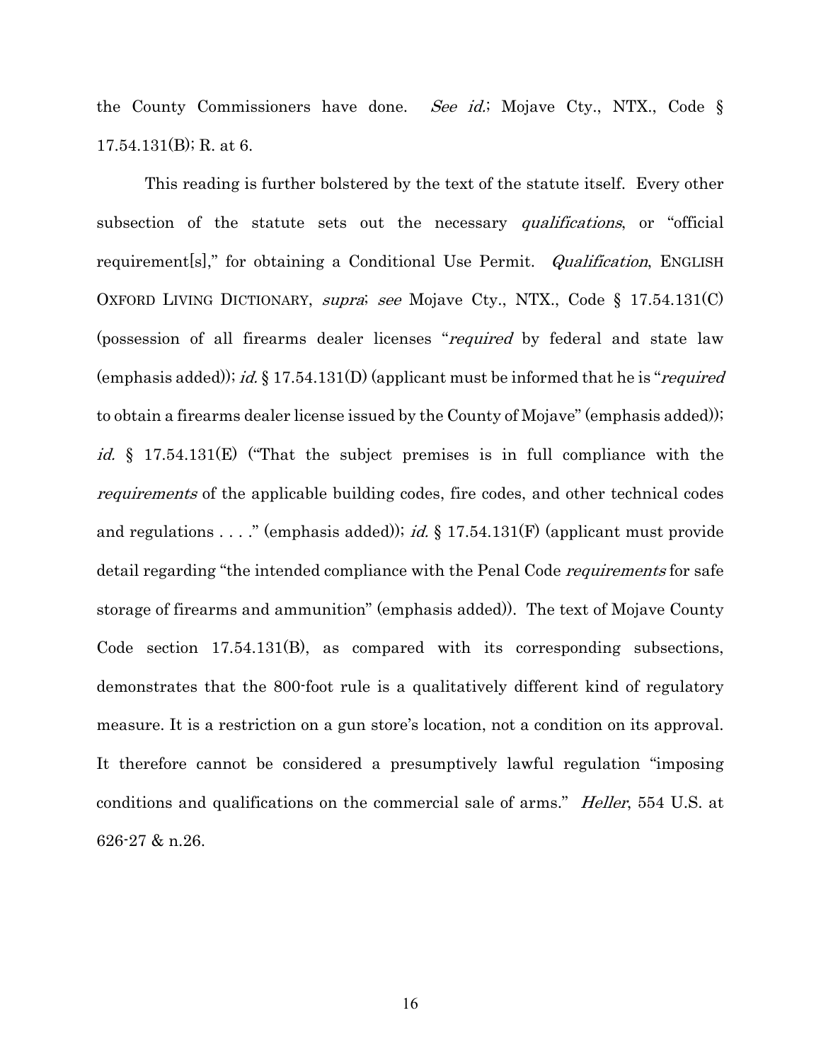the County Commissioners have done. *See id.*; Mojave Cty., NTX., Code § 17.54.131(B); R. at 6.

This reading is further bolstered by the text of the statute itself. Every other subsection of the statute sets out the necessary *qualifications*, or "official requirement[s]," for obtaining a Conditional Use Permit. *Qualification*, ENGLISH OXFORD LIVING DICTIONARY, *supra*; *see* Mojave Cty., NTX., Code § 17.54.131(C) (possession of all firearms dealer licenses "*required* by federal and state law (emphasis added)); *id.* § 17.54.131(D) (applicant must be informed that he is "*required* to obtain a firearms dealer license issued by the County of Mojave" (emphasis added)); *id.* § 17.54.131(E) ("That the subject premises is in full compliance with the *requirements* of the applicable building codes, fire codes, and other technical codes and regulations . . . ." (emphasis added)); *id.* § 17.54.131(F) (applicant must provide detail regarding "the intended compliance with the Penal Code *requirements* for safe storage of firearms and ammunition" (emphasis added)). The text of Mojave County Code section 17.54.131(B), as compared with its corresponding subsections, demonstrates that the 800-foot rule is a qualitatively different kind of regulatory measure. It is a restriction on a gun store's location, not a condition on its approval. It therefore cannot be considered a presumptively lawful regulation "imposing conditions and qualifications on the commercial sale of arms." *Heller*, 554 U.S. at 626-27 & n.26.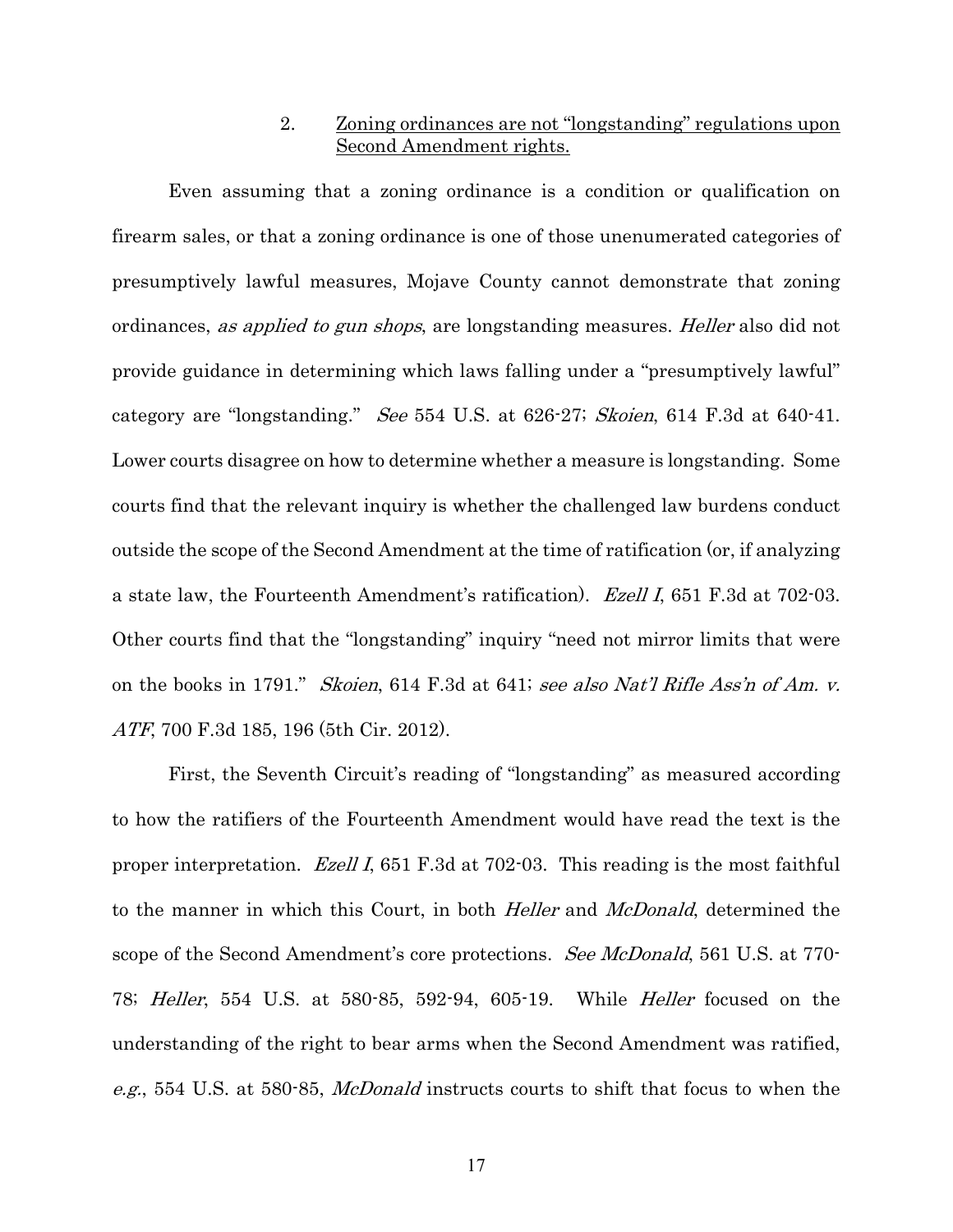### 2. Zoning ordinances are not "longstanding" regulations upon Second Amendment rights.

Even assuming that a zoning ordinance is a condition or qualification on firearm sales, or that a zoning ordinance is one of those unenumerated categories of presumptively lawful measures, Mojave County cannot demonstrate that zoning ordinances, *as applied to gun shops*, are longstanding measures. *Heller* also did not provide guidance in determining which laws falling under a "presumptively lawful" category are "longstanding." *See* 554 U.S. at 626-27; *Skoien*, 614 F.3d at 640-41. Lower courts disagree on how to determine whether a measure is longstanding. Some courts find that the relevant inquiry is whether the challenged law burdens conduct outside the scope of the Second Amendment at the time of ratification (or, if analyzing a state law, the Fourteenth Amendment's ratification). *Ezell I*, 651 F.3d at 702-03. Other courts find that the "longstanding" inquiry "need not mirror limits that were on the books in 1791." *Skoien*, 614 F.3d at 641; *see also Nat'l Rifle Ass'n of Am. v. ATF*, 700 F.3d 185, 196 (5th Cir. 2012).

First, the Seventh Circuit's reading of "longstanding" as measured according to how the ratifiers of the Fourteenth Amendment would have read the text is the proper interpretation. *Ezell I*, 651 F.3d at 702-03. This reading is the most faithful to the manner in which this Court, in both *Heller* and *McDonald*, determined the scope of the Second Amendment's core protections. *See McDonald*, 561 U.S. at 770-78; *Heller*, 554 U.S. at 580-85, 592-94, 605-19. While *Heller* focused on the understanding of the right to bear arms when the Second Amendment was ratified, *e.g.*, 554 U.S. at 580-85, *McDonald* instructs courts to shift that focus to when the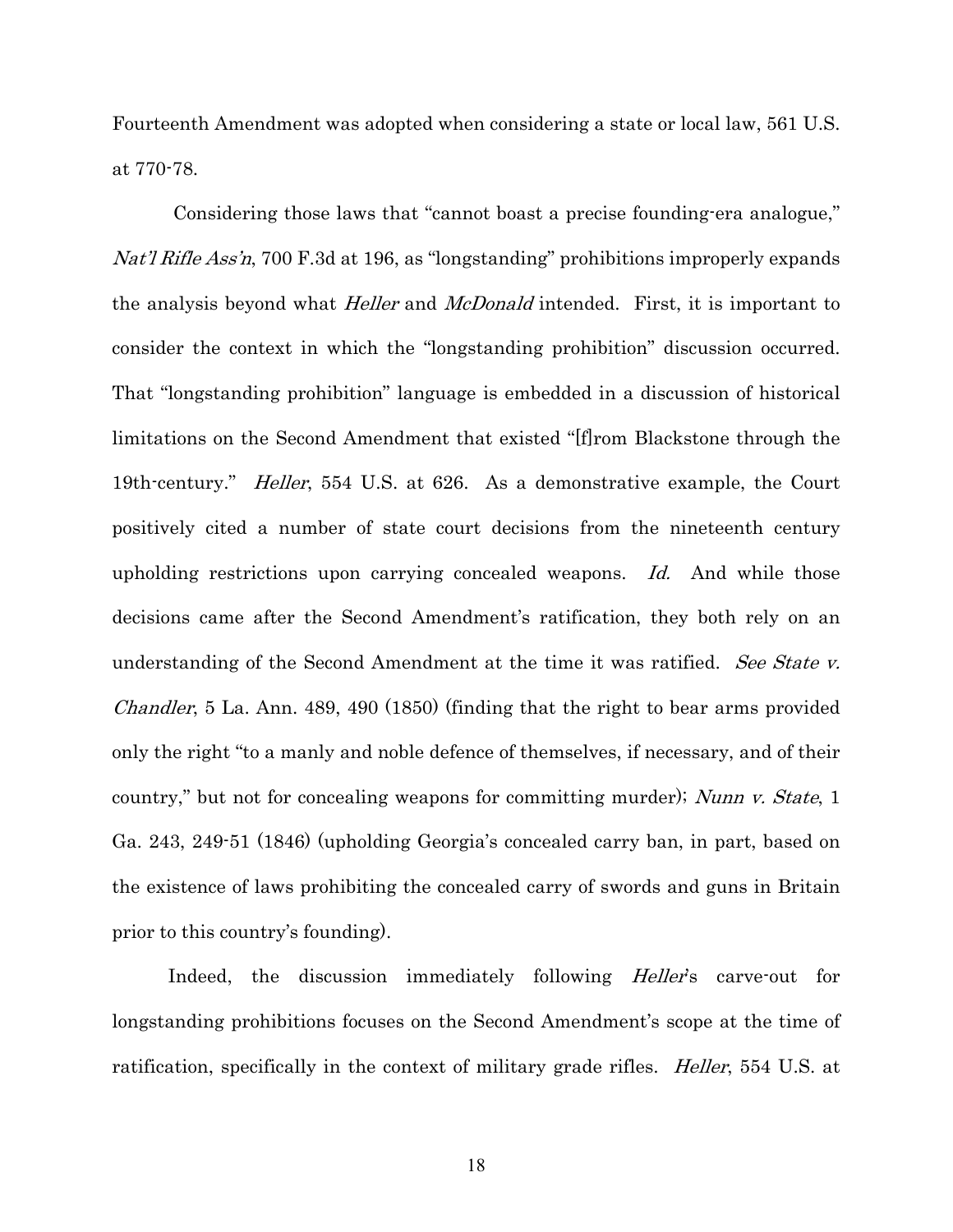Fourteenth Amendment was adopted when considering a state or local law, 561 U.S. at 770-78.

Considering those laws that "cannot boast a precise founding-era analogue," *Nat'l Rifle Ass'n*, 700 F.3d at 196, as "longstanding" prohibitions improperly expands the analysis beyond what *Heller* and *McDonald* intended. First, it is important to consider the context in which the "longstanding prohibition" discussion occurred. That "longstanding prohibition" language is embedded in a discussion of historical limitations on the Second Amendment that existed "[f]rom Blackstone through the 19th-century." *Heller*, 554 U.S. at 626. As a demonstrative example, the Court positively cited a number of state court decisions from the nineteenth century upholding restrictions upon carrying concealed weapons. *Id.* And while those decisions came after the Second Amendment's ratification, they both rely on an understanding of the Second Amendment at the time it was ratified. *See State v. Chandler*, 5 La. Ann. 489, 490 (1850) (finding that the right to bear arms provided only the right "to a manly and noble defence of themselves, if necessary, and of their country," but not for concealing weapons for committing murder); *Nunn v. State*, 1 Ga. 243, 249-51 (1846) (upholding Georgia's concealed carry ban, in part, based on the existence of laws prohibiting the concealed carry of swords and guns in Britain prior to this country's founding).

Indeed, the discussion immediately following *Heller*'s carve-out for longstanding prohibitions focuses on the Second Amendment's scope at the time of ratification, specifically in the context of military grade rifles. *Heller*, 554 U.S. at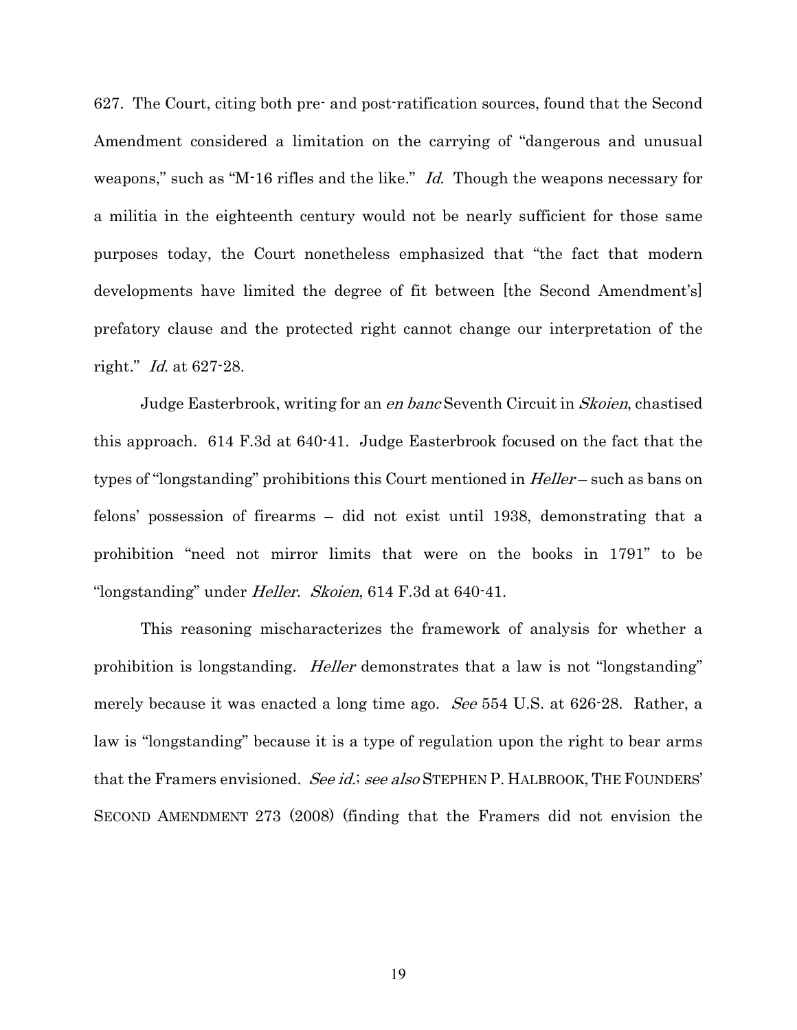627. The Court, citing both pre- and post-ratification sources, found that the Second Amendment considered a limitation on the carrying of "dangerous and unusual weapons," such as "M-16 rifles and the like." *Id.* Though the weapons necessary for a militia in the eighteenth century would not be nearly sufficient for those same purposes today, the Court nonetheless emphasized that "the fact that modern developments have limited the degree of fit between [the Second Amendment's] prefatory clause and the protected right cannot change our interpretation of the right." *Id.* at 627-28.

Judge Easterbrook, writing for an *en banc* Seventh Circuit in *Skoien*, chastised this approach. 614 F.3d at 640-41. Judge Easterbrook focused on the fact that the types of "longstanding" prohibitions this Court mentioned in *Heller* – such as bans on felons' possession of firearms – did not exist until 1938, demonstrating that a prohibition "need not mirror limits that were on the books in 1791" to be "longstanding" under *Heller*. *Skoien*, 614 F.3d at 640-41.

This reasoning mischaracterizes the framework of analysis for whether a prohibition is longstanding. *Heller* demonstrates that a law is not "longstanding" merely because it was enacted a long time ago. *See* 554 U.S. at 626-28. Rather, a law is "longstanding" because it is a type of regulation upon the right to bear arms that the Framers envisioned. *See id.*; *see also* STEPHEN P. HALBROOK, THE FOUNDERS' SECOND AMENDMENT 273 (2008) (finding that the Framers did not envision the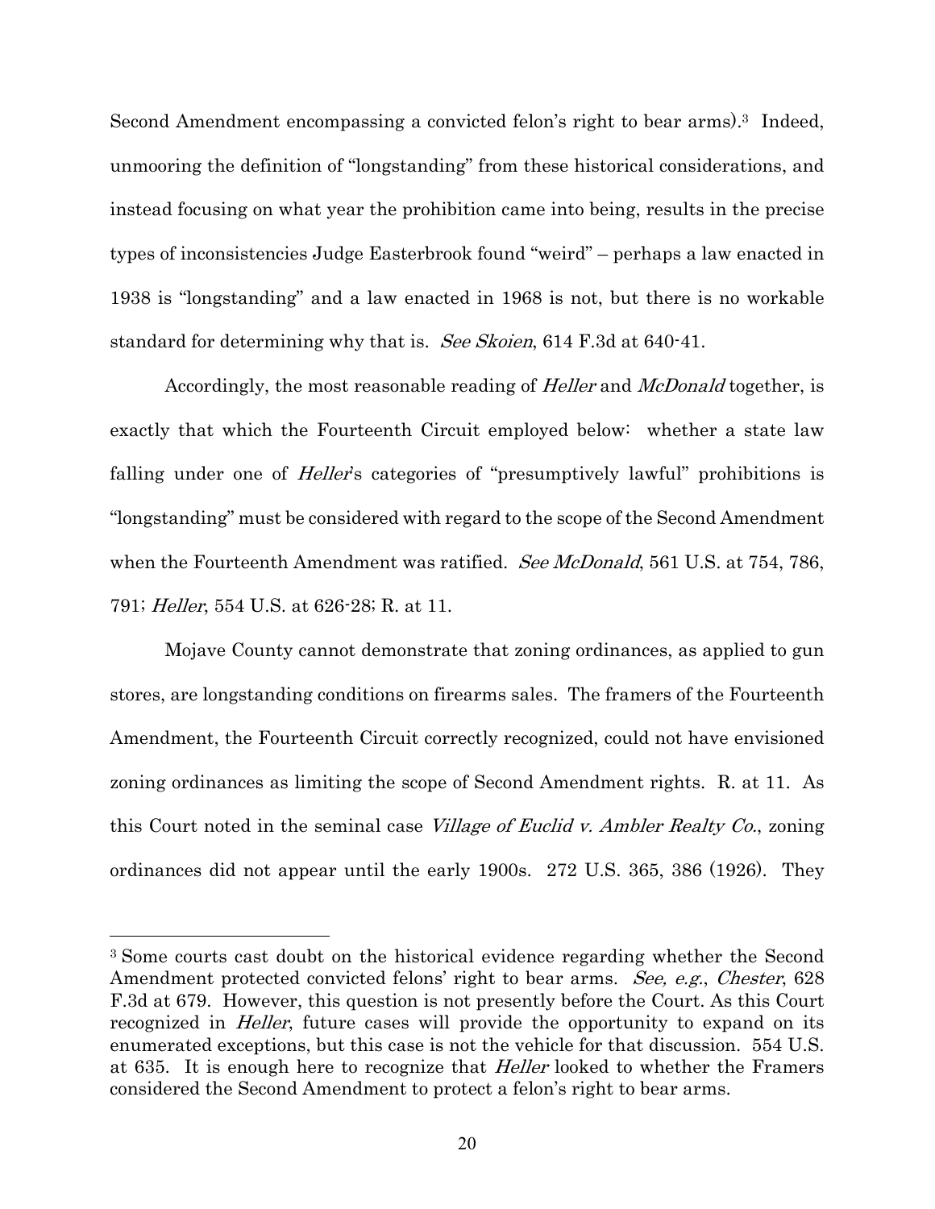Second Amendment encompassing a convicted felon's right to bear arms).[3] Indeed, unmooring the definition of "longstanding" from these historical considerations, and instead focusing on what year the prohibition came into being, results in the precise types of inconsistencies Judge Easterbrook found "weird" – perhaps a law enacted in 1938 is "longstanding" and a law enacted in 1968 is not, but there is no workable standard for determining why that is. *See Skoien*, 614 F.3d at 640-41.

Accordingly, the most reasonable reading of *Heller* and *McDonald* together, is exactly that which the Fourteenth Circuit employed below: whether a state law falling under one of *Heller*'s categories of "presumptively lawful" prohibitions is "longstanding" must be considered with regard to the scope of the Second Amendment when the Fourteenth Amendment was ratified. *See McDonald*, 561 U.S. at 754, 786, 791; *Heller*, 554 U.S. at 626-28; R. at 11.

Mojave County cannot demonstrate that zoning ordinances, as applied to gun stores, are longstanding conditions on firearms sales. The framers of the Fourteenth Amendment, the Fourteenth Circuit correctly recognized, could not have envisioned zoning ordinances as limiting the scope of Second Amendment rights. R. at 11. As this Court noted in the seminal case *Village of Euclid v. Ambler Realty Co.*, zoning ordinances did not appear until the early 1900s. 272 U.S. 365, 386 (1926). They

---

[3] Some courts cast doubt on the historical evidence regarding whether the Second Amendment protected convicted felons' right to bear arms. *See, e.g.*, *Chester*, 628 F.3d at 679. However, this question is not presently before the Court. As this Court recognized in *Heller*, future cases will provide the opportunity to expand on its enumerated exceptions, but this case is not the vehicle for that discussion. 554 U.S. at 635. It is enough here to recognize that *Heller* looked to whether the Framers considered the Second Amendment to protect a felon's right to bear arms.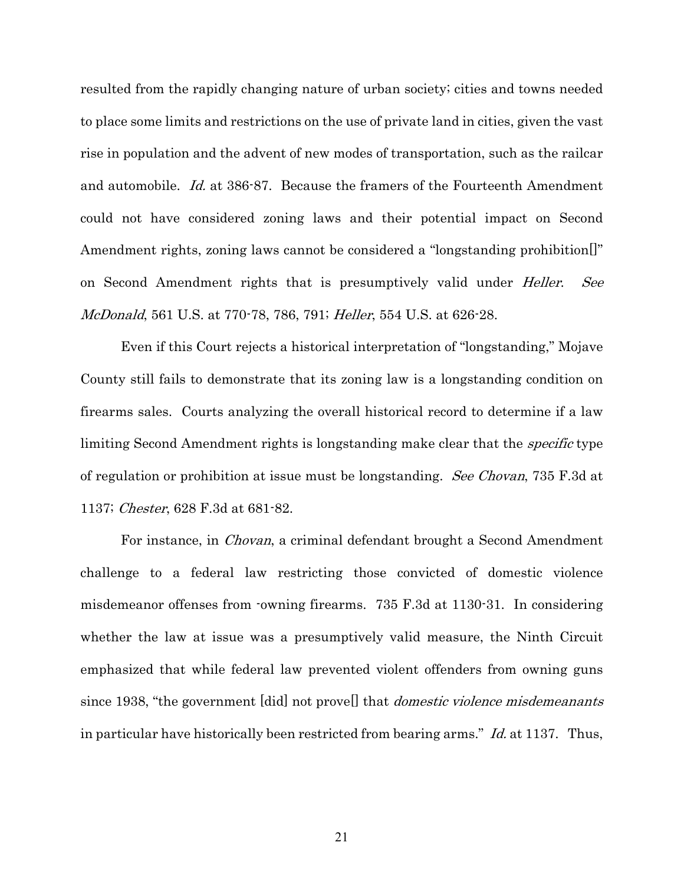resulted from the rapidly changing nature of urban society; cities and towns needed to place some limits and restrictions on the use of private land in cities, given the vast rise in population and the advent of new modes of transportation, such as the railcar and automobile. *Id.* at 386-87. Because the framers of the Fourteenth Amendment could not have considered zoning laws and their potential impact on Second Amendment rights, zoning laws cannot be considered a "longstanding prohibition[]" on Second Amendment rights that is presumptively valid under *Heller*. *See McDonald*, 561 U.S. at 770-78, 786, 791; *Heller*, 554 U.S. at 626-28.

Even if this Court rejects a historical interpretation of "longstanding," Mojave County still fails to demonstrate that its zoning law is a longstanding condition on firearms sales. Courts analyzing the overall historical record to determine if a law limiting Second Amendment rights is longstanding make clear that the *specific* type of regulation or prohibition at issue must be longstanding. *See Chovan*, 735 F.3d at 1137; *Chester*, 628 F.3d at 681-82.

For instance, in *Chovan*, a criminal defendant brought a Second Amendment challenge to a federal law restricting those convicted of domestic violence misdemeanor offenses from -owning firearms. 735 F.3d at 1130-31. In considering whether the law at issue was a presumptively valid measure, the Ninth Circuit emphasized that while federal law prevented violent offenders from owning guns since 1938, "the government [did] not prove[] that *domestic violence misdemeanants* in particular have historically been restricted from bearing arms." *Id.* at 1137. Thus,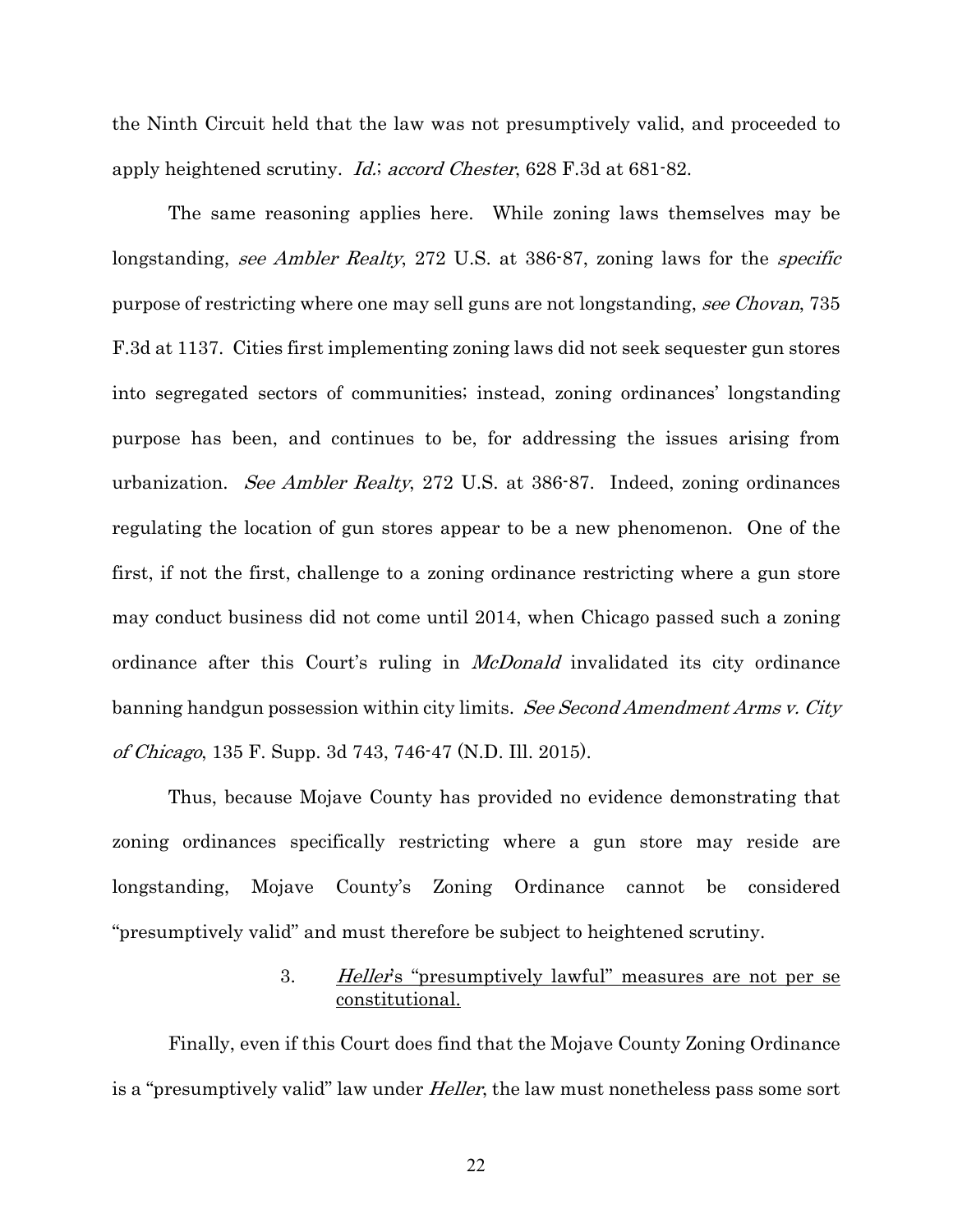the Ninth Circuit held that the law was not presumptively valid, and proceeded to apply heightened scrutiny. *Id.*; *accord Chester*, 628 F.3d at 681-82.

The same reasoning applies here. While zoning laws themselves may be longstanding, *see Ambler Realty*, 272 U.S. at 386-87, zoning laws for the *specific* purpose of restricting where one may sell guns are not longstanding, *see Chovan*, 735 F.3d at 1137. Cities first implementing zoning laws did not seek sequester gun stores into segregated sectors of communities; instead, zoning ordinances' longstanding purpose has been, and continues to be, for addressing the issues arising from urbanization. *See Ambler Realty*, 272 U.S. at 386-87. Indeed, zoning ordinances regulating the location of gun stores appear to be a new phenomenon. One of the first, if not the first, challenge to a zoning ordinance restricting where a gun store may conduct business did not come until 2014, when Chicago passed such a zoning ordinance after this Court's ruling in *McDonald* invalidated its city ordinance banning handgun possession within city limits. *See Second Amendment Arms v. City of Chicago*, 135 F. Supp. 3d 743, 746-47 (N.D. Ill. 2015).

Thus, because Mojave County has provided no evidence demonstrating that zoning ordinances specifically restricting where a gun store may reside are longstanding, Mojave County's Zoning Ordinance cannot be considered "presumptively valid" and must therefore be subject to heightened scrutiny.

### 3. <u>*Heller*'s "presumptively lawful" measures are not per se constitutional.</u>

Finally, even if this Court does find that the Mojave County Zoning Ordinance is a "presumptively valid" law under *Heller*, the law must nonetheless pass some sort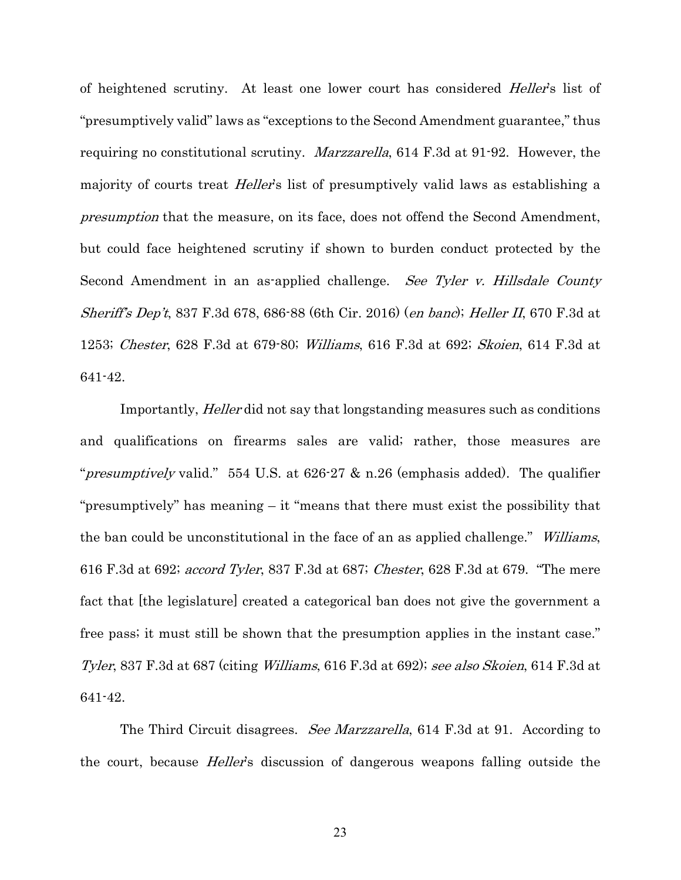of heightened scrutiny. At least one lower court has considered *Heller*'s list of "presumptively valid" laws as "exceptions to the Second Amendment guarantee," thus requiring no constitutional scrutiny. *Marzzarella*, 614 F.3d at 91-92. However, the majority of courts treat *Heller*'s list of presumptively valid laws as establishing a *presumption* that the measure, on its face, does not offend the Second Amendment, but could face heightened scrutiny if shown to burden conduct protected by the Second Amendment in an as-applied challenge. *See Tyler v. Hillsdale County Sheriff's Dep't*, 837 F.3d 678, 686-88 (6th Cir. 2016) (*en banc*); *Heller II*, 670 F.3d at 1253; *Chester*, 628 F.3d at 679-80; *Williams*, 616 F.3d at 692; *Skoien*, 614 F.3d at 641-42.

Importantly, *Heller* did not say that longstanding measures such as conditions and qualifications on firearms sales are valid; rather, those measures are "*presumptively* valid." 554 U.S. at 626-27 & n.26 (emphasis added). The qualifier "presumptively" has meaning – it "means that there must exist the possibility that the ban could be unconstitutional in the face of an as applied challenge." *Williams*, 616 F.3d at 692; *accord Tyler*, 837 F.3d at 687; *Chester*, 628 F.3d at 679. "The mere fact that [the legislature] created a categorical ban does not give the government a free pass; it must still be shown that the presumption applies in the instant case." *Tyler*, 837 F.3d at 687 (citing *Williams*, 616 F.3d at 692); *see also Skoien*, 614 F.3d at 641-42.

The Third Circuit disagrees. *See Marzzarella*, 614 F.3d at 91. According to the court, because *Heller*'s discussion of dangerous weapons falling outside the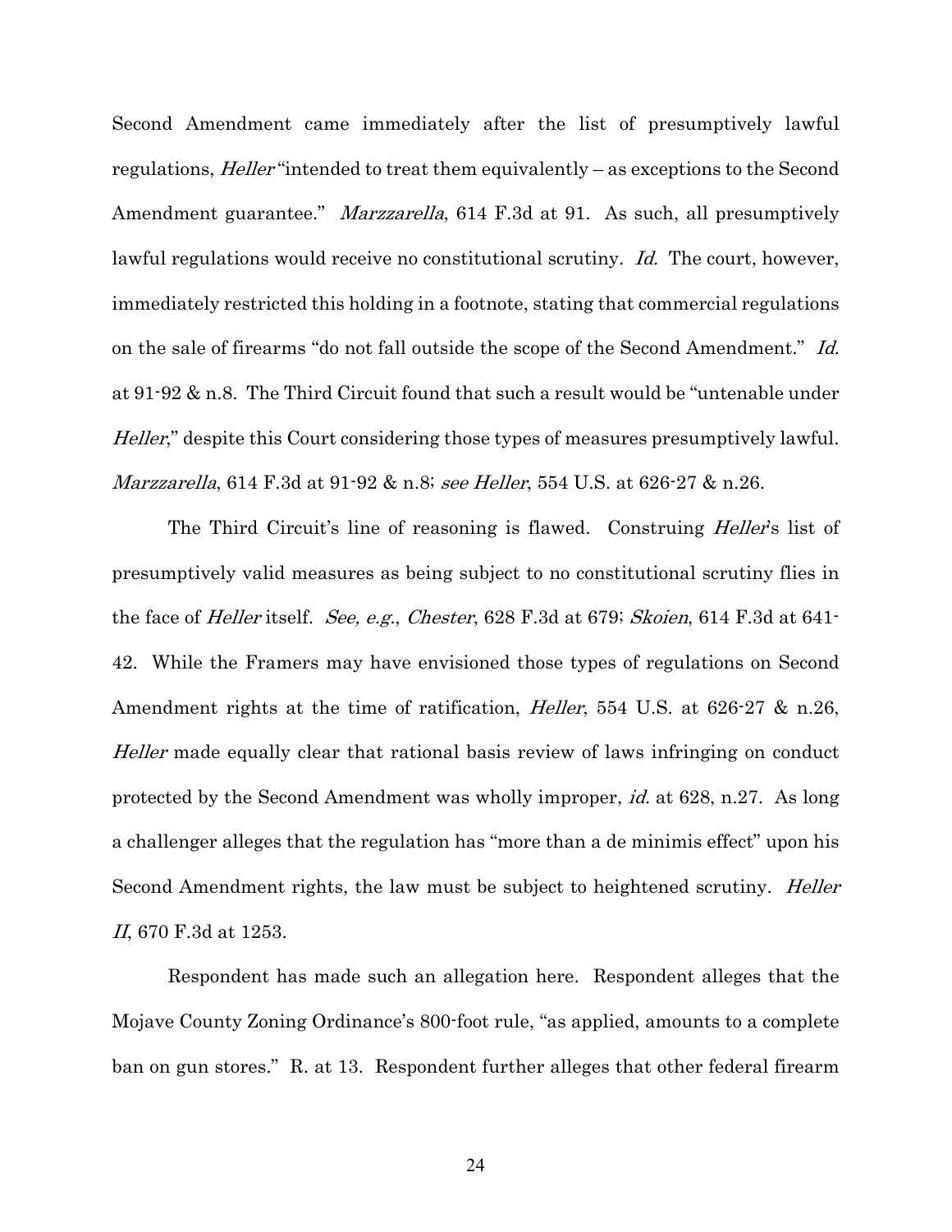Second Amendment came immediately after the list of presumptively lawful regulations, *Heller* "intended to treat them equivalently – as exceptions to the Second Amendment guarantee." *Marzzarella*, 614 F.3d at 91. As such, all presumptively lawful regulations would receive no constitutional scrutiny. *Id.* The court, however, immediately restricted this holding in a footnote, stating that commercial regulations on the sale of firearms "do not fall outside the scope of the Second Amendment." *Id.* at 91-92 & n.8. The Third Circuit found that such a result would be "untenable under *Heller*," despite this Court considering those types of measures presumptively lawful. *Marzzarella*, 614 F.3d at 91-92 & n.8; *see Heller*, 554 U.S. at 626-27 & n.26.

The Third Circuit's line of reasoning is flawed. Construing *Heller*'s list of presumptively valid measures as being subject to no constitutional scrutiny flies in the face of *Heller* itself. *See, e.g.*, *Chester*, 628 F.3d at 679; *Skoien*, 614 F.3d at 641-42. While the Framers may have envisioned those types of regulations on Second Amendment rights at the time of ratification, *Heller*, 554 U.S. at 626-27 & n.26, *Heller* made equally clear that rational basis review of laws infringing on conduct protected by the Second Amendment was wholly improper, *id.* at 628, n.27. As long a challenger alleges that the regulation has "more than a de minimis effect" upon his Second Amendment rights, the law must be subject to heightened scrutiny. *Heller II*, 670 F.3d at 1253.

Respondent has made such an allegation here. Respondent alleges that the Mojave County Zoning Ordinance's 800-foot rule, "as applied, amounts to a complete ban on gun stores." R. at 13. Respondent further alleges that other federal firearm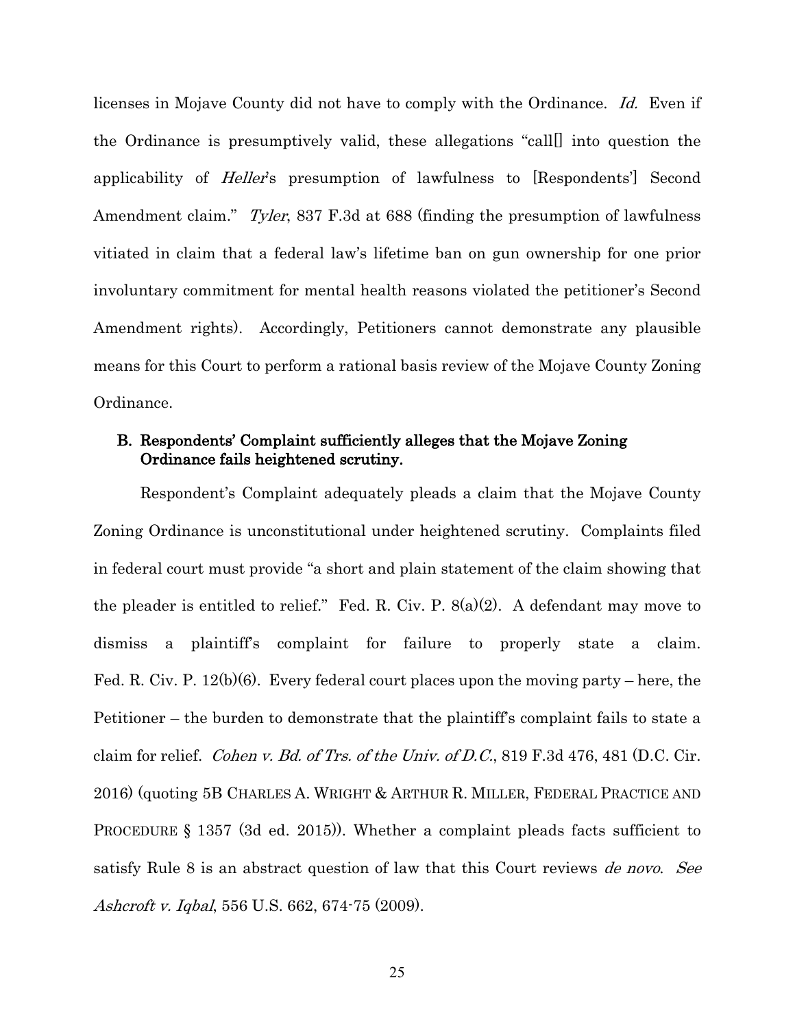licenses in Mojave County did not have to comply with the Ordinance. *Id.* Even if the Ordinance is presumptively valid, these allegations "call[] into question the applicability of *Heller*'s presumption of lawfulness to [Respondents'] Second Amendment claim." *Tyler*, 837 F.3d at 688 (finding the presumption of lawfulness vitiated in claim that a federal law's lifetime ban on gun ownership for one prior involuntary commitment for mental health reasons violated the petitioner's Second Amendment rights). Accordingly, Petitioners cannot demonstrate any plausible means for this Court to perform a rational basis review of the Mojave County Zoning Ordinance.

### B. Respondents' Complaint sufficiently alleges that the Mojave Zoning Ordinance fails heightened scrutiny.

Respondent's Complaint adequately pleads a claim that the Mojave County Zoning Ordinance is unconstitutional under heightened scrutiny. Complaints filed in federal court must provide "a short and plain statement of the claim showing that the pleader is entitled to relief." Fed. R. Civ. P. 8(a)(2). A defendant may move to dismiss a plaintiff's complaint for failure to properly state a claim. Fed. R. Civ. P. 12(b)(6). Every federal court places upon the moving party – here, the Petitioner – the burden to demonstrate that the plaintiff's complaint fails to state a claim for relief. *Cohen v. Bd. of Trs. of the Univ. of D.C.*, 819 F.3d 476, 481 (D.C. Cir. 2016) (quoting 5B CHARLES A. WRIGHT & ARTHUR R. MILLER, FEDERAL PRACTICE AND PROCEDURE § 1357 (3d ed. 2015)). Whether a complaint pleads facts sufficient to satisfy Rule 8 is an abstract question of law that this Court reviews *de novo*. *See Ashcroft v. Iqbal*, 556 U.S. 662, 674-75 (2009).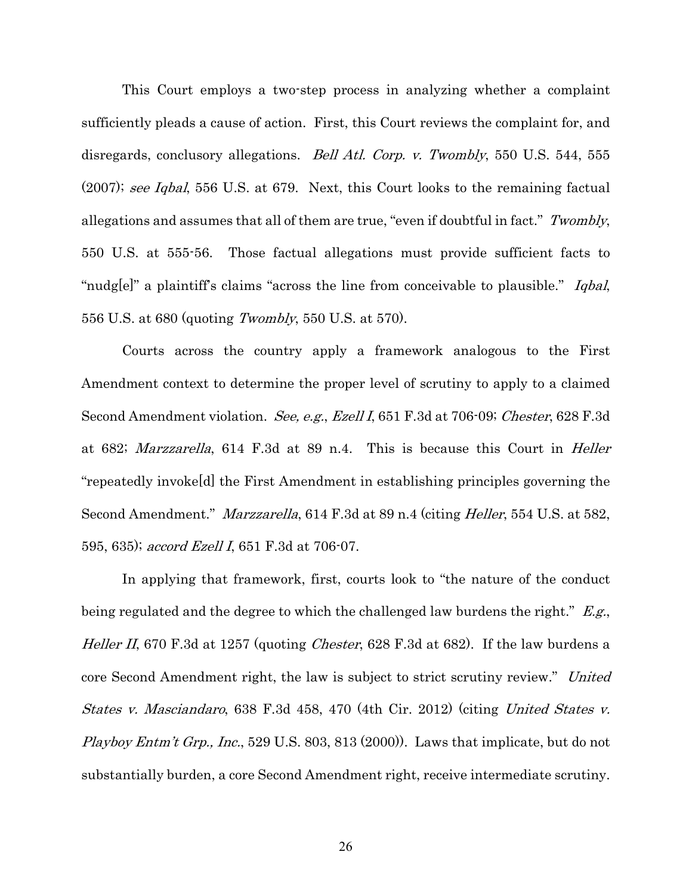This Court employs a two-step process in analyzing whether a complaint sufficiently pleads a cause of action. First, this Court reviews the complaint for, and disregards, conclusory allegations. *Bell Atl. Corp. v. Twombly*, 550 U.S. 544, 555 (2007); *see Iqbal*, 556 U.S. at 679. Next, this Court looks to the remaining factual allegations and assumes that all of them are true, "even if doubtful in fact." *Twombly*, 550 U.S. at 555-56. Those factual allegations must provide sufficient facts to "nudg[e]" a plaintiff's claims "across the line from conceivable to plausible." *Iqbal*, 556 U.S. at 680 (quoting *Twombly*, 550 U.S. at 570).

Courts across the country apply a framework analogous to the First Amendment context to determine the proper level of scrutiny to apply to a claimed Second Amendment violation. *See, e.g.*, *Ezell I*, 651 F.3d at 706-09; *Chester*, 628 F.3d at 682; *Marzzarella*, 614 F.3d at 89 n.4. This is because this Court in *Heller* "repeatedly invoke[d] the First Amendment in establishing principles governing the Second Amendment." *Marzzarella*, 614 F.3d at 89 n.4 (citing *Heller*, 554 U.S. at 582, 595, 635); *accord Ezell I*, 651 F.3d at 706-07.

In applying that framework, first, courts look to "the nature of the conduct being regulated and the degree to which the challenged law burdens the right." *E.g.*, *Heller II*, 670 F.3d at 1257 (quoting *Chester*, 628 F.3d at 682). If the law burdens a core Second Amendment right, the law is subject to strict scrutiny review." *United States v. Masciandaro*, 638 F.3d 458, 470 (4th Cir. 2012) (citing *United States v. Playboy Entm't Grp., Inc.*, 529 U.S. 803, 813 (2000)). Laws that implicate, but do not substantially burden, a core Second Amendment right, receive intermediate scrutiny.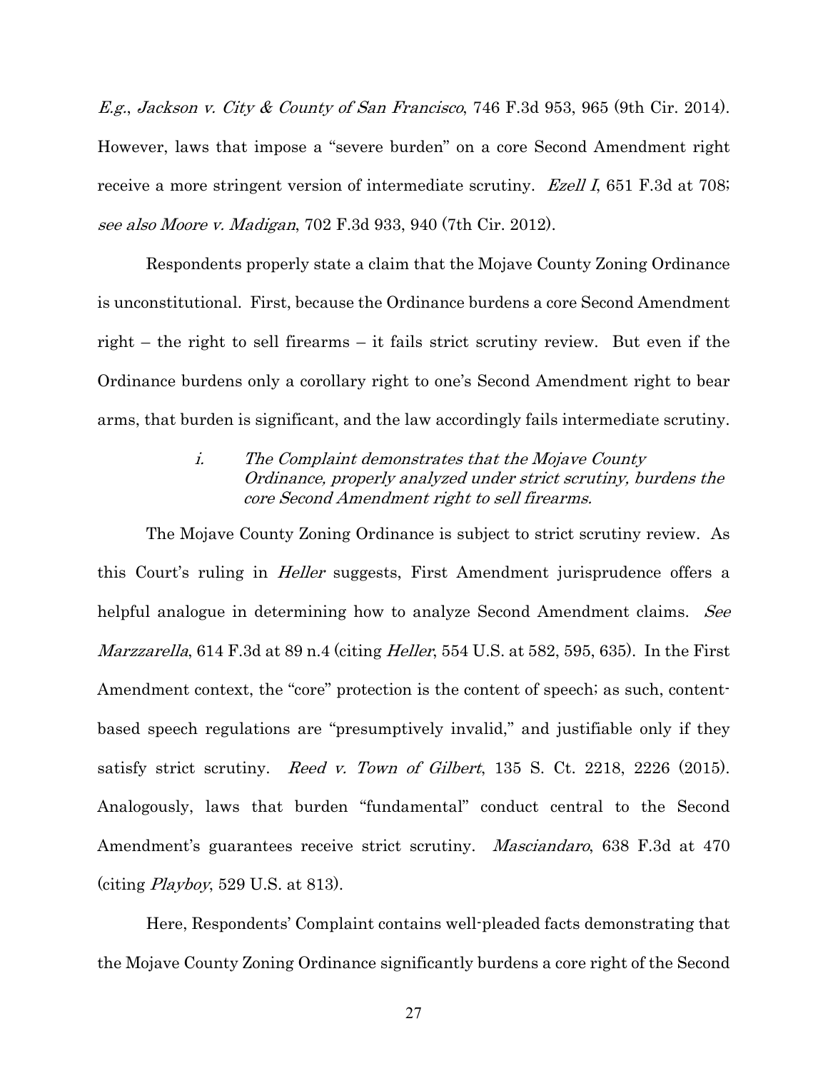*E.g.*, *Jackson v. City & County of San Francisco*, 746 F.3d 953, 965 (9th Cir. 2014). However, laws that impose a "severe burden" on a core Second Amendment right receive a more stringent version of intermediate scrutiny. *Ezell I*, 651 F.3d at 708; *see also Moore v. Madigan*, 702 F.3d 933, 940 (7th Cir. 2012).

Respondents properly state a claim that the Mojave County Zoning Ordinance is unconstitutional. First, because the Ordinance burdens a core Second Amendment right – the right to sell firearms – it fails strict scrutiny review. But even if the Ordinance burdens only a corollary right to one's Second Amendment right to bear arms, that burden is significant, and the law accordingly fails intermediate scrutiny.

> *i. The Complaint demonstrates that the Mojave County Ordinance, properly analyzed under strict scrutiny, burdens the core Second Amendment right to sell firearms.*

The Mojave County Zoning Ordinance is subject to strict scrutiny review. As this Court's ruling in *Heller* suggests, First Amendment jurisprudence offers a helpful analogue in determining how to analyze Second Amendment claims. *See Marzzarella*, 614 F.3d at 89 n.4 (citing *Heller*, 554 U.S. at 582, 595, 635). In the First Amendment context, the "core" protection is the content of speech; as such, content-based speech regulations are "presumptively invalid," and justifiable only if they satisfy strict scrutiny. *Reed v. Town of Gilbert*, 135 S. Ct. 2218, 2226 (2015). Analogously, laws that burden "fundamental" conduct central to the Second Amendment's guarantees receive strict scrutiny. *Masciandaro*, 638 F.3d at 470 (citing *Playboy*, 529 U.S. at 813).

Here, Respondents' Complaint contains well-pleaded facts demonstrating that the Mojave County Zoning Ordinance significantly burdens a core right of the Second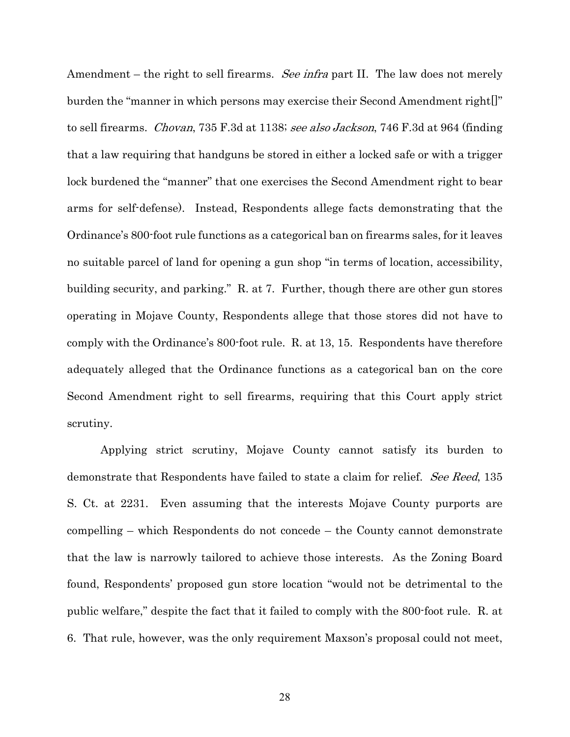Amendment – the right to sell firearms. *See infra* part II. The law does not merely burden the "manner in which persons may exercise their Second Amendment right[]" to sell firearms. *Chovan*, 735 F.3d at 1138; *see also Jackson*, 746 F.3d at 964 (finding that a law requiring that handguns be stored in either a locked safe or with a trigger lock burdened the "manner" that one exercises the Second Amendment right to bear arms for self-defense). Instead, Respondents allege facts demonstrating that the Ordinance's 800-foot rule functions as a categorical ban on firearms sales, for it leaves no suitable parcel of land for opening a gun shop "in terms of location, accessibility, building security, and parking." R. at 7. Further, though there are other gun stores operating in Mojave County, Respondents allege that those stores did not have to comply with the Ordinance's 800-foot rule. R. at 13, 15. Respondents have therefore adequately alleged that the Ordinance functions as a categorical ban on the core Second Amendment right to sell firearms, requiring that this Court apply strict scrutiny.

Applying strict scrutiny, Mojave County cannot satisfy its burden to demonstrate that Respondents have failed to state a claim for relief. *See Reed*, 135 S. Ct. at 2231. Even assuming that the interests Mojave County purports are compelling – which Respondents do not concede – the County cannot demonstrate that the law is narrowly tailored to achieve those interests. As the Zoning Board found, Respondents' proposed gun store location "would not be detrimental to the public welfare," despite the fact that it failed to comply with the 800-foot rule. R. at 6. That rule, however, was the only requirement Maxson's proposal could not meet,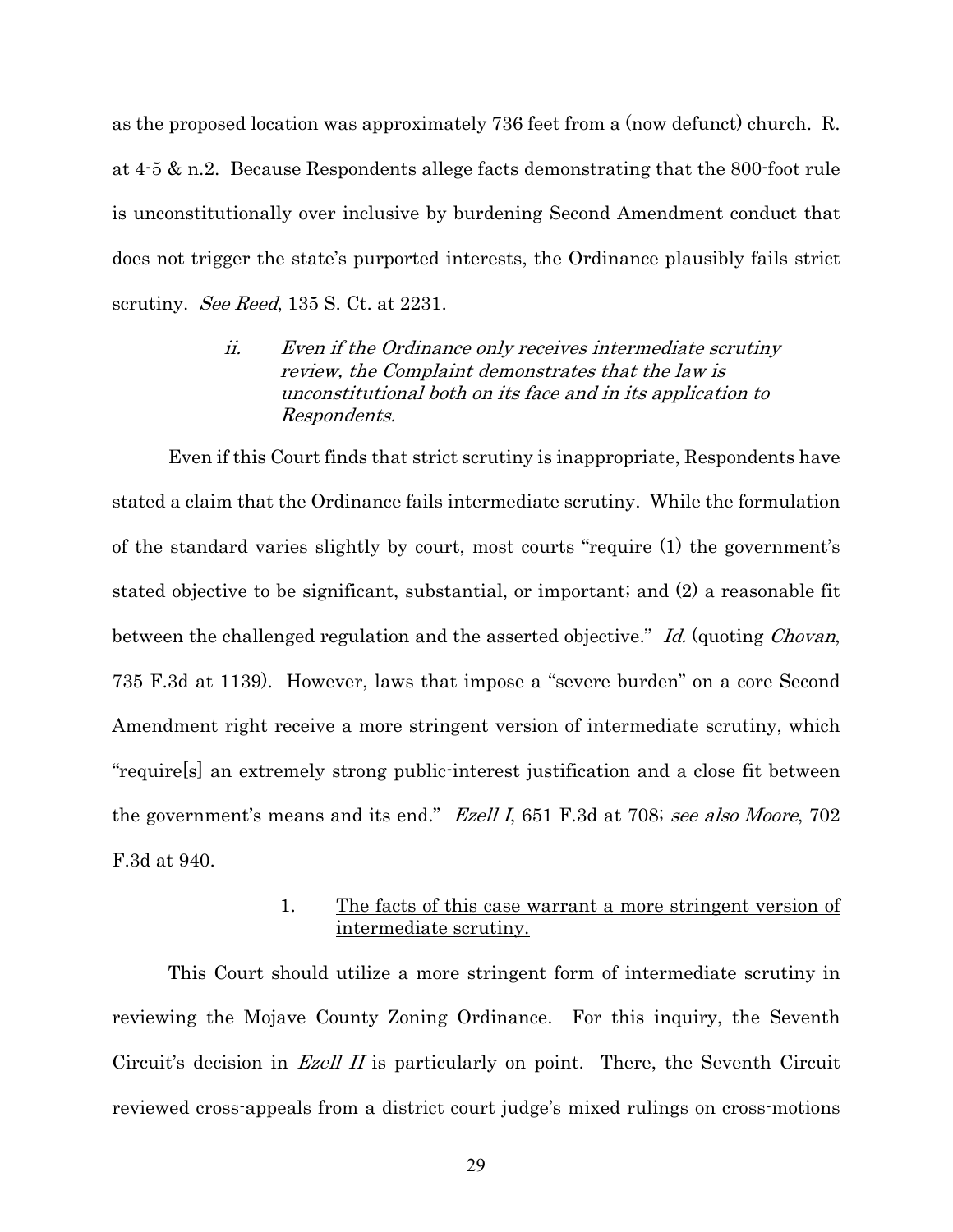as the proposed location was approximately 736 feet from a (now defunct) church. R. at 4-5 & n.2. Because Respondents allege facts demonstrating that the 800-foot rule is unconstitutionally over inclusive by burdening Second Amendment conduct that does not trigger the state's purported interests, the Ordinance plausibly fails strict scrutiny. *See Reed*, 135 S. Ct. at 2231.

> *ii. Even if the Ordinance only receives intermediate scrutiny review, the Complaint demonstrates that the law is unconstitutional both on its face and in its application to Respondents.*

Even if this Court finds that strict scrutiny is inappropriate, Respondents have stated a claim that the Ordinance fails intermediate scrutiny. While the formulation of the standard varies slightly by court, most courts "require (1) the government's stated objective to be significant, substantial, or important; and (2) a reasonable fit between the challenged regulation and the asserted objective." *Id.* (quoting *Chovan*, 735 F.3d at 1139). However, laws that impose a "severe burden" on a core Second Amendment right receive a more stringent version of intermediate scrutiny, which "require[s] an extremely strong public-interest justification and a close fit between the government's means and its end." *Ezell I*, 651 F.3d at 708; *see also Moore*, 702 F.3d at 940.

> 1. <u>The facts of this case warrant a more stringent version of intermediate scrutiny.</u>

This Court should utilize a more stringent form of intermediate scrutiny in reviewing the Mojave County Zoning Ordinance. For this inquiry, the Seventh Circuit's decision in *Ezell II* is particularly on point. There, the Seventh Circuit reviewed cross-appeals from a district court judge's mixed rulings on cross-motions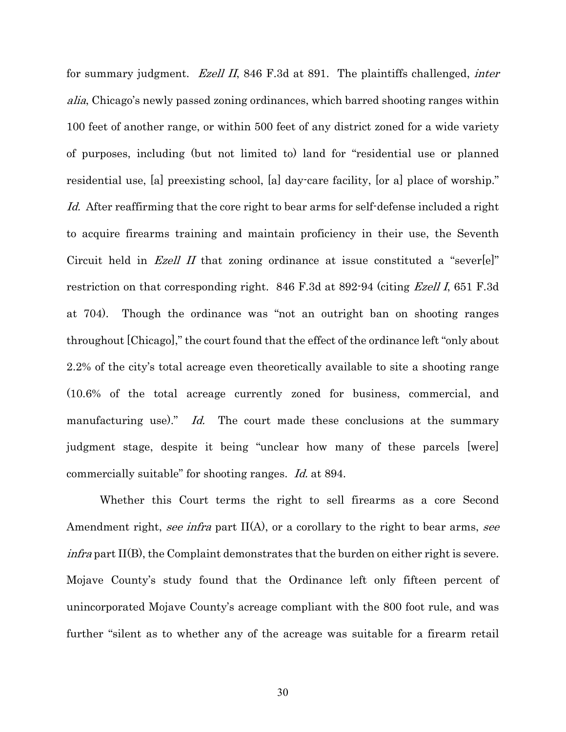for summary judgment. *Ezell II*, 846 F.3d at 891. The plaintiffs challenged, *inter alia*, Chicago's newly passed zoning ordinances, which barred shooting ranges within 100 feet of another range, or within 500 feet of any district zoned for a wide variety of purposes, including (but not limited to) land for "residential use or planned residential use, [a] preexisting school, [a] day-care facility, [or a] place of worship." *Id.* After reaffirming that the core right to bear arms for self-defense included a right to acquire firearms training and maintain proficiency in their use, the Seventh Circuit held in *Ezell II* that zoning ordinance at issue constituted a "sever[e]" restriction on that corresponding right. 846 F.3d at 892-94 (citing *Ezell I*, 651 F.3d at 704). Though the ordinance was "not an outright ban on shooting ranges throughout [Chicago]," the court found that the effect of the ordinance left "only about 2.2% of the city's total acreage even theoretically available to site a shooting range (10.6% of the total acreage currently zoned for business, commercial, and manufacturing use)." *Id.* The court made these conclusions at the summary judgment stage, despite it being "unclear how many of these parcels [were] commercially suitable" for shooting ranges. *Id.* at 894.

Whether this Court terms the right to sell firearms as a core Second Amendment right, *see infra* part II(A), or a corollary to the right to bear arms, *see infra* part II(B), the Complaint demonstrates that the burden on either right is severe. Mojave County's study found that the Ordinance left only fifteen percent of unincorporated Mojave County's acreage compliant with the 800 foot rule, and was further "silent as to whether any of the acreage was suitable for a firearm retail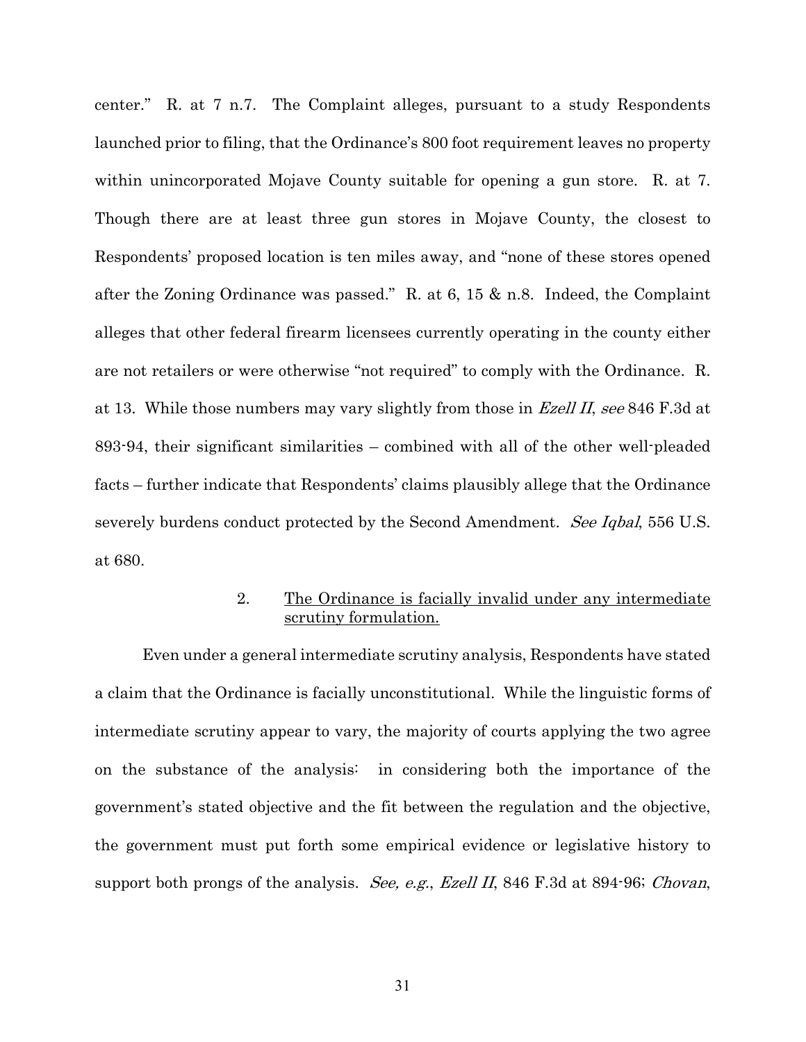center." R. at 7 n.7. The Complaint alleges, pursuant to a study Respondents launched prior to filing, that the Ordinance's 800 foot requirement leaves no property within unincorporated Mojave County suitable for opening a gun store. R. at 7. Though there are at least three gun stores in Mojave County, the closest to Respondents' proposed location is ten miles away, and "none of these stores opened after the Zoning Ordinance was passed." R. at 6, 15 & n.8. Indeed, the Complaint alleges that other federal firearm licensees currently operating in the county either are not retailers or were otherwise "not required" to comply with the Ordinance. R. at 13. While those numbers may vary slightly from those in *Ezell II*, *see* 846 F.3d at 893-94, their significant similarities – combined with all of the other well-pleaded facts – further indicate that Respondents' claims plausibly allege that the Ordinance severely burdens conduct protected by the Second Amendment. *See Iqbal*, 556 U.S. at 680.

2. <u>The Ordinance is facially invalid under any intermediate scrutiny formulation.</u>

Even under a general intermediate scrutiny analysis, Respondents have stated a claim that the Ordinance is facially unconstitutional. While the linguistic forms of intermediate scrutiny appear to vary, the majority of courts applying the two agree on the substance of the analysis: in considering both the importance of the government's stated objective and the fit between the regulation and the objective, the government must put forth some empirical evidence or legislative history to support both prongs of the analysis. *See, e.g.*, *Ezell II*, 846 F.3d at 894-96; *Chovan*,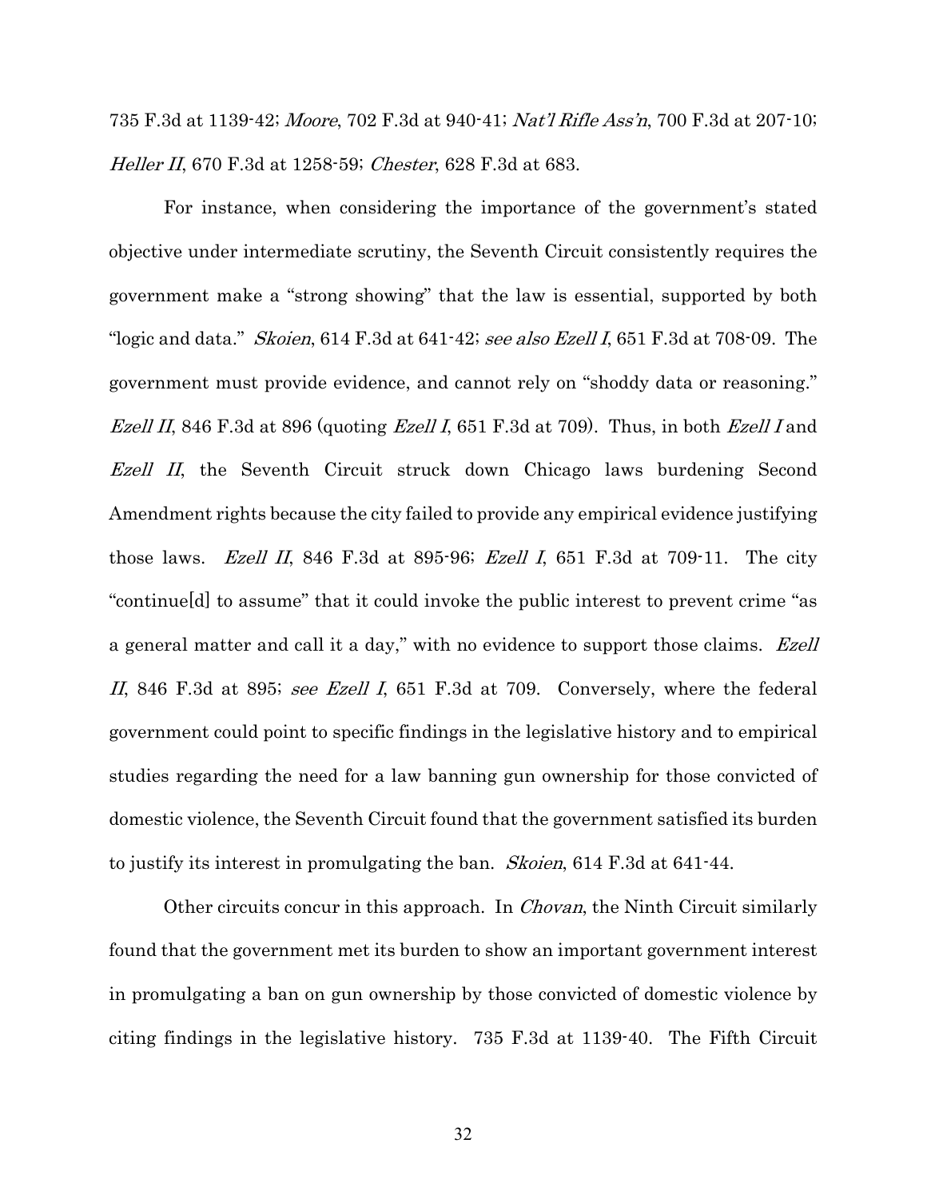735 F.3d at 1139-42; *Moore*, 702 F.3d at 940-41; *Nat'l Rifle Ass'n*, 700 F.3d at 207-10; *Heller II*, 670 F.3d at 1258-59; *Chester*, 628 F.3d at 683.

For instance, when considering the importance of the government's stated objective under intermediate scrutiny, the Seventh Circuit consistently requires the government make a "strong showing" that the law is essential, supported by both "logic and data." *Skoien*, 614 F.3d at 641-42; *see also Ezell I*, 651 F.3d at 708-09. The government must provide evidence, and cannot rely on "shoddy data or reasoning." *Ezell II*, 846 F.3d at 896 (quoting *Ezell I*, 651 F.3d at 709). Thus, in both *Ezell I* and *Ezell II*, the Seventh Circuit struck down Chicago laws burdening Second Amendment rights because the city failed to provide any empirical evidence justifying those laws. *Ezell II*, 846 F.3d at 895-96; *Ezell I*, 651 F.3d at 709-11. The city "continue[d] to assume" that it could invoke the public interest to prevent crime "as a general matter and call it a day," with no evidence to support those claims. *Ezell II*, 846 F.3d at 895; *see Ezell I*, 651 F.3d at 709. Conversely, where the federal government could point to specific findings in the legislative history and to empirical studies regarding the need for a law banning gun ownership for those convicted of domestic violence, the Seventh Circuit found that the government satisfied its burden to justify its interest in promulgating the ban. *Skoien*, 614 F.3d at 641-44.

Other circuits concur in this approach. In *Chovan*, the Ninth Circuit similarly found that the government met its burden to show an important government interest in promulgating a ban on gun ownership by those convicted of domestic violence by citing findings in the legislative history. 735 F.3d at 1139-40. The Fifth Circuit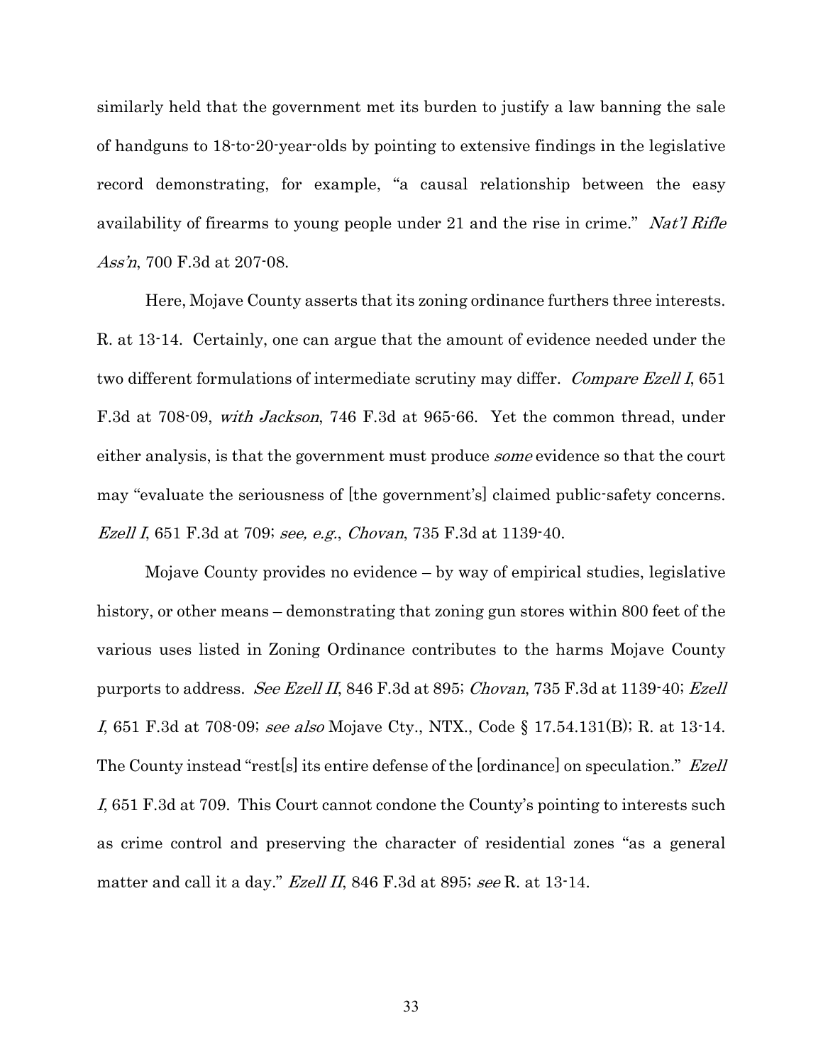similarly held that the government met its burden to justify a law banning the sale of handguns to 18-to-20-year-olds by pointing to extensive findings in the legislative record demonstrating, for example, "a causal relationship between the easy availability of firearms to young people under 21 and the rise in crime." *Nat'l Rifle Ass'n*, 700 F.3d at 207-08.

Here, Mojave County asserts that its zoning ordinance furthers three interests. R. at 13-14. Certainly, one can argue that the amount of evidence needed under the two different formulations of intermediate scrutiny may differ. *Compare Ezell I*, 651 F.3d at 708-09, *with Jackson*, 746 F.3d at 965-66. Yet the common thread, under either analysis, is that the government must produce *some* evidence so that the court may "evaluate the seriousness of [the government's] claimed public-safety concerns. *Ezell I*, 651 F.3d at 709; *see, e.g.*, *Chovan*, 735 F.3d at 1139-40.

Mojave County provides no evidence – by way of empirical studies, legislative history, or other means – demonstrating that zoning gun stores within 800 feet of the various uses listed in Zoning Ordinance contributes to the harms Mojave County purports to address. *See Ezell II*, 846 F.3d at 895; *Chovan*, 735 F.3d at 1139-40; *Ezell I*, 651 F.3d at 708-09; *see also* Mojave Cty., NTX., Code § 17.54.131(B); R. at 13-14. The County instead "rest[s] its entire defense of the [ordinance] on speculation." *Ezell I*, 651 F.3d at 709. This Court cannot condone the County's pointing to interests such as crime control and preserving the character of residential zones "as a general matter and call it a day." *Ezell II*, 846 F.3d at 895; *see* R. at 13-14.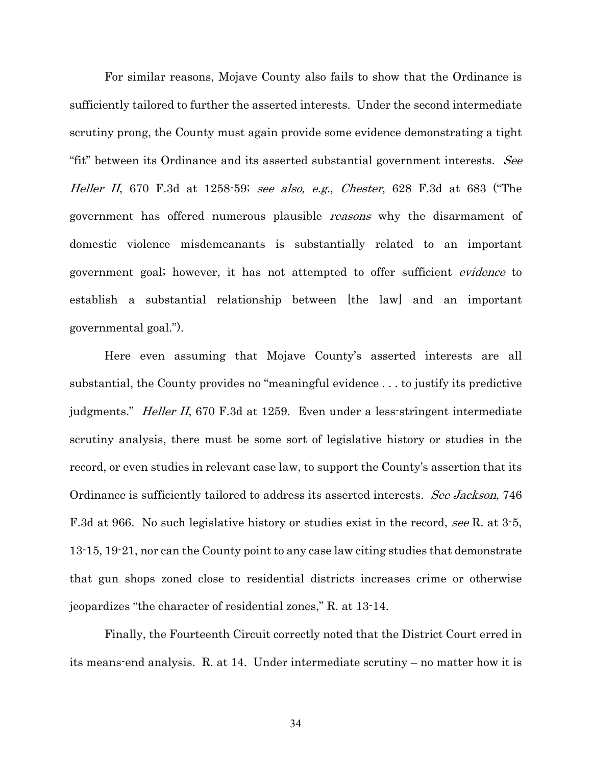For similar reasons, Mojave County also fails to show that the Ordinance is sufficiently tailored to further the asserted interests. Under the second intermediate scrutiny prong, the County must again provide some evidence demonstrating a tight "fit" between its Ordinance and its asserted substantial government interests. *See Heller II*, 670 F.3d at 1258-59; *see also, e.g.*, *Chester*, 628 F.3d at 683 ("The government has offered numerous plausible *reasons* why the disarmament of domestic violence misdemeanants is substantially related to an important government goal; however, it has not attempted to offer sufficient *evidence* to establish a substantial relationship between [the law] and an important governmental goal.").

Here even assuming that Mojave County's asserted interests are all substantial, the County provides no "meaningful evidence . . . to justify its predictive judgments." *Heller II*, 670 F.3d at 1259. Even under a less-stringent intermediate scrutiny analysis, there must be some sort of legislative history or studies in the record, or even studies in relevant case law, to support the County's assertion that its Ordinance is sufficiently tailored to address its asserted interests. *See Jackson*, 746 F.3d at 966. No such legislative history or studies exist in the record, *see* R. at 3-5, 13-15, 19-21, nor can the County point to any case law citing studies that demonstrate that gun shops zoned close to residential districts increases crime or otherwise jeopardizes "the character of residential zones," R. at 13-14.

Finally, the Fourteenth Circuit correctly noted that the District Court erred in its means-end analysis. R. at 14. Under intermediate scrutiny – no matter how it is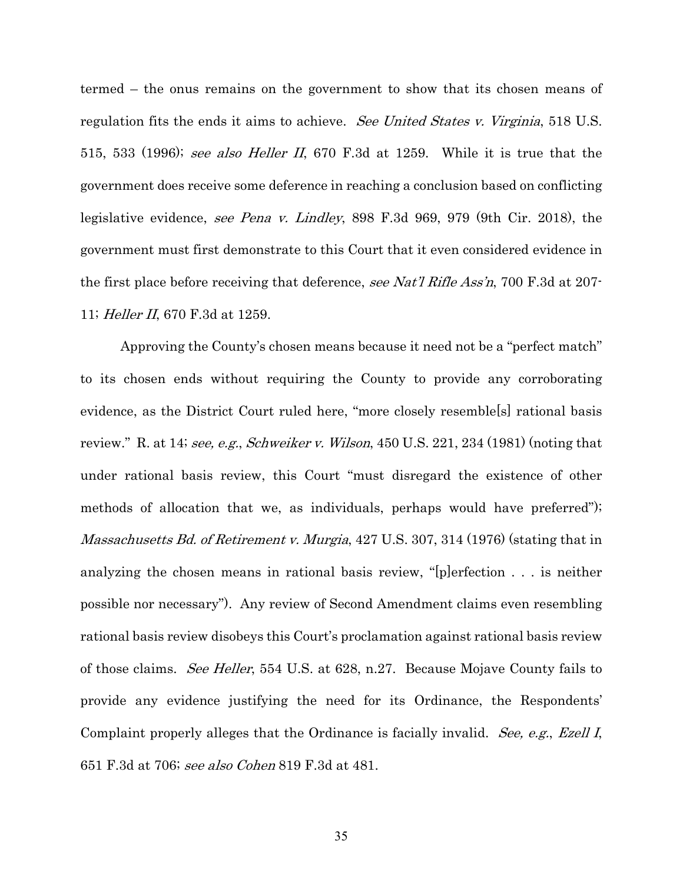termed – the onus remains on the government to show that its chosen means of regulation fits the ends it aims to achieve. *See United States v. Virginia*, 518 U.S. 515, 533 (1996); *see also Heller II*, 670 F.3d at 1259. While it is true that the government does receive some deference in reaching a conclusion based on conflicting legislative evidence, *see Pena v. Lindley*, 898 F.3d 969, 979 (9th Cir. 2018), the government must first demonstrate to this Court that it even considered evidence in the first place before receiving that deference, *see Nat'l Rifle Ass'n*, 700 F.3d at 207-11; *Heller II*, 670 F.3d at 1259.

Approving the County's chosen means because it need not be a "perfect match" to its chosen ends without requiring the County to provide any corroborating evidence, as the District Court ruled here, "more closely resemble[s] rational basis review." R. at 14; *see, e.g.*, *Schweiker v. Wilson*, 450 U.S. 221, 234 (1981) (noting that under rational basis review, this Court "must disregard the existence of other methods of allocation that we, as individuals, perhaps would have preferred"); *Massachusetts Bd. of Retirement v. Murgia*, 427 U.S. 307, 314 (1976) (stating that in analyzing the chosen means in rational basis review, "[p]erfection . . . is neither possible nor necessary"). Any review of Second Amendment claims even resembling rational basis review disobeys this Court's proclamation against rational basis review of those claims. *See Heller*, 554 U.S. at 628, n.27. Because Mojave County fails to provide any evidence justifying the need for its Ordinance, the Respondents' Complaint properly alleges that the Ordinance is facially invalid. *See, e.g.*, *Ezell I*, 651 F.3d at 706; *see also Cohen* 819 F.3d at 481.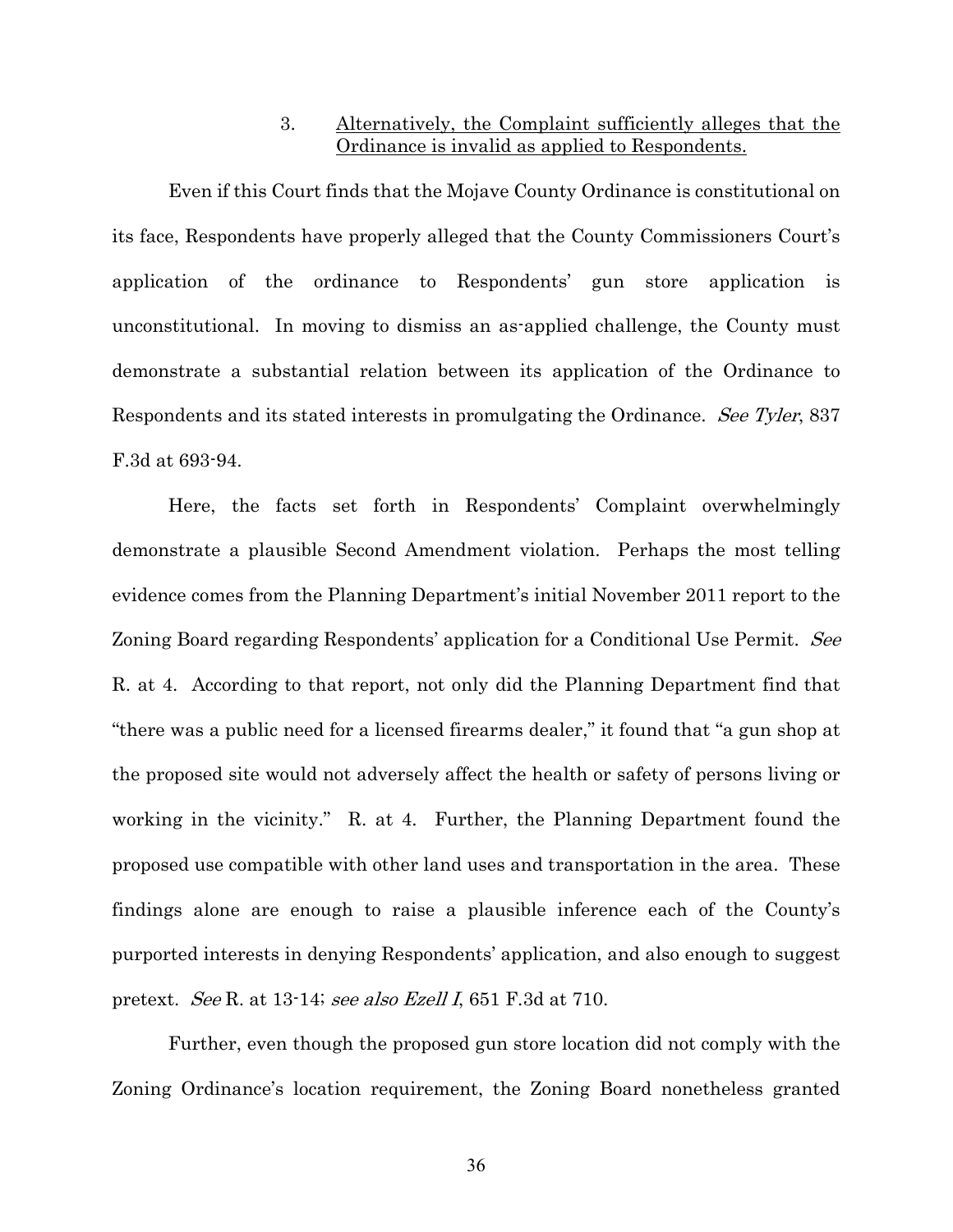### 3. Alternatively, the Complaint sufficiently alleges that the Ordinance is invalid as applied to Respondents.

Even if this Court finds that the Mojave County Ordinance is constitutional on its face, Respondents have properly alleged that the County Commissioners Court's application of the ordinance to Respondents' gun store application is unconstitutional. In moving to dismiss an as-applied challenge, the County must demonstrate a substantial relation between its application of the Ordinance to Respondents and its stated interests in promulgating the Ordinance. *See Tyler*, 837 F.3d at 693-94.

Here, the facts set forth in Respondents' Complaint overwhelmingly demonstrate a plausible Second Amendment violation. Perhaps the most telling evidence comes from the Planning Department's initial November 2011 report to the Zoning Board regarding Respondents' application for a Conditional Use Permit. *See* R. at 4. According to that report, not only did the Planning Department find that "there was a public need for a licensed firearms dealer," it found that "a gun shop at the proposed site would not adversely affect the health or safety of persons living or working in the vicinity." R. at 4. Further, the Planning Department found the proposed use compatible with other land uses and transportation in the area. These findings alone are enough to raise a plausible inference each of the County's purported interests in denying Respondents' application, and also enough to suggest pretext. *See* R. at 13-14; *see also Ezell I*, 651 F.3d at 710.

Further, even though the proposed gun store location did not comply with the Zoning Ordinance's location requirement, the Zoning Board nonetheless granted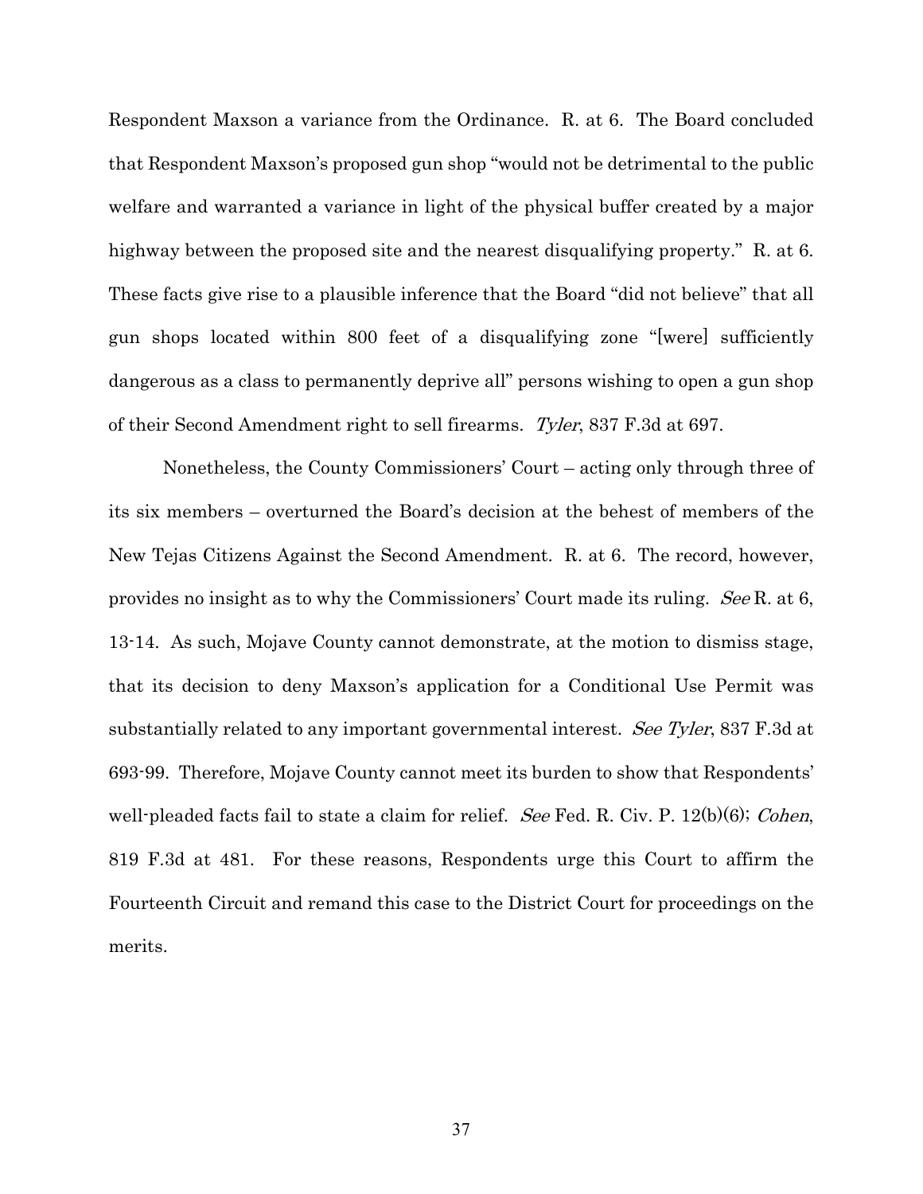Respondent Maxson a variance from the Ordinance. R. at 6. The Board concluded that Respondent Maxson's proposed gun shop "would not be detrimental to the public welfare and warranted a variance in light of the physical buffer created by a major highway between the proposed site and the nearest disqualifying property." R. at 6. These facts give rise to a plausible inference that the Board "did not believe" that all gun shops located within 800 feet of a disqualifying zone "[were] sufficiently dangerous as a class to permanently deprive all" persons wishing to open a gun shop of their Second Amendment right to sell firearms. *Tyler*, 837 F.3d at 697.

Nonetheless, the County Commissioners' Court – acting only through three of its six members – overturned the Board's decision at the behest of members of the New Tejas Citizens Against the Second Amendment. R. at 6. The record, however, provides no insight as to why the Commissioners' Court made its ruling. *See* R. at 6, 13-14. As such, Mojave County cannot demonstrate, at the motion to dismiss stage, that its decision to deny Maxson's application for a Conditional Use Permit was substantially related to any important governmental interest. *See Tyler*, 837 F.3d at 693-99. Therefore, Mojave County cannot meet its burden to show that Respondents' well-pleaded facts fail to state a claim for relief. *See* Fed. R. Civ. P. 12(b)(6); *Cohen*, 819 F.3d at 481. For these reasons, Respondents urge this Court to affirm the Fourteenth Circuit and remand this case to the District Court for proceedings on the merits.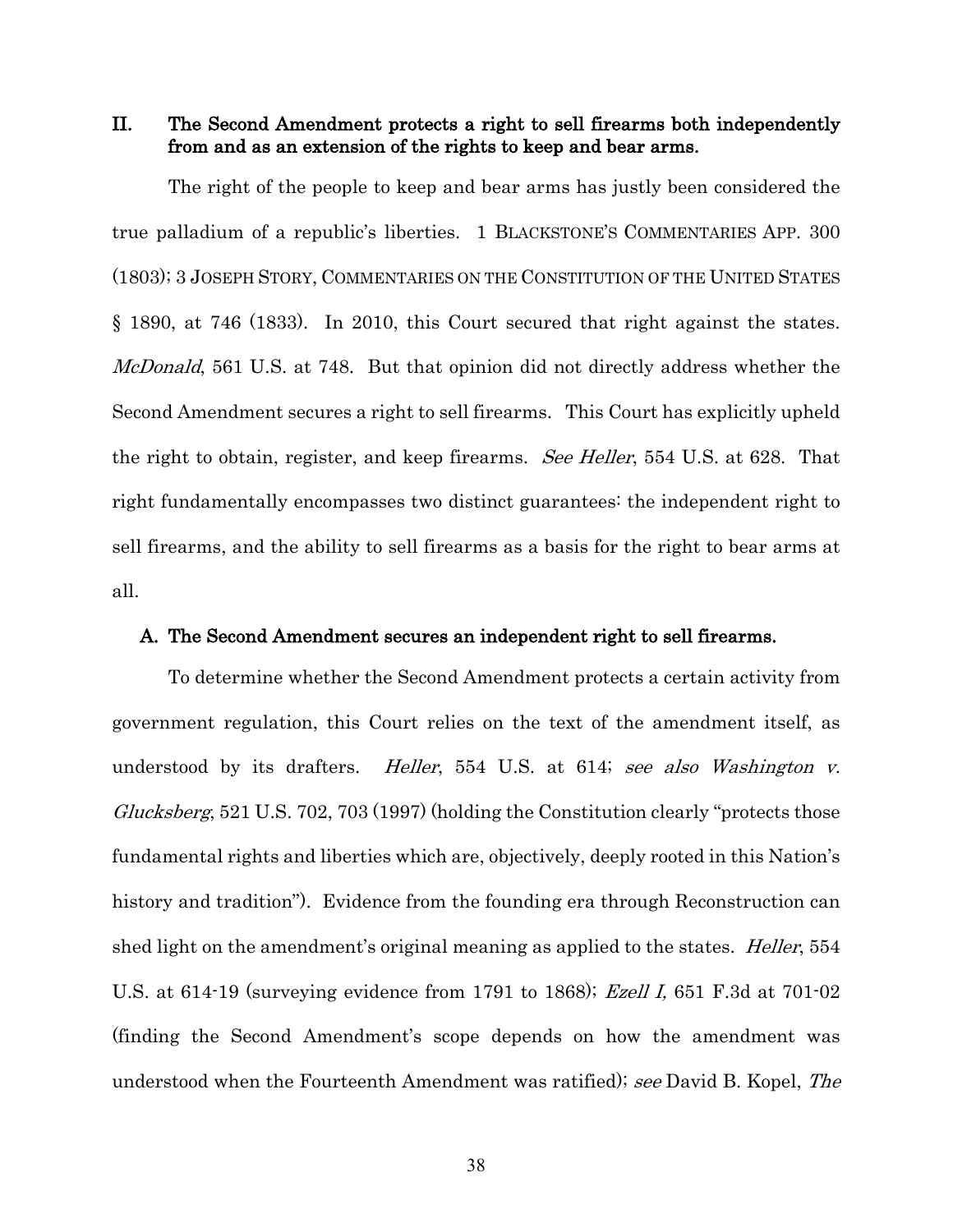## II. The Second Amendment protects a right to sell firearms both independently from and as an extension of the rights to keep and bear arms.

The right of the people to keep and bear arms has justly been considered the true palladium of a republic's liberties. 1 BLACKSTONE'S COMMENTARIES APP. 300 (1803); 3 JOSEPH STORY, COMMENTARIES ON THE CONSTITUTION OF THE UNITED STATES § 1890, at 746 (1833). In 2010, this Court secured that right against the states. *McDonald*, 561 U.S. at 748. But that opinion did not directly address whether the Second Amendment secures a right to sell firearms. This Court has explicitly upheld the right to obtain, register, and keep firearms. *See Heller*, 554 U.S. at 628. That right fundamentally encompasses two distinct guarantees: the independent right to sell firearms, and the ability to sell firearms as a basis for the right to bear arms at all.

### A. The Second Amendment secures an independent right to sell firearms.

To determine whether the Second Amendment protects a certain activity from government regulation, this Court relies on the text of the amendment itself, as understood by its drafters. *Heller*, 554 U.S. at 614; *see also Washington v. Glucksberg*, 521 U.S. 702, 703 (1997) (holding the Constitution clearly "protects those fundamental rights and liberties which are, objectively, deeply rooted in this Nation's history and tradition"). Evidence from the founding era through Reconstruction can shed light on the amendment's original meaning as applied to the states. *Heller*, 554 U.S. at 614-19 (surveying evidence from 1791 to 1868); *Ezell I,* 651 F.3d at 701-02 (finding the Second Amendment's scope depends on how the amendment was understood when the Fourteenth Amendment was ratified); *see* David B. Kopel, *The*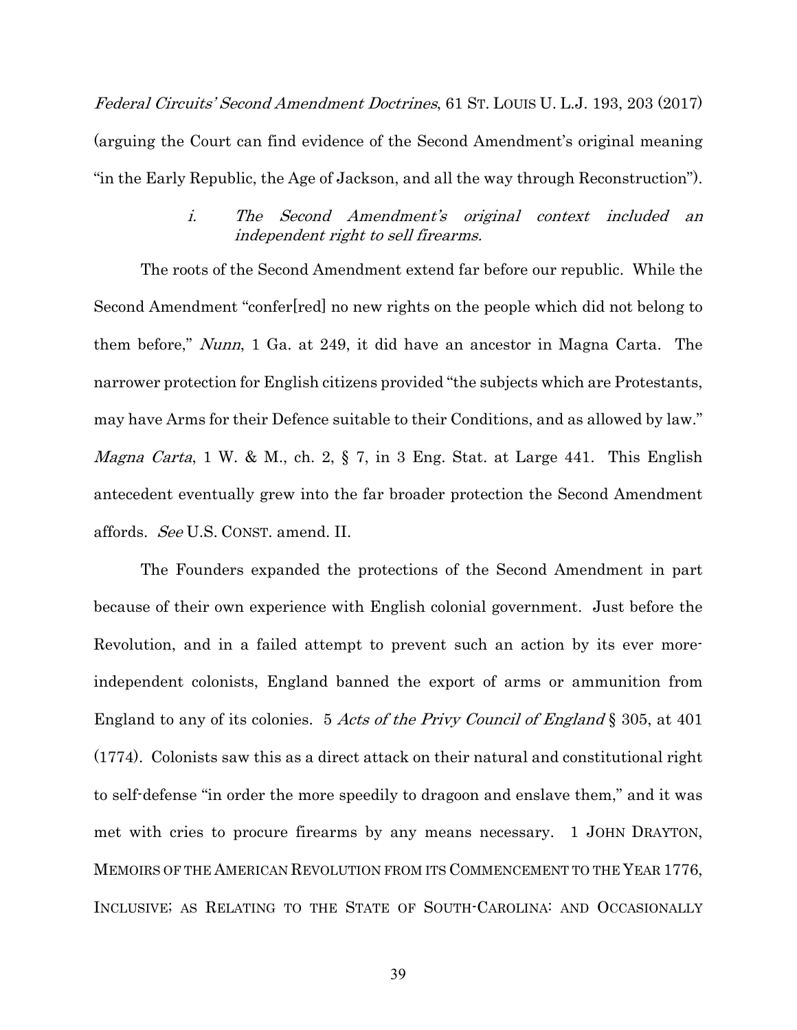*Federal Circuits' Second Amendment Doctrines*, 61 ST. LOUIS U. L.J. 193, 203 (2017) (arguing the Court can find evidence of the Second Amendment's original meaning "in the Early Republic, the Age of Jackson, and all the way through Reconstruction").

### *i. The Second Amendment's original context included an independent right to sell firearms.*

The roots of the Second Amendment extend far before our republic. While the Second Amendment "confer[red] no new rights on the people which did not belong to them before," *Nunn*, 1 Ga. at 249, it did have an ancestor in Magna Carta. The narrower protection for English citizens provided "the subjects which are Protestants, may have Arms for their Defence suitable to their Conditions, and as allowed by law." *Magna Carta*, 1 W. & M., ch. 2, § 7, in 3 Eng. Stat. at Large 441. This English antecedent eventually grew into the far broader protection the Second Amendment affords. *See* U.S. CONST. amend. II.

The Founders expanded the protections of the Second Amendment in part because of their own experience with English colonial government. Just before the Revolution, and in a failed attempt to prevent such an action by its ever more-independent colonists, England banned the export of arms or ammunition from England to any of its colonies. 5 *Acts of the Privy Council of England* § 305, at 401 (1774). Colonists saw this as a direct attack on their natural and constitutional right to self-defense "in order the more speedily to dragoon and enslave them," and it was met with cries to procure firearms by any means necessary. 1 JOHN DRAYTON, MEMOIRS OF THE AMERICAN REVOLUTION FROM ITS COMMENCEMENT TO THE YEAR 1776, INCLUSIVE; AS RELATING TO THE STATE OF SOUTH-CAROLINA: AND OCCASIONALLY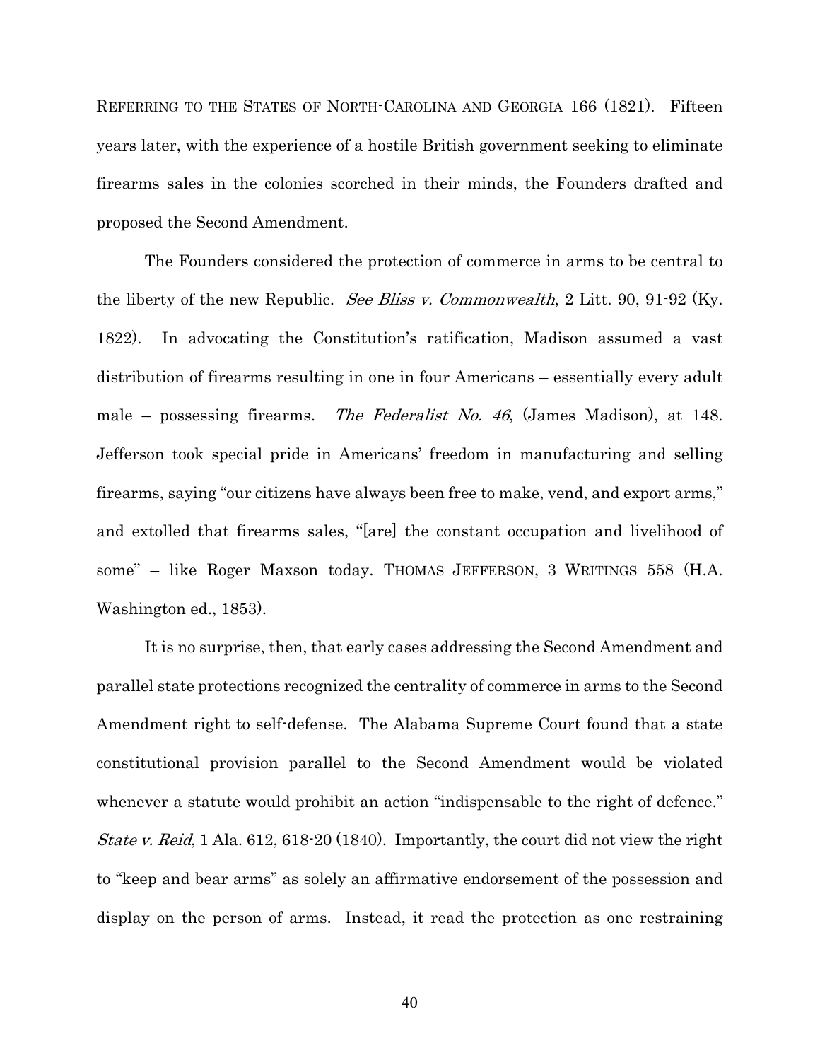REFERRING TO THE STATES OF NORTH-CAROLINA AND GEORGIA 166 (1821). Fifteen years later, with the experience of a hostile British government seeking to eliminate firearms sales in the colonies scorched in their minds, the Founders drafted and proposed the Second Amendment.

The Founders considered the protection of commerce in arms to be central to the liberty of the new Republic. *See Bliss v. Commonwealth*, 2 Litt. 90, 91-92 (Ky. 1822). In advocating the Constitution's ratification, Madison assumed a vast distribution of firearms resulting in one in four Americans – essentially every adult male – possessing firearms. *The Federalist No. 46*, (James Madison), at 148. Jefferson took special pride in Americans' freedom in manufacturing and selling firearms, saying "our citizens have always been free to make, vend, and export arms," and extolled that firearms sales, "[are] the constant occupation and livelihood of some" – like Roger Maxson today. THOMAS JEFFERSON, 3 WRITINGS 558 (H.A. Washington ed., 1853).

It is no surprise, then, that early cases addressing the Second Amendment and parallel state protections recognized the centrality of commerce in arms to the Second Amendment right to self-defense. The Alabama Supreme Court found that a state constitutional provision parallel to the Second Amendment would be violated whenever a statute would prohibit an action "indispensable to the right of defence." *State v. Reid*, 1 Ala. 612, 618-20 (1840). Importantly, the court did not view the right to "keep and bear arms" as solely an affirmative endorsement of the possession and display on the person of arms. Instead, it read the protection as one restraining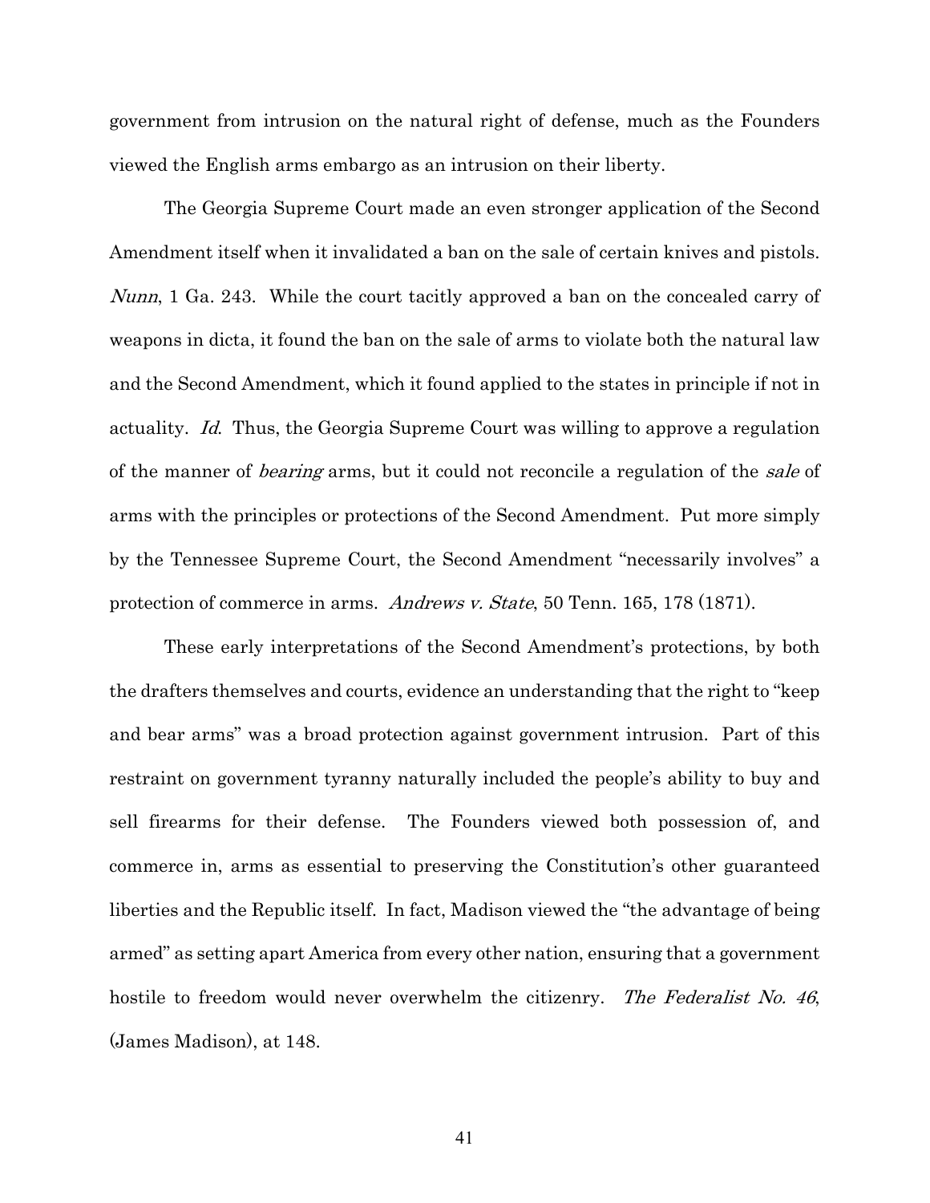government from intrusion on the natural right of defense, much as the Founders viewed the English arms embargo as an intrusion on their liberty.

The Georgia Supreme Court made an even stronger application of the Second Amendment itself when it invalidated a ban on the sale of certain knives and pistols. *Nunn*, 1 Ga. 243. While the court tacitly approved a ban on the concealed carry of weapons in dicta, it found the ban on the sale of arms to violate both the natural law and the Second Amendment, which it found applied to the states in principle if not in actuality. *Id.* Thus, the Georgia Supreme Court was willing to approve a regulation of the manner of *bearing* arms, but it could not reconcile a regulation of the *sale* of arms with the principles or protections of the Second Amendment. Put more simply by the Tennessee Supreme Court, the Second Amendment "necessarily involves" a protection of commerce in arms. *Andrews v. State*, 50 Tenn. 165, 178 (1871).

These early interpretations of the Second Amendment's protections, by both the drafters themselves and courts, evidence an understanding that the right to "keep and bear arms" was a broad protection against government intrusion. Part of this restraint on government tyranny naturally included the people's ability to buy and sell firearms for their defense. The Founders viewed both possession of, and commerce in, arms as essential to preserving the Constitution's other guaranteed liberties and the Republic itself. In fact, Madison viewed the "the advantage of being armed" as setting apart America from every other nation, ensuring that a government hostile to freedom would never overwhelm the citizenry. *The Federalist No. 46*, (James Madison), at 148.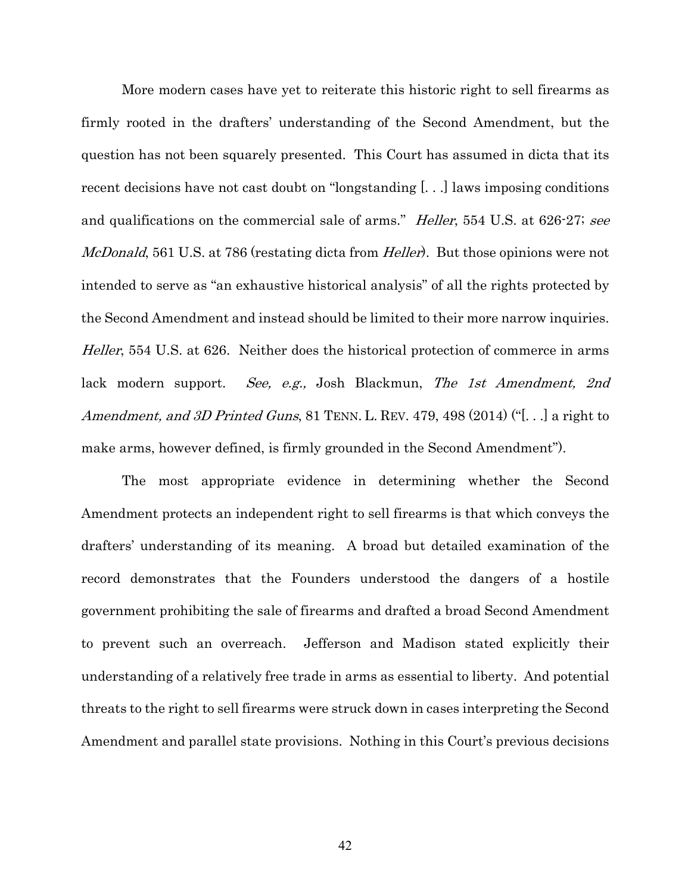More modern cases have yet to reiterate this historic right to sell firearms as firmly rooted in the drafters' understanding of the Second Amendment, but the question has not been squarely presented. This Court has assumed in dicta that its recent decisions have not cast doubt on "longstanding [. . .] laws imposing conditions and qualifications on the commercial sale of arms." *Heller*, 554 U.S. at 626-27; *see McDonald*, 561 U.S. at 786 (restating dicta from *Heller*). But those opinions were not intended to serve as "an exhaustive historical analysis" of all the rights protected by the Second Amendment and instead should be limited to their more narrow inquiries. *Heller*, 554 U.S. at 626. Neither does the historical protection of commerce in arms lack modern support. *See, e.g.,* Josh Blackmun, *The 1st Amendment, 2nd Amendment, and 3D Printed Guns*, 81 TENN. L. REV. 479, 498 (2014) ("[. . .] a right to make arms, however defined, is firmly grounded in the Second Amendment").

The most appropriate evidence in determining whether the Second Amendment protects an independent right to sell firearms is that which conveys the drafters' understanding of its meaning. A broad but detailed examination of the record demonstrates that the Founders understood the dangers of a hostile government prohibiting the sale of firearms and drafted a broad Second Amendment to prevent such an overreach. Jefferson and Madison stated explicitly their understanding of a relatively free trade in arms as essential to liberty. And potential threats to the right to sell firearms were struck down in cases interpreting the Second Amendment and parallel state provisions. Nothing in this Court's previous decisions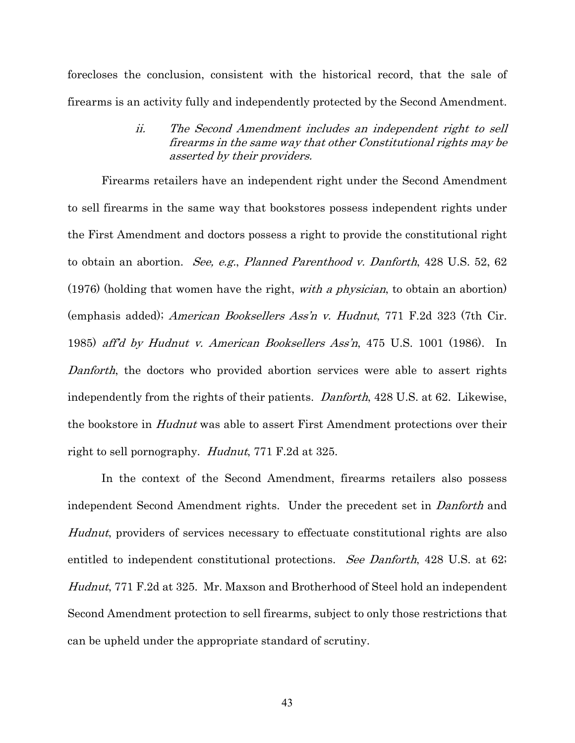forecloses the conclusion, consistent with the historical record, that the sale of firearms is an activity fully and independently protected by the Second Amendment.

#### *ii. The Second Amendment includes an independent right to sell firearms in the same way that other Constitutional rights may be asserted by their providers.*

Firearms retailers have an independent right under the Second Amendment to sell firearms in the same way that bookstores possess independent rights under the First Amendment and doctors possess a right to provide the constitutional right to obtain an abortion. *See, e.g.*, *Planned Parenthood v. Danforth*, 428 U.S. 52, 62 (1976) (holding that women have the right, *with a physician*, to obtain an abortion) (emphasis added); *American Booksellers Ass'n v. Hudnut*, 771 F.2d 323 (7th Cir. 1985) *aff'd by Hudnut v. American Booksellers Ass'n*, 475 U.S. 1001 (1986). In *Danforth*, the doctors who provided abortion services were able to assert rights independently from the rights of their patients. *Danforth*, 428 U.S. at 62. Likewise, the bookstore in *Hudnut* was able to assert First Amendment protections over their right to sell pornography. *Hudnut*, 771 F.2d at 325.

In the context of the Second Amendment, firearms retailers also possess independent Second Amendment rights. Under the precedent set in *Danforth* and *Hudnut*, providers of services necessary to effectuate constitutional rights are also entitled to independent constitutional protections. *See Danforth*, 428 U.S. at 62; *Hudnut*, 771 F.2d at 325. Mr. Maxson and Brotherhood of Steel hold an independent Second Amendment protection to sell firearms, subject to only those restrictions that can be upheld under the appropriate standard of scrutiny.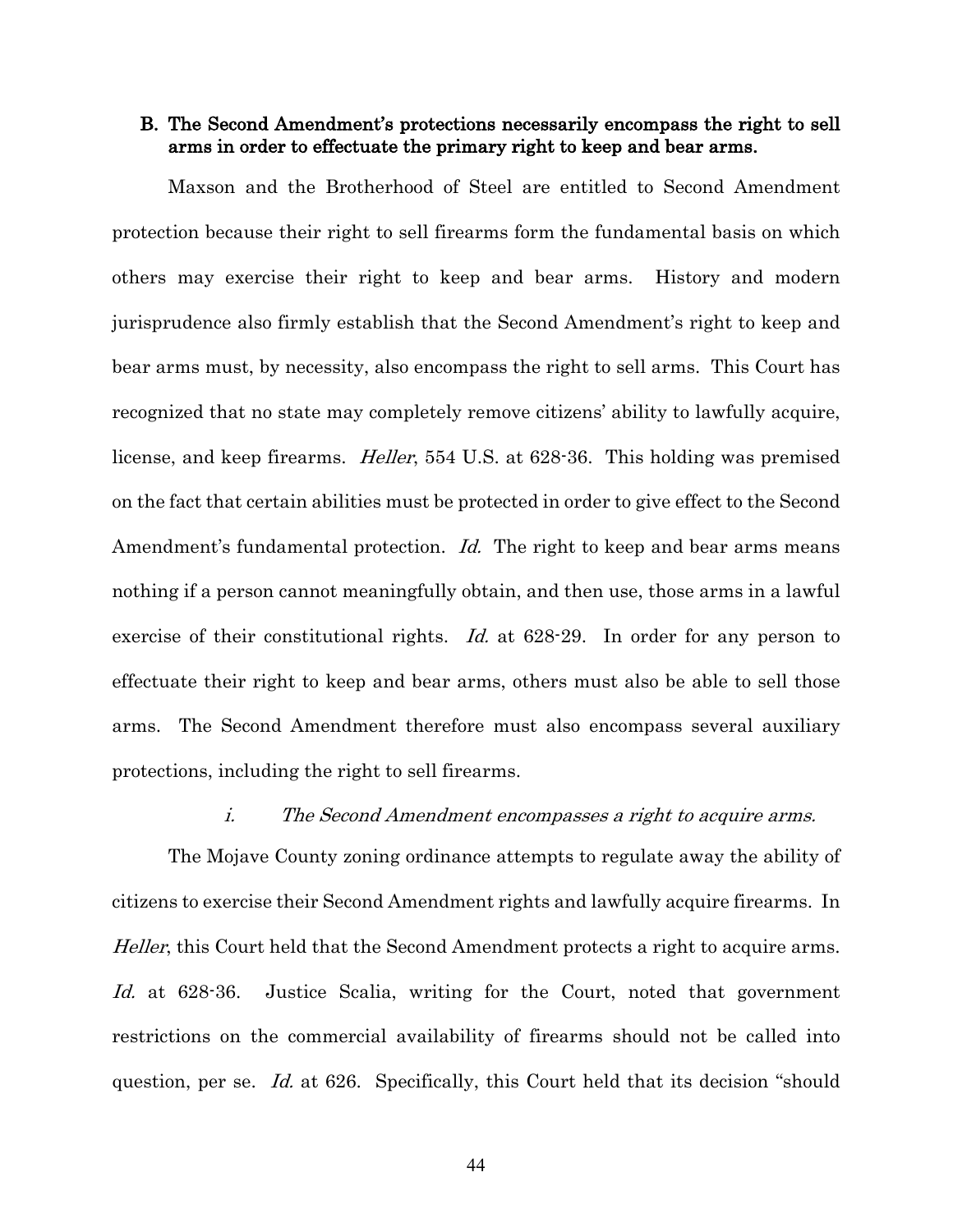### B. The Second Amendment's protections necessarily encompass the right to sell arms in order to effectuate the primary right to keep and bear arms.

Maxson and the Brotherhood of Steel are entitled to Second Amendment protection because their right to sell firearms form the fundamental basis on which others may exercise their right to keep and bear arms. History and modern jurisprudence also firmly establish that the Second Amendment's right to keep and bear arms must, by necessity, also encompass the right to sell arms. This Court has recognized that no state may completely remove citizens' ability to lawfully acquire, license, and keep firearms. *Heller*, 554 U.S. at 628-36. This holding was premised on the fact that certain abilities must be protected in order to give effect to the Second Amendment's fundamental protection. *Id.* The right to keep and bear arms means nothing if a person cannot meaningfully obtain, and then use, those arms in a lawful exercise of their constitutional rights. *Id.* at 628-29. In order for any person to effectuate their right to keep and bear arms, others must also be able to sell those arms. The Second Amendment therefore must also encompass several auxiliary protections, including the right to sell firearms.

#### *i. The Second Amendment encompasses a right to acquire arms.*

The Mojave County zoning ordinance attempts to regulate away the ability of citizens to exercise their Second Amendment rights and lawfully acquire firearms. In *Heller*, this Court held that the Second Amendment protects a right to acquire arms. *Id.* at 628-36. Justice Scalia, writing for the Court, noted that government restrictions on the commercial availability of firearms should not be called into question, per se. *Id.* at 626. Specifically, this Court held that its decision "should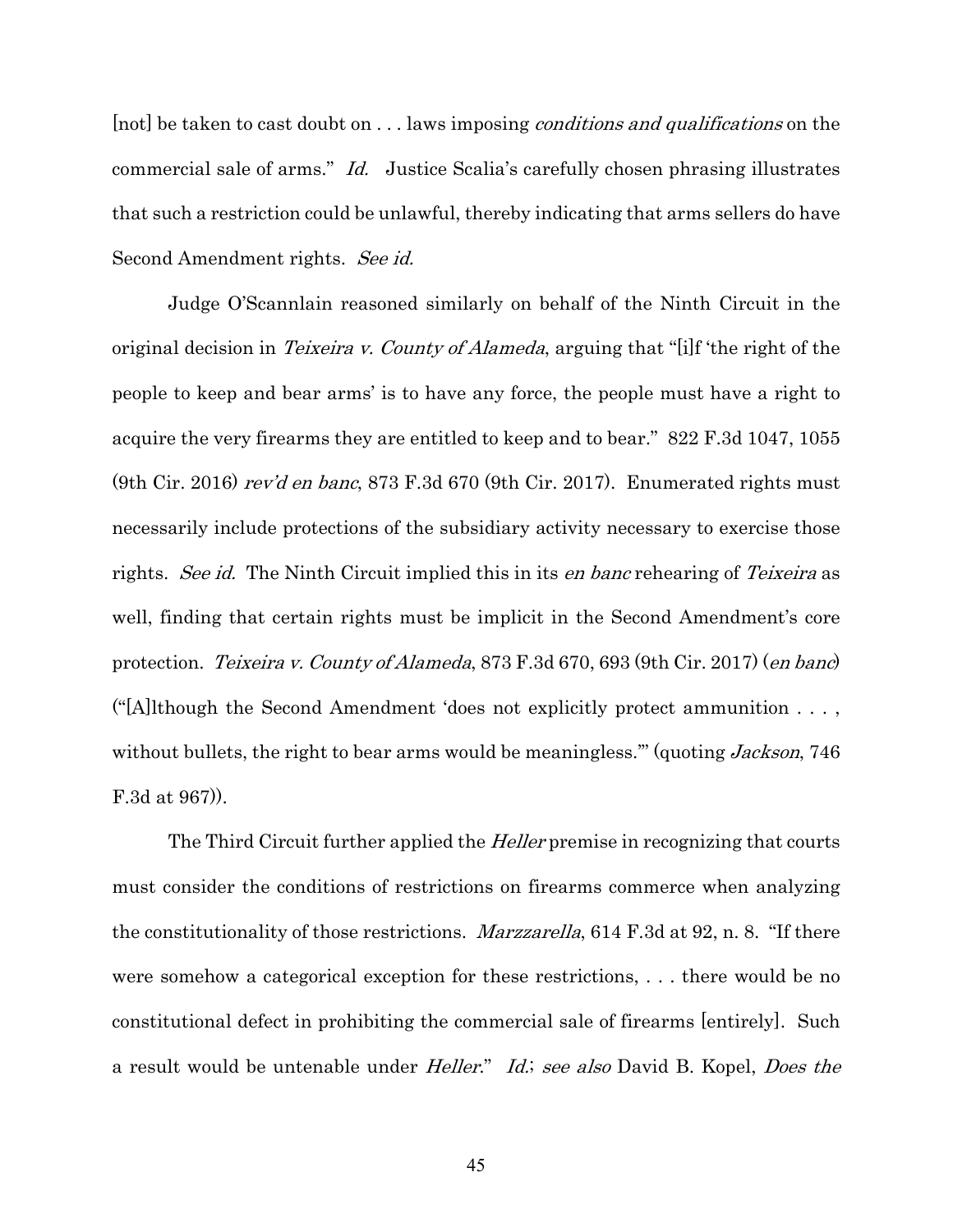[not] be taken to cast doubt on . . . laws imposing *conditions and qualifications* on the commercial sale of arms." *Id.* Justice Scalia's carefully chosen phrasing illustrates that such a restriction could be unlawful, thereby indicating that arms sellers do have Second Amendment rights. *See id.*

Judge O'Scannlain reasoned similarly on behalf of the Ninth Circuit in the original decision in *Teixeira v. County of Alameda*, arguing that "[i]f 'the right of the people to keep and bear arms' is to have any force, the people must have a right to acquire the very firearms they are entitled to keep and to bear." 822 F.3d 1047, 1055 (9th Cir. 2016) *rev'd en banc*, 873 F.3d 670 (9th Cir. 2017). Enumerated rights must necessarily include protections of the subsidiary activity necessary to exercise those rights. *See id.* The Ninth Circuit implied this in its *en banc* rehearing of *Teixeira* as well, finding that certain rights must be implicit in the Second Amendment's core protection. *Teixeira v. County of Alameda*, 873 F.3d 670, 693 (9th Cir. 2017) (*en banc*) ("[A]lthough the Second Amendment 'does not explicitly protect ammunition . . . , without bullets, the right to bear arms would be meaningless.'" (quoting *Jackson*, 746 F.3d at 967)).

The Third Circuit further applied the *Heller* premise in recognizing that courts must consider the conditions of restrictions on firearms commerce when analyzing the constitutionality of those restrictions. *Marzzarella*, 614 F.3d at 92, n. 8. "If there were somehow a categorical exception for these restrictions, . . . there would be no constitutional defect in prohibiting the commercial sale of firearms [entirely]. Such a result would be untenable under *Heller*." *Id.*; *see also* David B. Kopel, *Does the*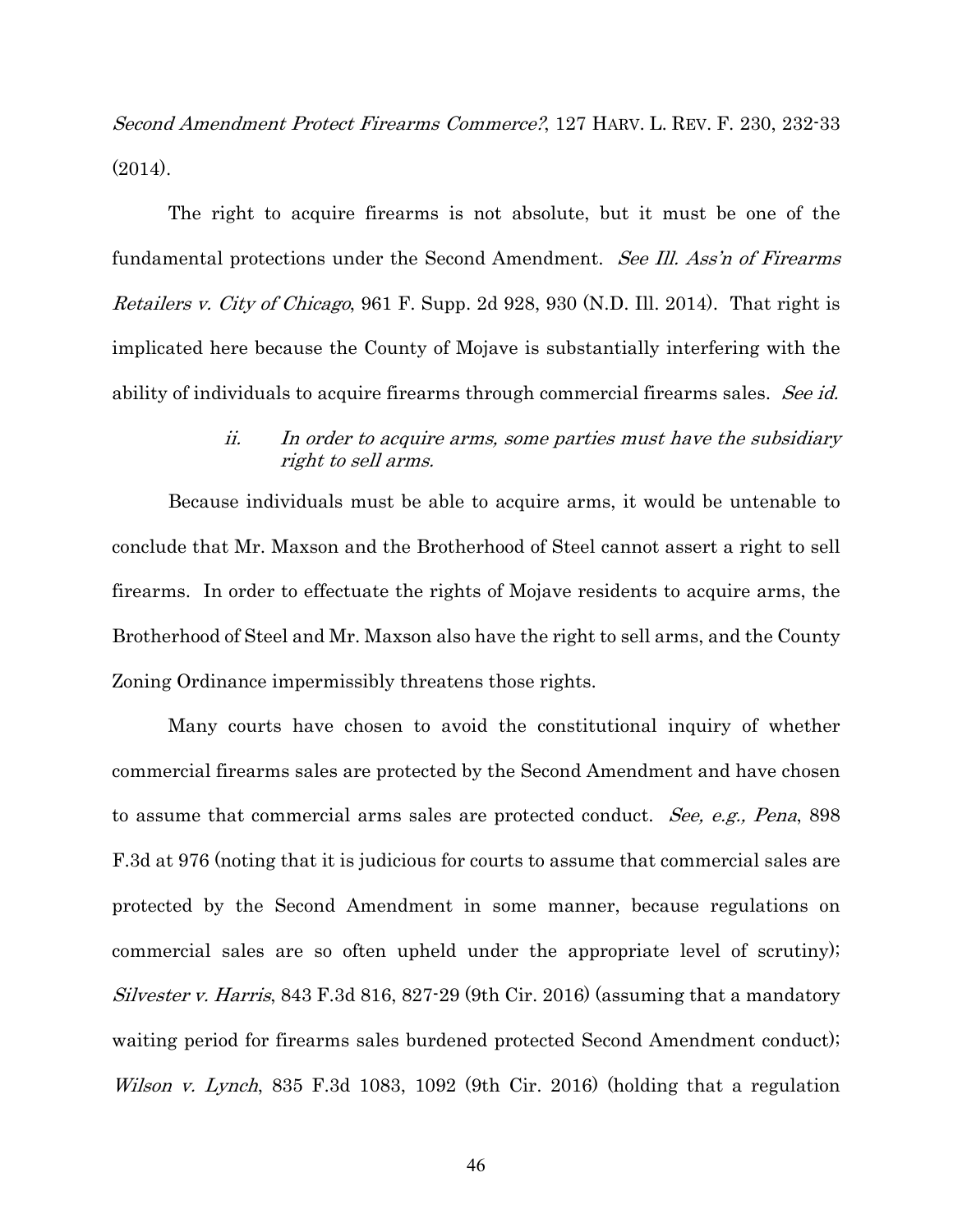*Second Amendment Protect Firearms Commerce?*, 127 HARV. L. REV. F. 230, 232-33 (2014).

The right to acquire firearms is not absolute, but it must be one of the fundamental protections under the Second Amendment. *See Ill. Ass'n of Firearms Retailers v. City of Chicago*, 961 F. Supp. 2d 928, 930 (N.D. Ill. 2014). That right is implicated here because the County of Mojave is substantially interfering with the ability of individuals to acquire firearms through commercial firearms sales. *See id.*

*ii. In order to acquire arms, some parties must have the subsidiary right to sell arms.*

Because individuals must be able to acquire arms, it would be untenable to conclude that Mr. Maxson and the Brotherhood of Steel cannot assert a right to sell firearms. In order to effectuate the rights of Mojave residents to acquire arms, the Brotherhood of Steel and Mr. Maxson also have the right to sell arms, and the County Zoning Ordinance impermissibly threatens those rights.

Many courts have chosen to avoid the constitutional inquiry of whether commercial firearms sales are protected by the Second Amendment and have chosen to assume that commercial arms sales are protected conduct. *See, e.g., Pena*, 898 F.3d at 976 (noting that it is judicious for courts to assume that commercial sales are protected by the Second Amendment in some manner, because regulations on commercial sales are so often upheld under the appropriate level of scrutiny); *Silvester v. Harris*, 843 F.3d 816, 827-29 (9th Cir. 2016) (assuming that a mandatory waiting period for firearms sales burdened protected Second Amendment conduct); *Wilson v. Lynch*, 835 F.3d 1083, 1092 (9th Cir. 2016) (holding that a regulation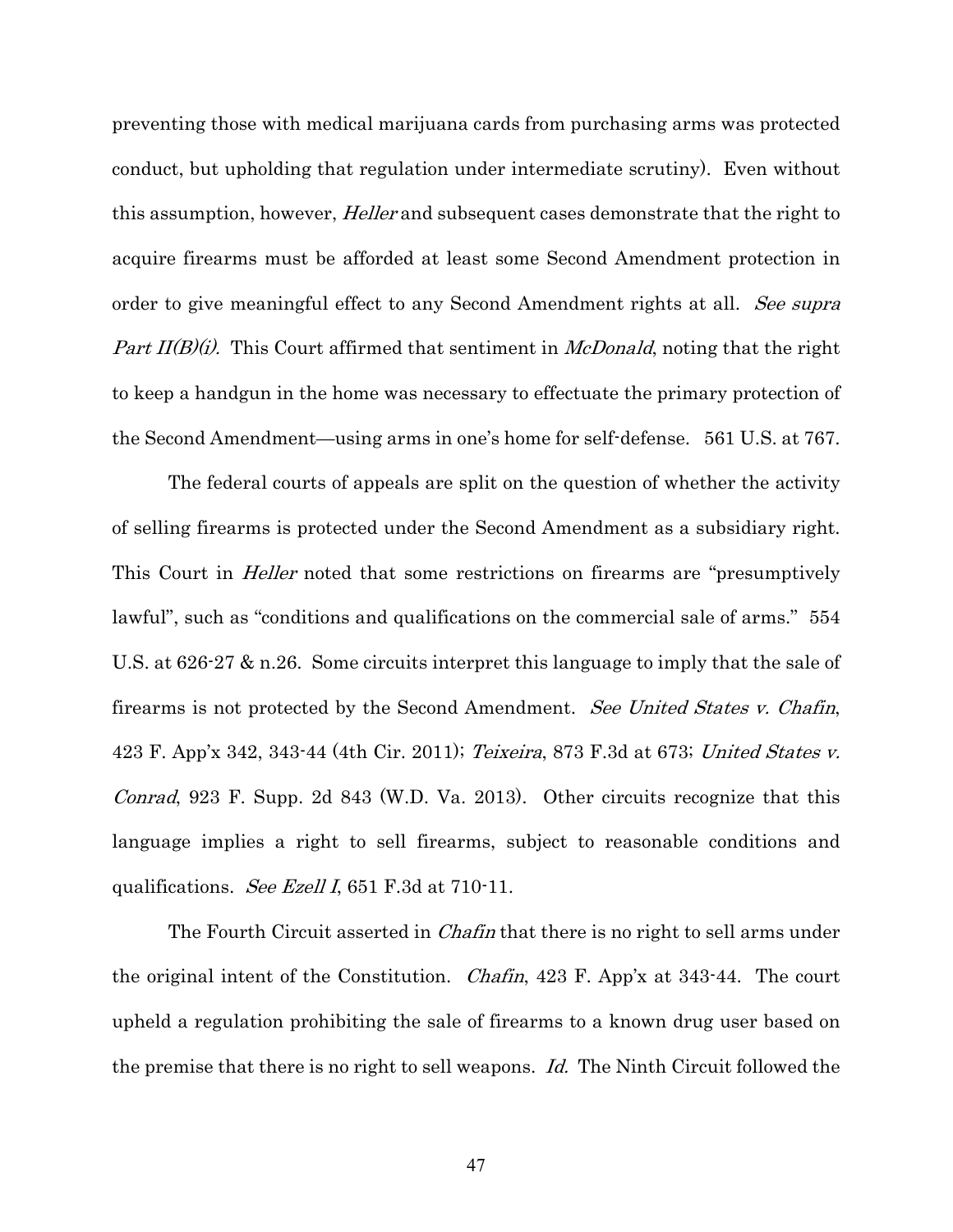preventing those with medical marijuana cards from purchasing arms was protected conduct, but upholding that regulation under intermediate scrutiny). Even without this assumption, however, *Heller* and subsequent cases demonstrate that the right to acquire firearms must be afforded at least some Second Amendment protection in order to give meaningful effect to any Second Amendment rights at all. *See supra Part II(B)(i)*. This Court affirmed that sentiment in *McDonald*, noting that the right to keep a handgun in the home was necessary to effectuate the primary protection of the Second Amendment—using arms in one's home for self-defense. 561 U.S. at 767.

The federal courts of appeals are split on the question of whether the activity of selling firearms is protected under the Second Amendment as a subsidiary right. This Court in *Heller* noted that some restrictions on firearms are "presumptively lawful", such as "conditions and qualifications on the commercial sale of arms." 554 U.S. at 626-27 & n.26. Some circuits interpret this language to imply that the sale of firearms is not protected by the Second Amendment. *See United States v. Chafin*, 423 F. App'x 342, 343-44 (4th Cir. 2011); *Teixeira*, 873 F.3d at 673; *United States v. Conrad*, 923 F. Supp. 2d 843 (W.D. Va. 2013). Other circuits recognize that this language implies a right to sell firearms, subject to reasonable conditions and qualifications. *See Ezell I*, 651 F.3d at 710-11.

The Fourth Circuit asserted in *Chafin* that there is no right to sell arms under the original intent of the Constitution. *Chafin*, 423 F. App'x at 343-44. The court upheld a regulation prohibiting the sale of firearms to a known drug user based on the premise that there is no right to sell weapons. *Id.* The Ninth Circuit followed the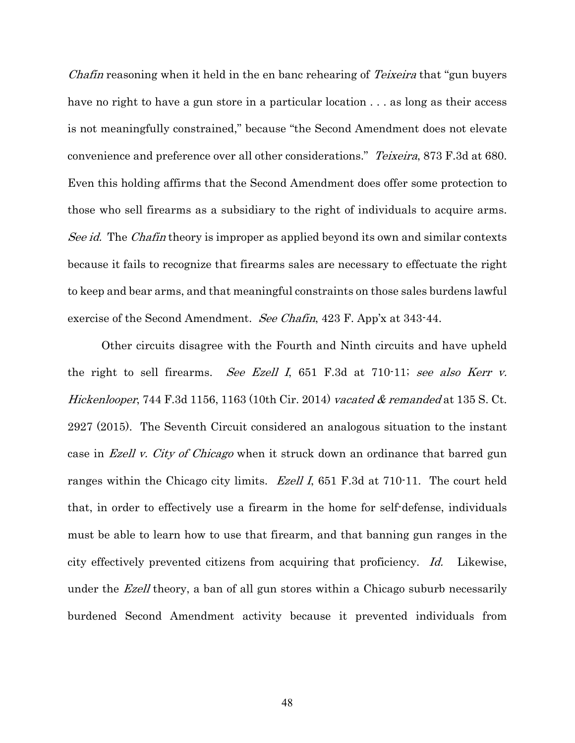*Chafin* reasoning when it held in the en banc rehearing of *Teixeira* that "gun buyers have no right to have a gun store in a particular location . . . as long as their access is not meaningfully constrained," because "the Second Amendment does not elevate convenience and preference over all other considerations." *Teixeira*, 873 F.3d at 680. Even this holding affirms that the Second Amendment does offer some protection to those who sell firearms as a subsidiary to the right of individuals to acquire arms. *See id.* The *Chafin* theory is improper as applied beyond its own and similar contexts because it fails to recognize that firearms sales are necessary to effectuate the right to keep and bear arms, and that meaningful constraints on those sales burdens lawful exercise of the Second Amendment. *See Chafin*, 423 F. App'x at 343-44.

Other circuits disagree with the Fourth and Ninth circuits and have upheld the right to sell firearms. *See Ezell I*, 651 F.3d at 710-11; *see also Kerr v. Hickenlooper*, 744 F.3d 1156, 1163 (10th Cir. 2014) *vacated & remanded* at 135 S. Ct. 2927 (2015). The Seventh Circuit considered an analogous situation to the instant case in *Ezell v. City of Chicago* when it struck down an ordinance that barred gun ranges within the Chicago city limits. *Ezell I*, 651 F.3d at 710-11. The court held that, in order to effectively use a firearm in the home for self-defense, individuals must be able to learn how to use that firearm, and that banning gun ranges in the city effectively prevented citizens from acquiring that proficiency. *Id.* Likewise, under the *Ezell* theory, a ban of all gun stores within a Chicago suburb necessarily burdened Second Amendment activity because it prevented individuals from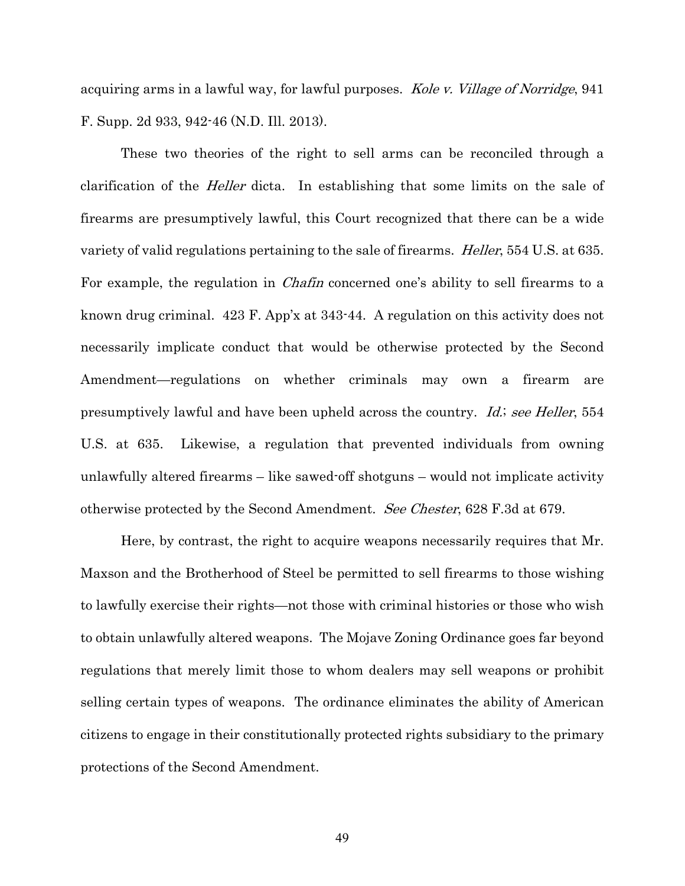acquiring arms in a lawful way, for lawful purposes. *Kole v. Village of Norridge*, 941 F. Supp. 2d 933, 942-46 (N.D. Ill. 2013).

These two theories of the right to sell arms can be reconciled through a clarification of the *Heller* dicta. In establishing that some limits on the sale of firearms are presumptively lawful, this Court recognized that there can be a wide variety of valid regulations pertaining to the sale of firearms. *Heller*, 554 U.S. at 635. For example, the regulation in *Chafin* concerned one's ability to sell firearms to a known drug criminal. 423 F. App'x at 343-44. A regulation on this activity does not necessarily implicate conduct that would be otherwise protected by the Second Amendment—regulations on whether criminals may own a firearm are presumptively lawful and have been upheld across the country. *Id.*; *see Heller*, 554 U.S. at 635. Likewise, a regulation that prevented individuals from owning unlawfully altered firearms – like sawed-off shotguns – would not implicate activity otherwise protected by the Second Amendment. *See Chester*, 628 F.3d at 679.

Here, by contrast, the right to acquire weapons necessarily requires that Mr. Maxson and the Brotherhood of Steel be permitted to sell firearms to those wishing to lawfully exercise their rights—not those with criminal histories or those who wish to obtain unlawfully altered weapons. The Mojave Zoning Ordinance goes far beyond regulations that merely limit those to whom dealers may sell weapons or prohibit selling certain types of weapons. The ordinance eliminates the ability of American citizens to engage in their constitutionally protected rights subsidiary to the primary protections of the Second Amendment.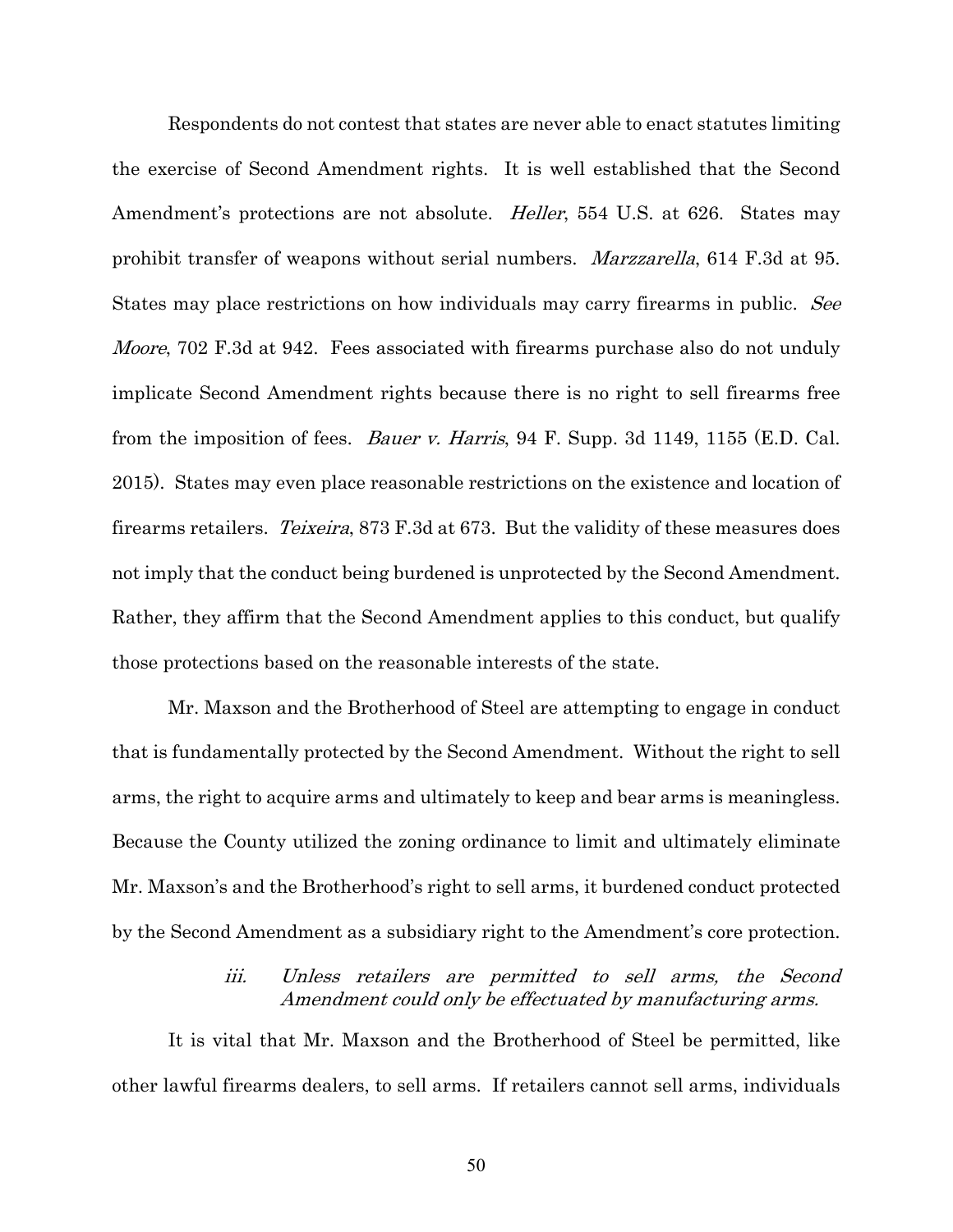Respondents do not contest that states are never able to enact statutes limiting the exercise of Second Amendment rights. It is well established that the Second Amendment's protections are not absolute. *Heller*, 554 U.S. at 626. States may prohibit transfer of weapons without serial numbers. *Marzzarella*, 614 F.3d at 95. States may place restrictions on how individuals may carry firearms in public. *See Moore*, 702 F.3d at 942. Fees associated with firearms purchase also do not unduly implicate Second Amendment rights because there is no right to sell firearms free from the imposition of fees. *Bauer v. Harris*, 94 F. Supp. 3d 1149, 1155 (E.D. Cal. 2015). States may even place reasonable restrictions on the existence and location of firearms retailers. *Teixeira*, 873 F.3d at 673. But the validity of these measures does not imply that the conduct being burdened is unprotected by the Second Amendment. Rather, they affirm that the Second Amendment applies to this conduct, but qualify those protections based on the reasonable interests of the state.

Mr. Maxson and the Brotherhood of Steel are attempting to engage in conduct that is fundamentally protected by the Second Amendment. Without the right to sell arms, the right to acquire arms and ultimately to keep and bear arms is meaningless. Because the County utilized the zoning ordinance to limit and ultimately eliminate Mr. Maxson's and the Brotherhood's right to sell arms, it burdened conduct protected by the Second Amendment as a subsidiary right to the Amendment's core protection.

*iii. Unless retailers are permitted to sell arms, the Second Amendment could only be effectuated by manufacturing arms.*

It is vital that Mr. Maxson and the Brotherhood of Steel be permitted, like other lawful firearms dealers, to sell arms. If retailers cannot sell arms, individuals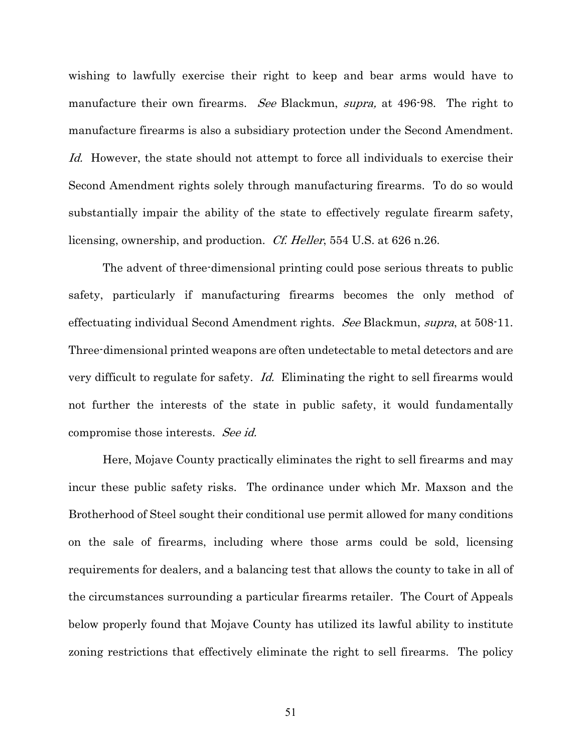wishing to lawfully exercise their right to keep and bear arms would have to manufacture their own firearms. *See* Blackmun, *supra,* at 496-98. The right to manufacture firearms is also a subsidiary protection under the Second Amendment. *Id.* However, the state should not attempt to force all individuals to exercise their Second Amendment rights solely through manufacturing firearms. To do so would substantially impair the ability of the state to effectively regulate firearm safety, licensing, ownership, and production. *Cf. Heller*, 554 U.S. at 626 n.26.

The advent of three-dimensional printing could pose serious threats to public safety, particularly if manufacturing firearms becomes the only method of effectuating individual Second Amendment rights. *See* Blackmun, *supra*, at 508-11. Three-dimensional printed weapons are often undetectable to metal detectors and are very difficult to regulate for safety. *Id.* Eliminating the right to sell firearms would not further the interests of the state in public safety, it would fundamentally compromise those interests. *See id.*

Here, Mojave County practically eliminates the right to sell firearms and may incur these public safety risks. The ordinance under which Mr. Maxson and the Brotherhood of Steel sought their conditional use permit allowed for many conditions on the sale of firearms, including where those arms could be sold, licensing requirements for dealers, and a balancing test that allows the county to take in all of the circumstances surrounding a particular firearms retailer. The Court of Appeals below properly found that Mojave County has utilized its lawful ability to institute zoning restrictions that effectively eliminate the right to sell firearms. The policy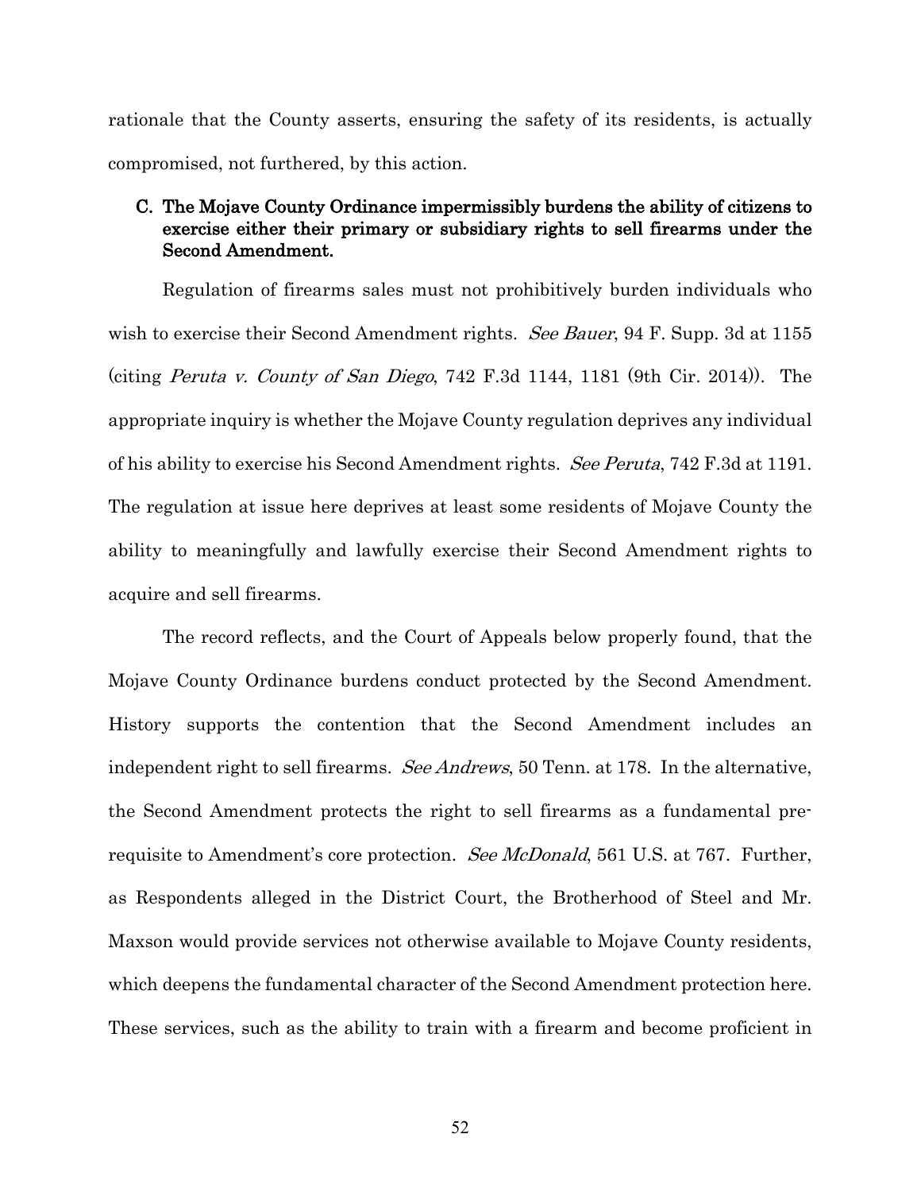rationale that the County asserts, ensuring the safety of its residents, is actually compromised, not furthered, by this action.

### C. The Mojave County Ordinance impermissibly burdens the ability of citizens to exercise either their primary or subsidiary rights to sell firearms under the Second Amendment.

Regulation of firearms sales must not prohibitively burden individuals who wish to exercise their Second Amendment rights. *See Bauer*, 94 F. Supp. 3d at 1155 (citing *Peruta v. County of San Diego*, 742 F.3d 1144, 1181 (9th Cir. 2014)). The appropriate inquiry is whether the Mojave County regulation deprives any individual of his ability to exercise his Second Amendment rights. *See Peruta*, 742 F.3d at 1191. The regulation at issue here deprives at least some residents of Mojave County the ability to meaningfully and lawfully exercise their Second Amendment rights to acquire and sell firearms.

The record reflects, and the Court of Appeals below properly found, that the Mojave County Ordinance burdens conduct protected by the Second Amendment. History supports the contention that the Second Amendment includes an independent right to sell firearms. *See Andrews*, 50 Tenn. at 178. In the alternative, the Second Amendment protects the right to sell firearms as a fundamental pre-requisite to Amendment's core protection. *See McDonald*, 561 U.S. at 767. Further, as Respondents alleged in the District Court, the Brotherhood of Steel and Mr. Maxson would provide services not otherwise available to Mojave County residents, which deepens the fundamental character of the Second Amendment protection here. These services, such as the ability to train with a firearm and become proficient in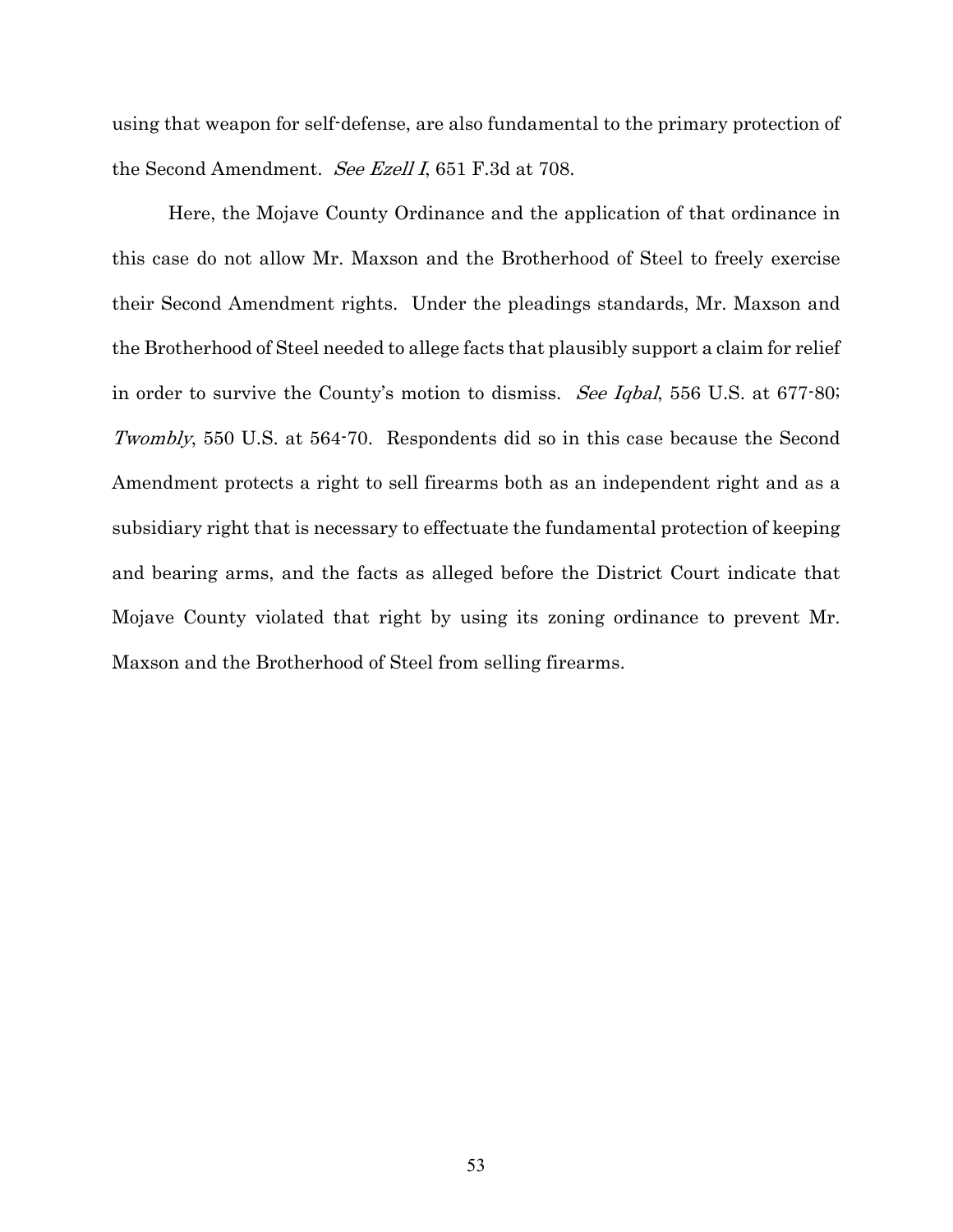using that weapon for self-defense, are also fundamental to the primary protection of the Second Amendment. *See Ezell I*, 651 F.3d at 708.

Here, the Mojave County Ordinance and the application of that ordinance in this case do not allow Mr. Maxson and the Brotherhood of Steel to freely exercise their Second Amendment rights. Under the pleadings standards, Mr. Maxson and the Brotherhood of Steel needed to allege facts that plausibly support a claim for relief in order to survive the County's motion to dismiss. *See Iqbal*, 556 U.S. at 677-80; *Twombly*, 550 U.S. at 564-70. Respondents did so in this case because the Second Amendment protects a right to sell firearms both as an independent right and as a subsidiary right that is necessary to effectuate the fundamental protection of keeping and bearing arms, and the facts as alleged before the District Court indicate that Mojave County violated that right by using its zoning ordinance to prevent Mr. Maxson and the Brotherhood of Steel from selling firearms.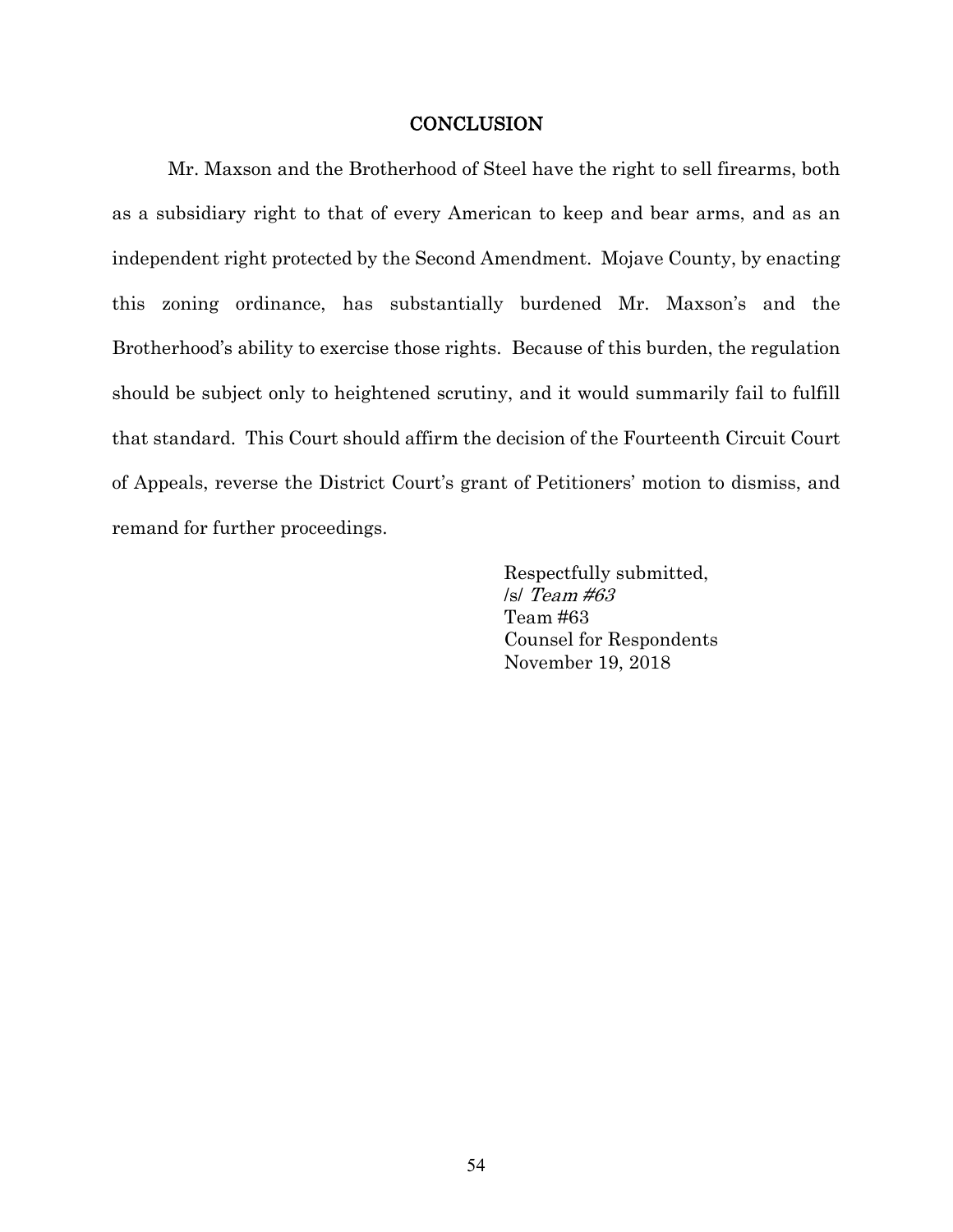# CONCLUSION

Mr. Maxson and the Brotherhood of Steel have the right to sell firearms, both as a subsidiary right to that of every American to keep and bear arms, and as an independent right protected by the Second Amendment. Mojave County, by enacting this zoning ordinance, has substantially burdened Mr. Maxson's and the Brotherhood's ability to exercise those rights. Because of this burden, the regulation should be subject only to heightened scrutiny, and it would summarily fail to fulfill that standard. This Court should affirm the decision of the Fourteenth Circuit Court of Appeals, reverse the District Court's grant of Petitioners' motion to dismiss, and remand for further proceedings.

Respectfully submitted,
/s/ *Team #63*
Team #63
Counsel for Respondents
November 19, 2018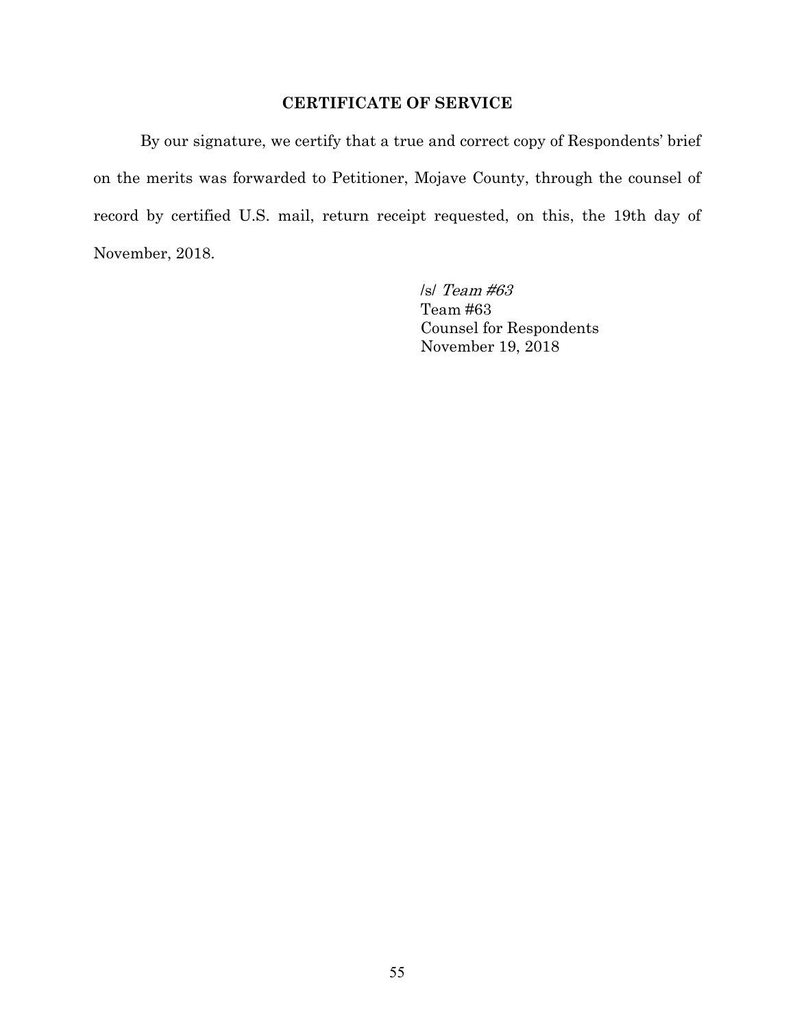## CERTIFICATE OF SERVICE

By our signature, we certify that a true and correct copy of Respondents' brief on the merits was forwarded to Petitioner, Mojave County, through the counsel of record by certified U.S. mail, return receipt requested, on this, the 19th day of November, 2018.

/s/ *Team #63*  
Team #63  
Counsel for Respondents  
November 19, 2018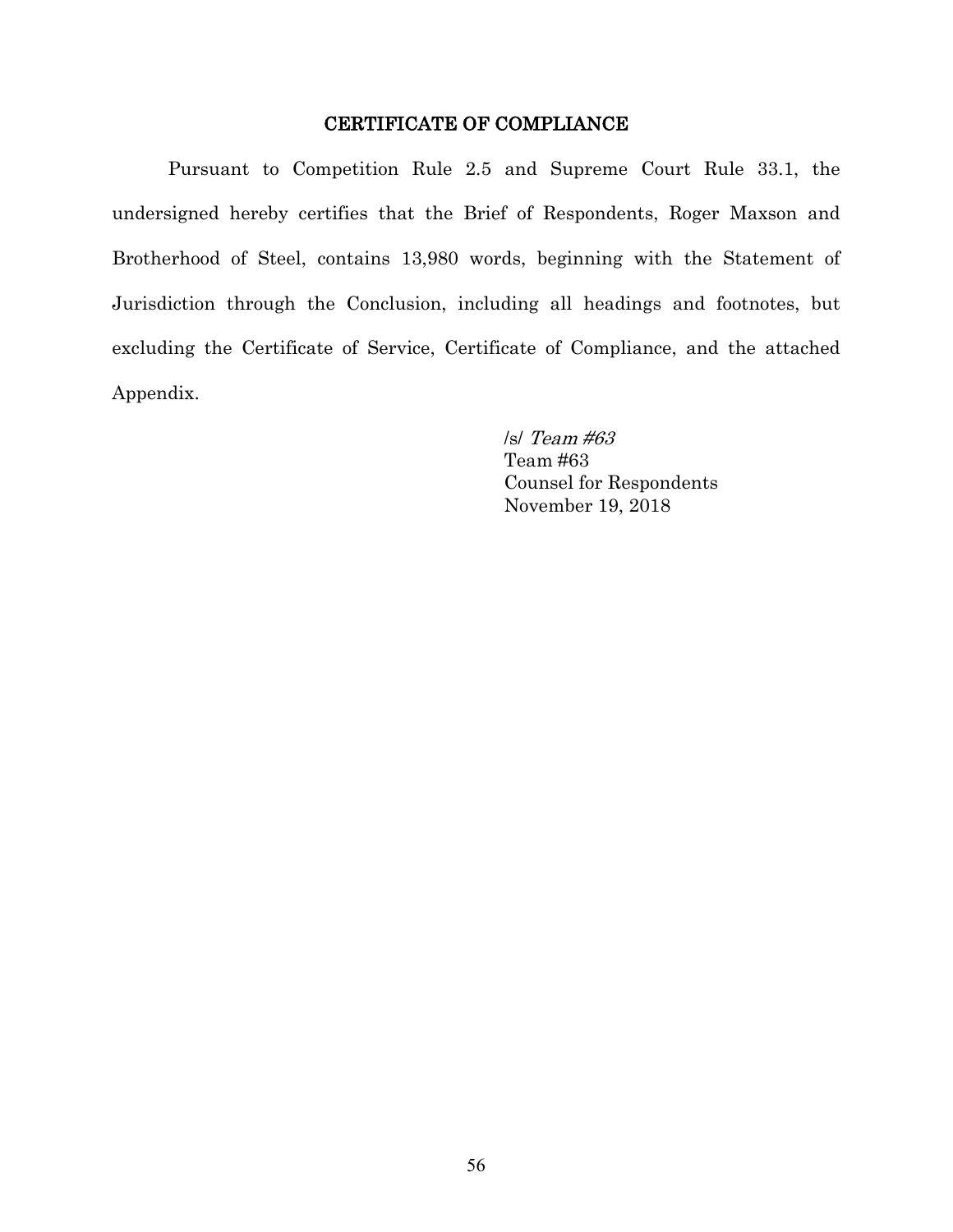## CERTIFICATE OF COMPLIANCE

Pursuant to Competition Rule 2.5 and Supreme Court Rule 33.1, the undersigned hereby certifies that the Brief of Respondents, Roger Maxson and Brotherhood of Steel, contains 13,980 words, beginning with the Statement of Jurisdiction through the Conclusion, including all headings and footnotes, but excluding the Certificate of Service, Certificate of Compliance, and the attached Appendix.

/s/ *Team #63*
Team #63
Counsel for Respondents
November 19, 2018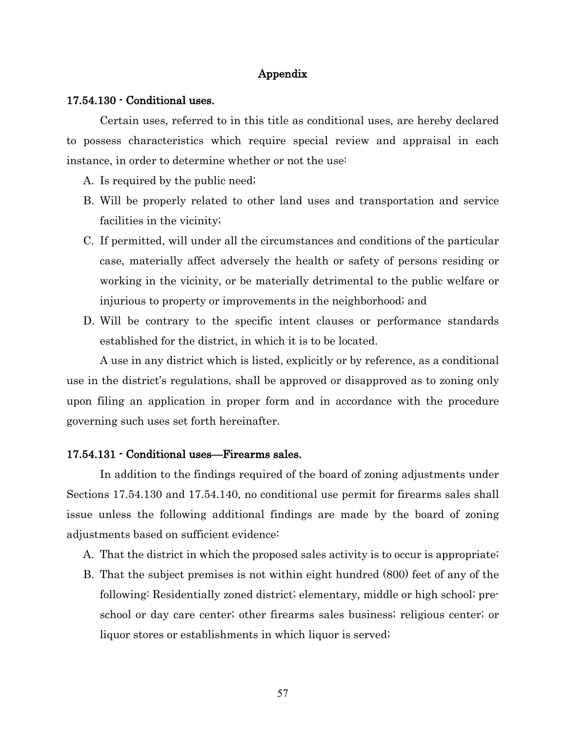## Appendix

### 17.54.130 - Conditional uses.

Certain uses, referred to in this title as conditional uses, are hereby declared to possess characteristics which require special review and appraisal in each instance, in order to determine whether or not the use:

A. Is required by the public need;

B. Will be properly related to other land uses and transportation and service facilities in the vicinity;

C. If permitted, will under all the circumstances and conditions of the particular case, materially affect adversely the health or safety of persons residing or working in the vicinity, or be materially detrimental to the public welfare or injurious to property or improvements in the neighborhood; and

D. Will be contrary to the specific intent clauses or performance standards established for the district, in which it is to be located.

A use in any district which is listed, explicitly or by reference, as a conditional use in the district's regulations, shall be approved or disapproved as to zoning only upon filing an application in proper form and in accordance with the procedure governing such uses set forth hereinafter.

### 17.54.131 - Conditional uses—Firearms sales.

In addition to the findings required of the board of zoning adjustments under Sections 17.54.130 and 17.54.140, no conditional use permit for firearms sales shall issue unless the following additional findings are made by the board of zoning adjustments based on sufficient evidence:

A. That the district in which the proposed sales activity is to occur is appropriate;

B. That the subject premises is not within eight hundred (800) feet of any of the following: Residentially zoned district; elementary, middle or high school; pre-school or day care center; other firearms sales business; religious center; or liquor stores or establishments in which liquor is served;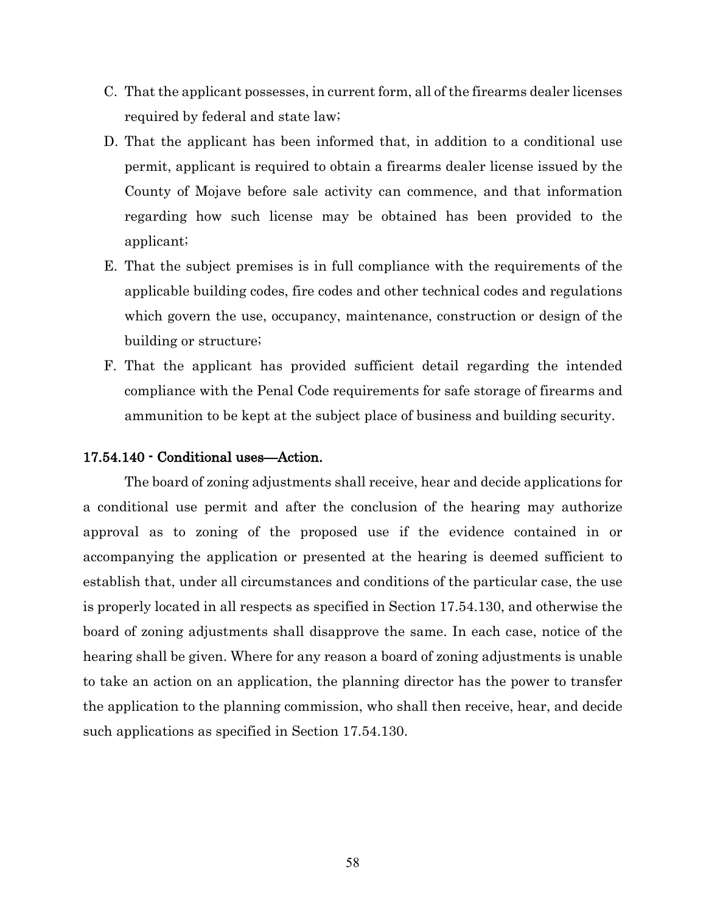C. That the applicant possesses, in current form, all of the firearms dealer licenses required by federal and state law;

D. That the applicant has been informed that, in addition to a conditional use permit, applicant is required to obtain a firearms dealer license issued by the County of Mojave before sale activity can commence, and that information regarding how such license may be obtained has been provided to the applicant;

E. That the subject premises is in full compliance with the requirements of the applicable building codes, fire codes and other technical codes and regulations which govern the use, occupancy, maintenance, construction or design of the building or structure;

F. That the applicant has provided sufficient detail regarding the intended compliance with the Penal Code requirements for safe storage of firearms and ammunition to be kept at the subject place of business and building security.

### 17.54.140 - Conditional uses—Action.

The board of zoning adjustments shall receive, hear and decide applications for a conditional use permit and after the conclusion of the hearing may authorize approval as to zoning of the proposed use if the evidence contained in or accompanying the application or presented at the hearing is deemed sufficient to establish that, under all circumstances and conditions of the particular case, the use is properly located in all respects as specified in Section 17.54.130, and otherwise the board of zoning adjustments shall disapprove the same. In each case, notice of the hearing shall be given. Where for any reason a board of zoning adjustments is unable to take an action on an application, the planning director has the power to transfer the application to the planning commission, who shall then receive, hear, and decide such applications as specified in Section 17.54.130.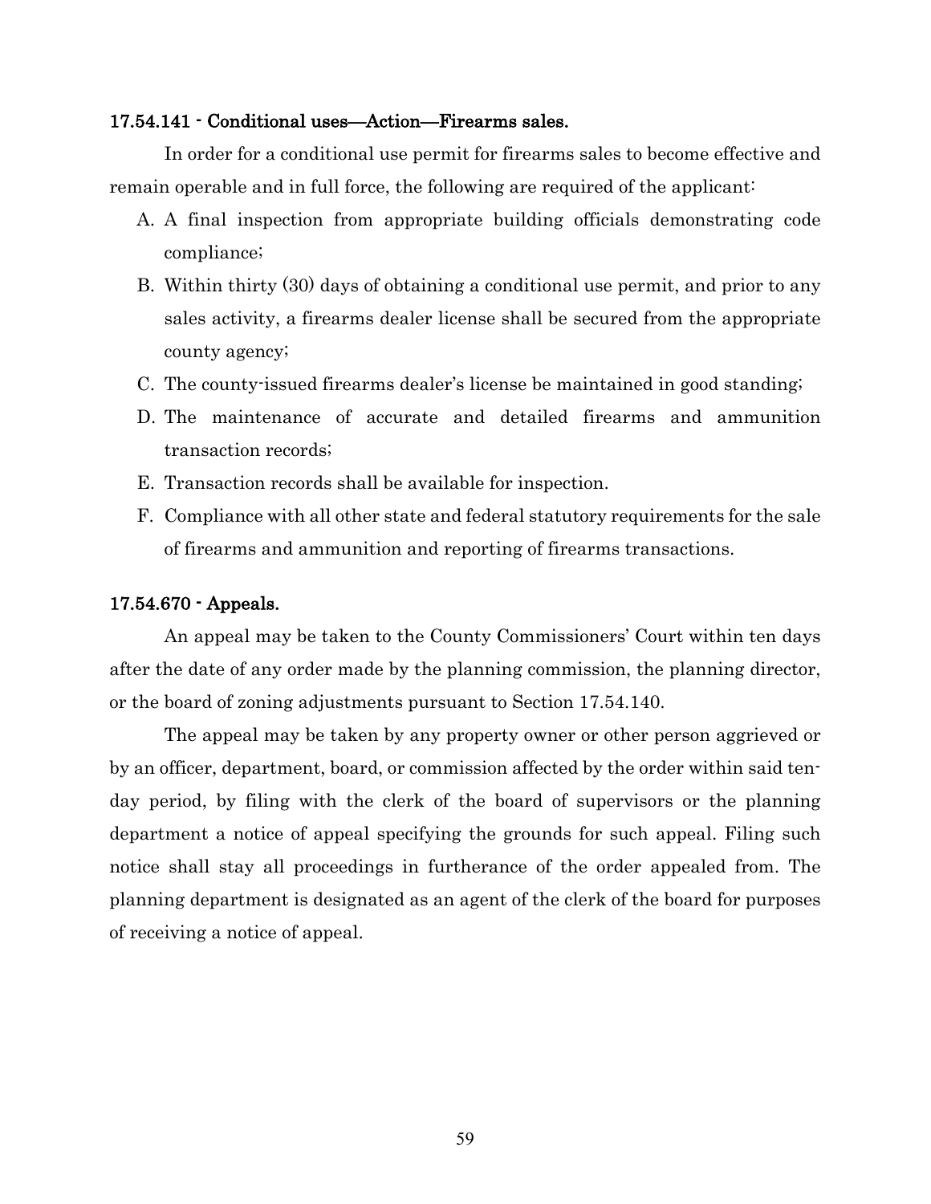**17.54.141 - Conditional uses—Action—Firearms sales.**

In order for a conditional use permit for firearms sales to become effective and remain operable and in full force, the following are required of the applicant:

A. A final inspection from appropriate building officials demonstrating code compliance;
B. Within thirty (30) days of obtaining a conditional use permit, and prior to any sales activity, a firearms dealer license shall be secured from the appropriate county agency;
C. The county-issued firearms dealer's license be maintained in good standing;
D. The maintenance of accurate and detailed firearms and ammunition transaction records;
E. Transaction records shall be available for inspection.
F. Compliance with all other state and federal statutory requirements for the sale of firearms and ammunition and reporting of firearms transactions.

**17.54.670 - Appeals.**

An appeal may be taken to the County Commissioners' Court within ten days after the date of any order made by the planning commission, the planning director, or the board of zoning adjustments pursuant to Section 17.54.140.

The appeal may be taken by any property owner or other person aggrieved or by an officer, department, board, or commission affected by the order within said ten-day period, by filing with the clerk of the board of supervisors or the planning department a notice of appeal specifying the grounds for such appeal. Filing such notice shall stay all proceedings in furtherance of the order appealed from. The planning department is designated as an agent of the clerk of the board for purposes of receiving a notice of appeal.